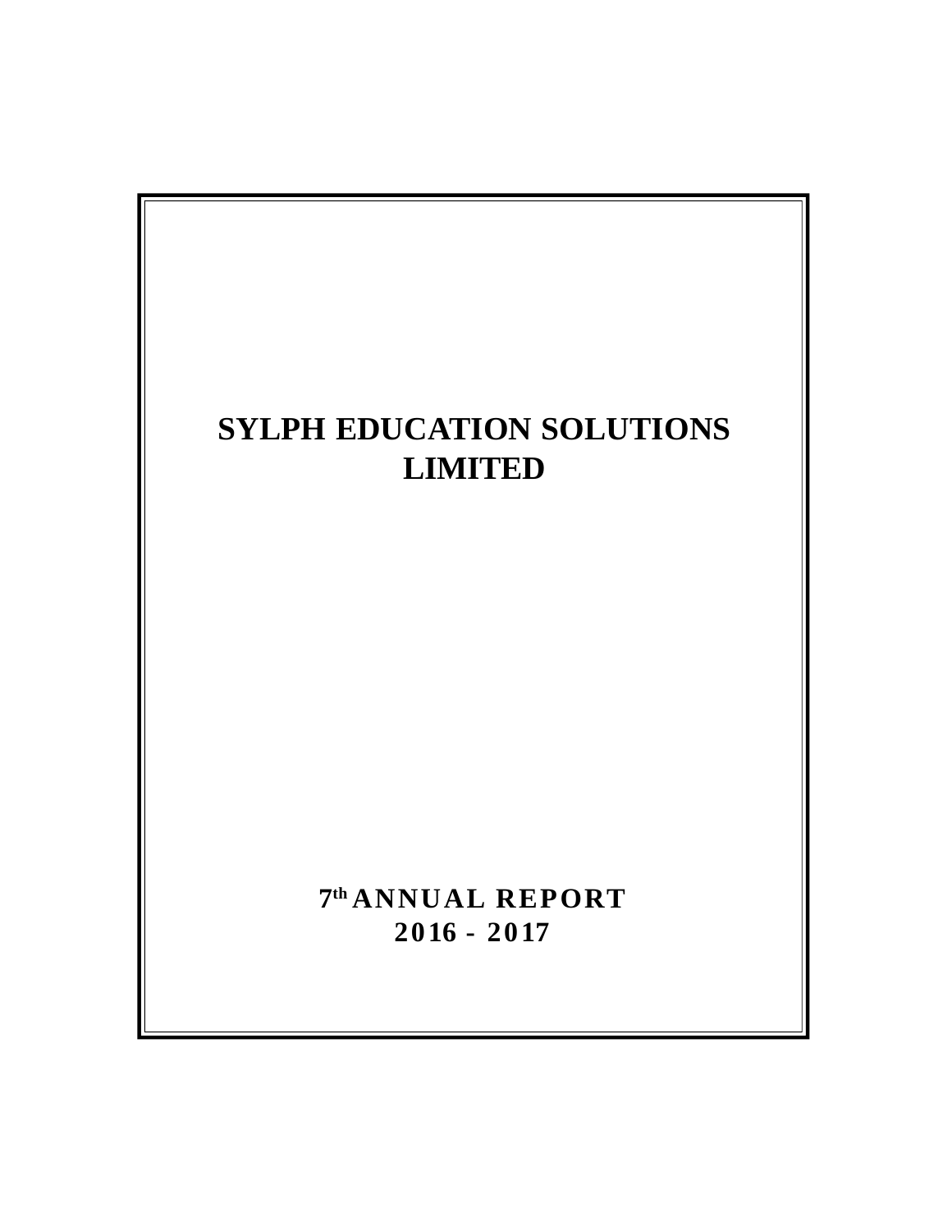# SYLPH EDUCATION SOLUTIONS LIMITED

**7th ANNUAL REPORT**

**2016 - 2017**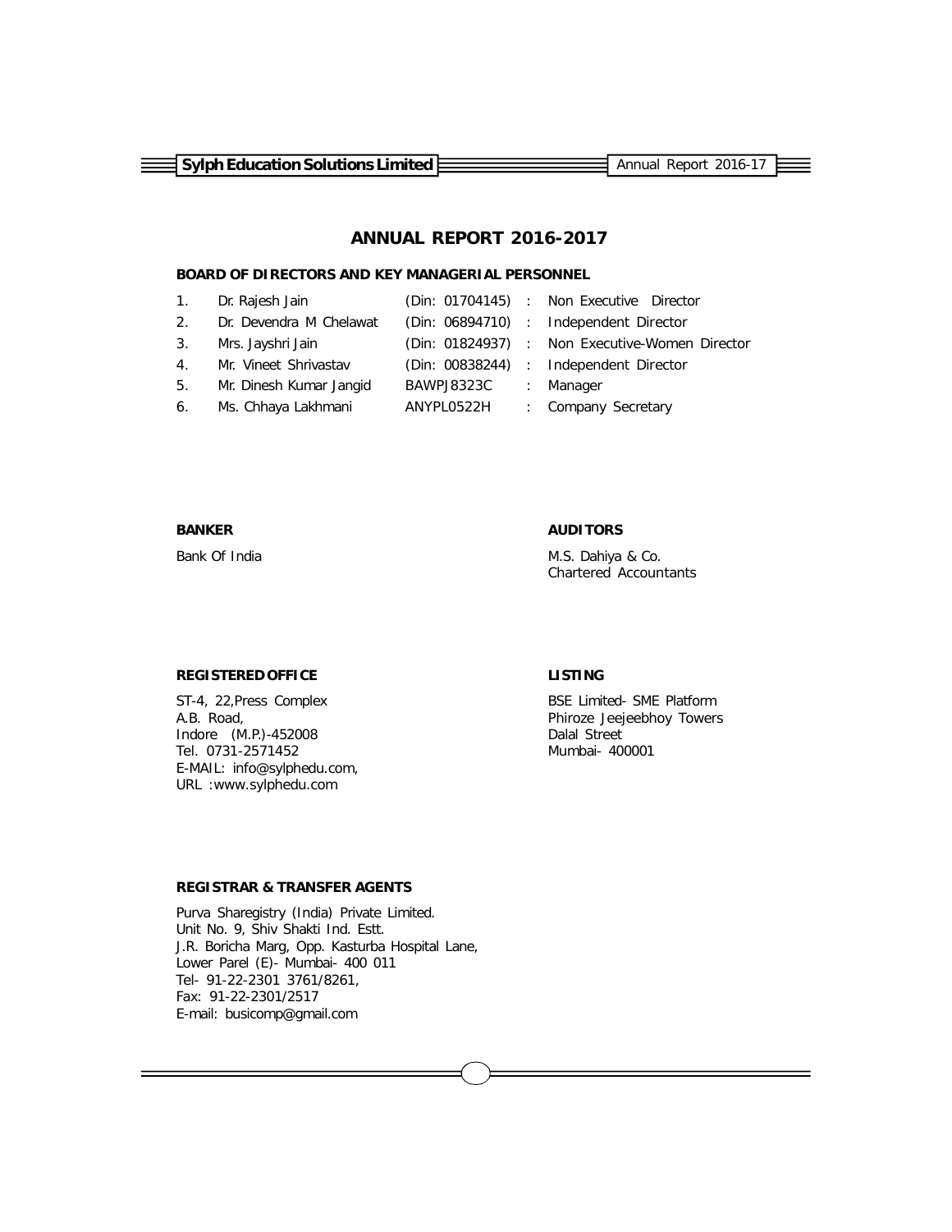# ANNUAL REPORT 2016-2017

## BOARD OF DIRECTORS AND KEY MANAGERIAL PERSONNEL

| | | | | |
|---|---|---|---|---|
| 1. | Dr. Rajesh Jain | (Din: 01704145) | : | Non Executive Director |
| 2. | Dr. Devendra M Chelawat | (Din: 06894710) | : | Independent Director |
| 3. | Mrs. Jayshri Jain | (Din: 01824937) | : | Non Executive-Women Director |
| 4. | Mr. Vineet Shrivastav | (Din: 00838244) | : | Independent Director |
| 5. | Mr. Dinesh Kumar Jangid | BAWPJ8323C | : | Manager |
| 6. | Ms. Chhaya Lakhmani | ANYPL0522H | : | Company Secretary |

**BANKER**

Bank Of India

**AUDITORS**

M.S. Dahiya & Co.
Chartered Accountants

**REGISTERED OFFICE**

ST-4, 22,Press Complex
A.B. Road,
Indore (M.P.)-452008
Tel. 0731-2571452
E-MAIL: info@sylphedu.com,
URL :www.sylphedu.com

**LISTING**

BSE Limited- SME Platform
Phiroze Jeejeebhoy Towers
Dalal Street
Mumbai- 400001

**REGISTRAR & TRANSFER AGENTS**

Purva Sharegistry (India) Private Limited.
Unit No. 9, Shiv Shakti Ind. Estt.
J.R. Boricha Marg, Opp. Kasturba Hospital Lane,
Lower Parel (E)- Mumbai- 400 011
Tel- 91-22-2301 3761/8261,
Fax: 91-22-2301/2517
E-mail: busicomp@gmail.com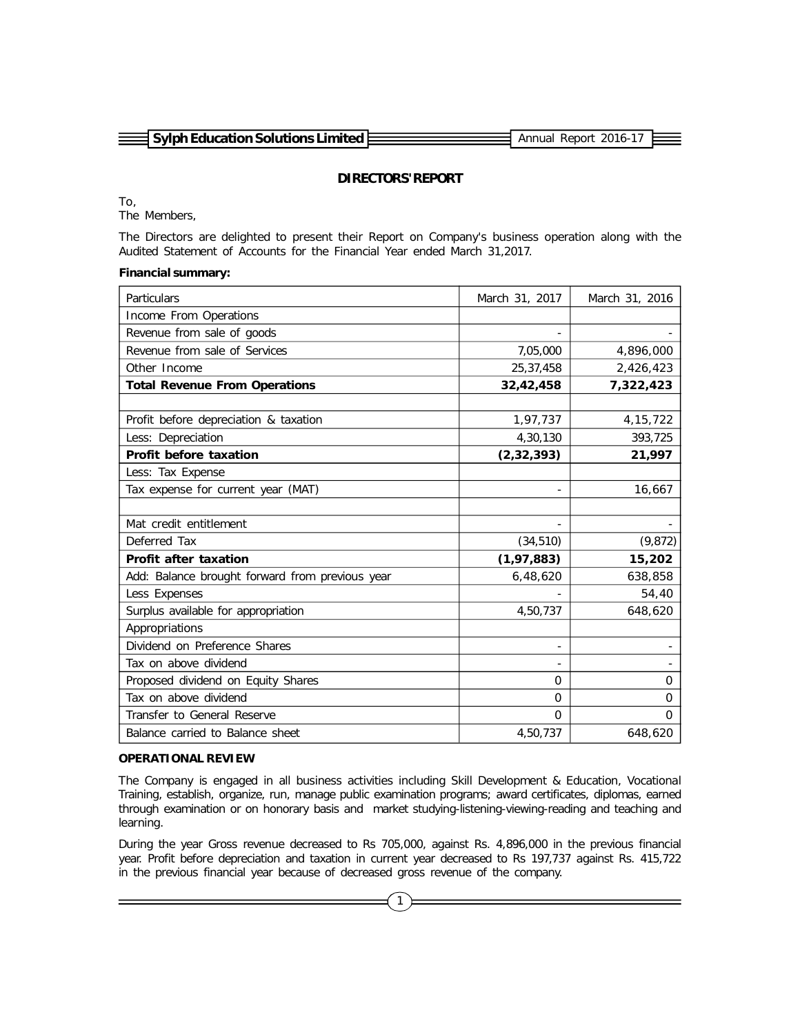## DIRECTORS' REPORT

To,
The Members,

The Directors are delighted to present their Report on Company's business operation along with the Audited Statement of Accounts for the Financial Year ended March 31,2017.

**Financial summary:**

| Particulars | March 31, 2017 | March 31, 2016 |
|---|---|---|
| Income From Operations | | |
| Revenue from sale of goods | - | - |
| Revenue from sale of Services | 7,05,000 | 4,896,000 |
| Other Income | 25,37,458 | 2,426,423 |
| **Total Revenue From Operations** | **32,42,458** | **7,322,423** |
| | | |
| Profit before depreciation & taxation | 1,97,737 | 4,15,722 |
| Less: Depreciation | 4,30,130 | 393,725 |
| **Profit before taxation** | **(2,32,393)** | **21,997** |
| Less: Tax Expense | | |
| Tax expense for current year (MAT) | - | 16,667 |
| | | |
| Mat credit entitlement | - | - |
| Deferred Tax | (34,510) | (9,872) |
| **Profit after taxation** | **(1,97,883)** | **15,202** |
| Add: Balance brought forward from previous year | 6,48,620 | 638,858 |
| Less Expenses | - | 54,40 |
| Surplus available for appropriation | 4,50,737 | 648,620 |
| Appropriations | | |
| Dividend on Preference Shares | - | - |
| Tax on above dividend | - | - |
| Proposed dividend on Equity Shares | 0 | 0 |
| Tax on above dividend | 0 | 0 |
| Transfer to General Reserve | 0 | 0 |
| Balance carried to Balance sheet | 4,50,737 | 648,620 |

**OPERATIONAL REVIEW**

The Company is engaged in all business activities including Skill Development & Education, Vocational Training, establish, organize, run, manage public examination programs; award certificates, diplomas, earned through examination or on honorary basis and market studying-listening-viewing-reading and teaching and learning.

During the year Gross revenue decreased to Rs 705,000, against Rs. 4,896,000 in the previous financial year. Profit before depreciation and taxation in current year decreased to Rs 197,737 against Rs. 415,722 in the previous financial year because of decreased gross revenue of the company.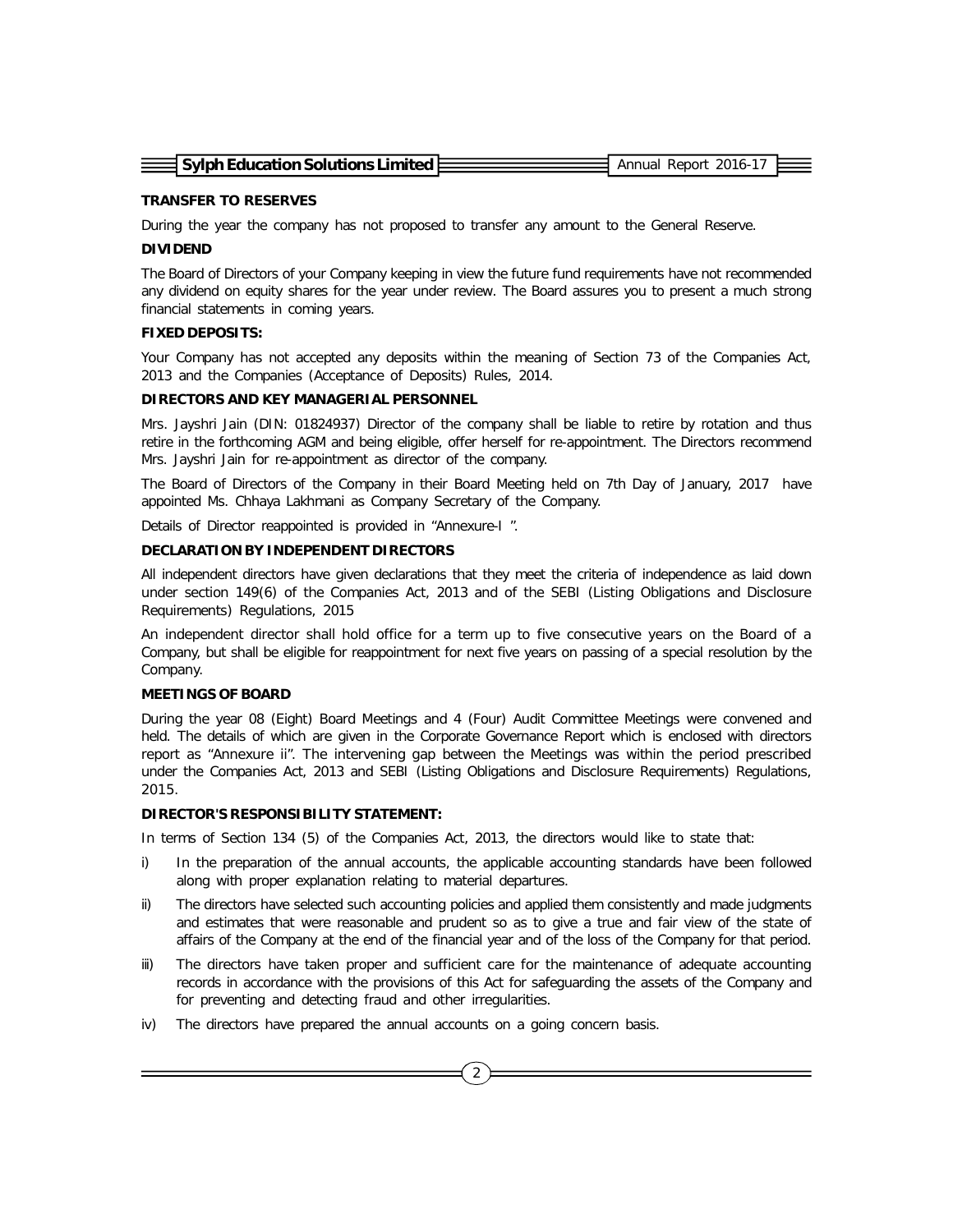**TRANSFER TO RESERVES**

During the year the company has not proposed to transfer any amount to the General Reserve.

**DIVIDEND**

The Board of Directors of your Company keeping in view the future fund requirements have not recommended any dividend on equity shares for the year under review. The Board assures you to present a much strong financial statements in coming years.

**FIXED DEPOSITS:**

Your Company has not accepted any deposits within the meaning of Section 73 of the Companies Act, 2013 and the Companies (Acceptance of Deposits) Rules, 2014.

**DIRECTORS AND KEY MANAGERIAL PERSONNEL**

Mrs. Jayshri Jain (DIN: 01824937) Director of the company shall be liable to retire by rotation and thus retire in the forthcoming AGM and being eligible, offer herself for re-appointment. The Directors recommend Mrs. Jayshri Jain for re-appointment as director of the company.

The Board of Directors of the Company in their Board Meeting held on 7th Day of January, 2017 have appointed Ms. Chhaya Lakhmani as Company Secretary of the Company.

Details of Director reappointed is provided in "Annexure-I ".

**DECLARATION BY INDEPENDENT DIRECTORS**

All independent directors have given declarations that they meet the criteria of independence as laid down under section 149(6) of the Companies Act, 2013 and of the SEBI (Listing Obligations and Disclosure Requirements) Regulations, 2015

An independent director shall hold office for a term up to five consecutive years on the Board of a Company, but shall be eligible for reappointment for next five years on passing of a special resolution by the Company.

**MEETINGS OF BOARD**

During the year 08 (Eight) Board Meetings and 4 (Four) Audit Committee Meetings were convened and held. The details of which are given in the Corporate Governance Report which is enclosed with directors report as "Annexure ii". The intervening gap between the Meetings was within the period prescribed under the Companies Act, 2013 and SEBI (Listing Obligations and Disclosure Requirements) Regulations, 2015.

**DIRECTOR'S RESPONSIBILITY STATEMENT:**

In terms of Section 134 (5) of the Companies Act, 2013, the directors would like to state that:

i) In the preparation of the annual accounts, the applicable accounting standards have been followed along with proper explanation relating to material departures.

ii) The directors have selected such accounting policies and applied them consistently and made judgments and estimates that were reasonable and prudent so as to give a true and fair view of the state of affairs of the Company at the end of the financial year and of the loss of the Company for that period.

iii) The directors have taken proper and sufficient care for the maintenance of adequate accounting records in accordance with the provisions of this Act for safeguarding the assets of the Company and for preventing and detecting fraud and other irregularities.

iv) The directors have prepared the annual accounts on a going concern basis.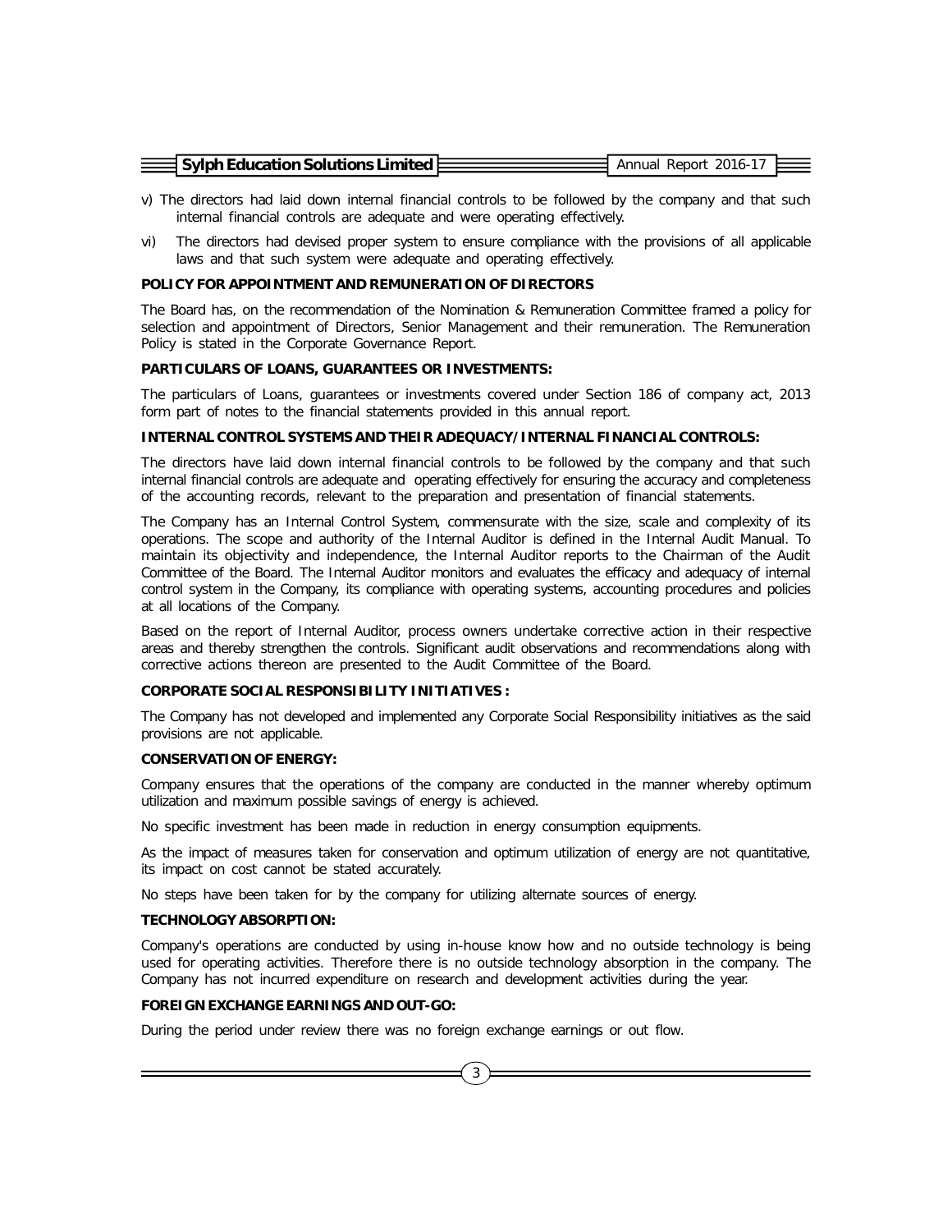v) The directors had laid down internal financial controls to be followed by the company and that such internal financial controls are adequate and were operating effectively.

vi) The directors had devised proper system to ensure compliance with the provisions of all applicable laws and that such system were adequate and operating effectively.

**POLICY FOR APPOINTMENT AND REMUNERATION OF DIRECTORS**

The Board has, on the recommendation of the Nomination & Remuneration Committee framed a policy for selection and appointment of Directors, Senior Management and their remuneration. The Remuneration Policy is stated in the Corporate Governance Report.

**PARTICULARS OF LOANS, GUARANTEES OR INVESTMENTS:**

The particulars of Loans, guarantees or investments covered under Section 186 of company act, 2013 form part of notes to the financial statements provided in this annual report.

**INTERNAL CONTROL SYSTEMS AND THEIR ADEQUACY/INTERNAL FINANCIAL CONTROLS:**

The directors have laid down internal financial controls to be followed by the company and that such internal financial controls are adequate and operating effectively for ensuring the accuracy and completeness of the accounting records, relevant to the preparation and presentation of financial statements.

The Company has an Internal Control System, commensurate with the size, scale and complexity of its operations. The scope and authority of the Internal Auditor is defined in the Internal Audit Manual. To maintain its objectivity and independence, the Internal Auditor reports to the Chairman of the Audit Committee of the Board. The Internal Auditor monitors and evaluates the efficacy and adequacy of internal control system in the Company, its compliance with operating systems, accounting procedures and policies at all locations of the Company.

Based on the report of Internal Auditor, process owners undertake corrective action in their respective areas and thereby strengthen the controls. Significant audit observations and recommendations along with corrective actions thereon are presented to the Audit Committee of the Board.

**CORPORATE SOCIAL RESPONSIBILITY INITIATIVES :**

The Company has not developed and implemented any Corporate Social Responsibility initiatives as the said provisions are not applicable.

**CONSERVATION OF ENERGY:**

Company ensures that the operations of the company are conducted in the manner whereby optimum utilization and maximum possible savings of energy is achieved.

No specific investment has been made in reduction in energy consumption equipments.

As the impact of measures taken for conservation and optimum utilization of energy are not quantitative, its impact on cost cannot be stated accurately.

No steps have been taken for by the company for utilizing alternate sources of energy.

**TECHNOLOGY ABSORPTION:**

Company's operations are conducted by using in-house know how and no outside technology is being used for operating activities. Therefore there is no outside technology absorption in the company. The Company has not incurred expenditure on research and development activities during the year.

**FOREIGN EXCHANGE EARNINGS AND OUT-GO:**

During the period under review there was no foreign exchange earnings or out flow.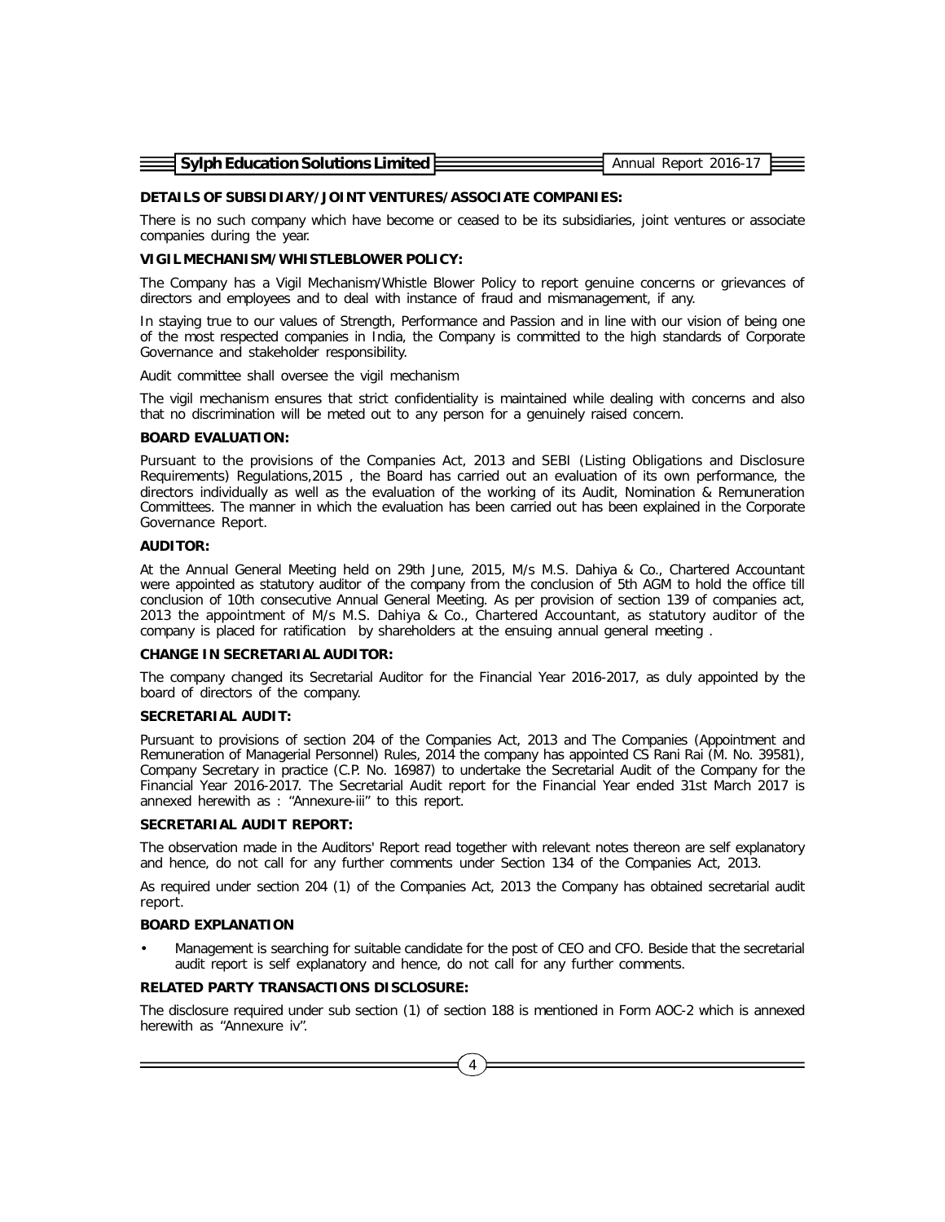### DETAILS OF SUBSIDIARY/JOINT VENTURES/ASSOCIATE COMPANIES:

There is no such company which have become or ceased to be its subsidiaries, joint ventures or associate companies during the year.

### VIGIL MECHANISM/WHISTLEBLOWER POLICY:

The Company has a Vigil Mechanism/Whistle Blower Policy to report genuine concerns or grievances of directors and employees and to deal with instance of fraud and mismanagement, if any.

In staying true to our values of Strength, Performance and Passion and in line with our vision of being one of the most respected companies in India, the Company is committed to the high standards of Corporate Governance and stakeholder responsibility.

Audit committee shall oversee the vigil mechanism

The vigil mechanism ensures that strict confidentiality is maintained while dealing with concerns and also that no discrimination will be meted out to any person for a genuinely raised concern.

### BOARD EVALUATION:

Pursuant to the provisions of the Companies Act, 2013 and SEBI (Listing Obligations and Disclosure Requirements) Regulations,2015 , the Board has carried out an evaluation of its own performance, the directors individually as well as the evaluation of the working of its Audit, Nomination & Remuneration Committees. The manner in which the evaluation has been carried out has been explained in the Corporate Governance Report.

### AUDITOR:

At the Annual General Meeting held on 29th June, 2015, M/s M.S. Dahiya & Co., Chartered Accountant were appointed as statutory auditor of the company from the conclusion of 5th AGM to hold the office till conclusion of 10th consecutive Annual General Meeting. As per provision of section 139 of companies act, 2013 the appointment of M/s M.S. Dahiya & Co., Chartered Accountant, as statutory auditor of the company is placed for ratification by shareholders at the ensuing annual general meeting .

### CHANGE IN SECRETARIAL AUDITOR:

The company changed its Secretarial Auditor for the Financial Year 2016-2017, as duly appointed by the board of directors of the company.

### SECRETARIAL AUDIT:

Pursuant to provisions of section 204 of the Companies Act, 2013 and The Companies (Appointment and Remuneration of Managerial Personnel) Rules, 2014 the company has appointed CS Rani Rai (M. No. 39581), Company Secretary in practice (C.P. No. 16987) to undertake the Secretarial Audit of the Company for the Financial Year 2016-2017. The Secretarial Audit report for the Financial Year ended 31st March 2017 is annexed herewith as : "Annexure-iii" to this report.

### SECRETARIAL AUDIT REPORT:

The observation made in the Auditors' Report read together with relevant notes thereon are self explanatory and hence, do not call for any further comments under Section 134 of the Companies Act, 2013.

As required under section 204 (1) of the Companies Act, 2013 the Company has obtained secretarial audit report.

### BOARD EXPLANATION

- Management is searching for suitable candidate for the post of CEO and CFO. Beside that the secretarial audit report is self explanatory and hence, do not call for any further comments.

### RELATED PARTY TRANSACTIONS DISCLOSURE:

The disclosure required under sub section (1) of section 188 is mentioned in Form AOC-2 which is annexed herewith as "Annexure iv".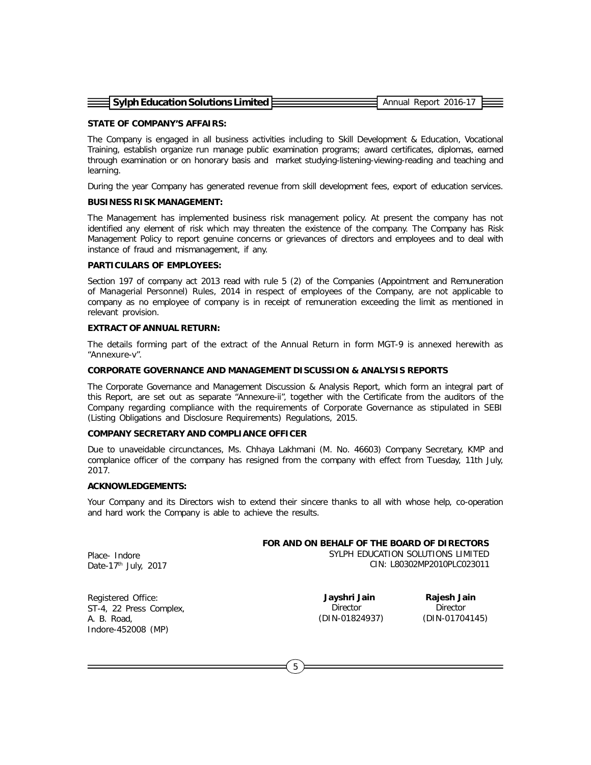**STATE OF COMPANY'S AFFAIRS:**

The Company is engaged in all business activities including to Skill Development & Education, Vocational Training, establish organize run manage public examination programs; award certificates, diplomas, earned through examination or on honorary basis and market studying-listening-viewing-reading and teaching and learning.

During the year Company has generated revenue from skill development fees, export of education services.

**BUSINESS RISK MANAGEMENT:**

The Management has implemented business risk management policy. At present the company has not identified any element of risk which may threaten the existence of the company. The Company has Risk Management Policy to report genuine concerns or grievances of directors and employees and to deal with instance of fraud and mismanagement, if any.

**PARTICULARS OF EMPLOYEES:**

Section 197 of company act 2013 read with rule 5 (2) of the Companies (Appointment and Remuneration of Managerial Personnel) Rules, 2014 in respect of employees of the Company, are not applicable to company as no employee of company is in receipt of remuneration exceeding the limit as mentioned in relevant provision.

**EXTRACT OF ANNUAL RETURN:**

The details forming part of the extract of the Annual Return in form MGT-9 is annexed herewith as "Annexure-v".

**CORPORATE GOVERNANCE AND MANAGEMENT DISCUSSION & ANALYSIS REPORTS**

The Corporate Governance and Management Discussion & Analysis Report, which form an integral part of this Report, are set out as separate "Annexure-ii", together with the Certificate from the auditors of the Company regarding compliance with the requirements of Corporate Governance as stipulated in SEBI (Listing Obligations and Disclosure Requirements) Regulations, 2015.

**COMPANY SECRETARY AND COMPLIANCE OFFICER**

Due to unaveidable circunctances, Ms. Chhaya Lakhmani (M. No. 46603) Company Secretary, KMP and complanice officer of the company has resigned from the company with effect from Tuesday, 11th July, 2017.

**ACKNOWLEDGEMENTS:**

Your Company and its Directors wish to extend their sincere thanks to all with whose help, co-operation and hard work the Company is able to achieve the results.

**FOR AND ON BEHALF OF THE BOARD OF DIRECTORS**
SYLPH EDUCATION SOLUTIONS LIMITED
CIN: L80302MP2010PLC023011

Place- Indore
Date-17th July, 2017

Registered Office:
ST-4, 22 Press Complex,
A. B. Road,
Indore-452008 (MP)

**Jayshri Jain**
Director
(DIN-01824937)

**Rajesh Jain**
Director
(DIN-01704145)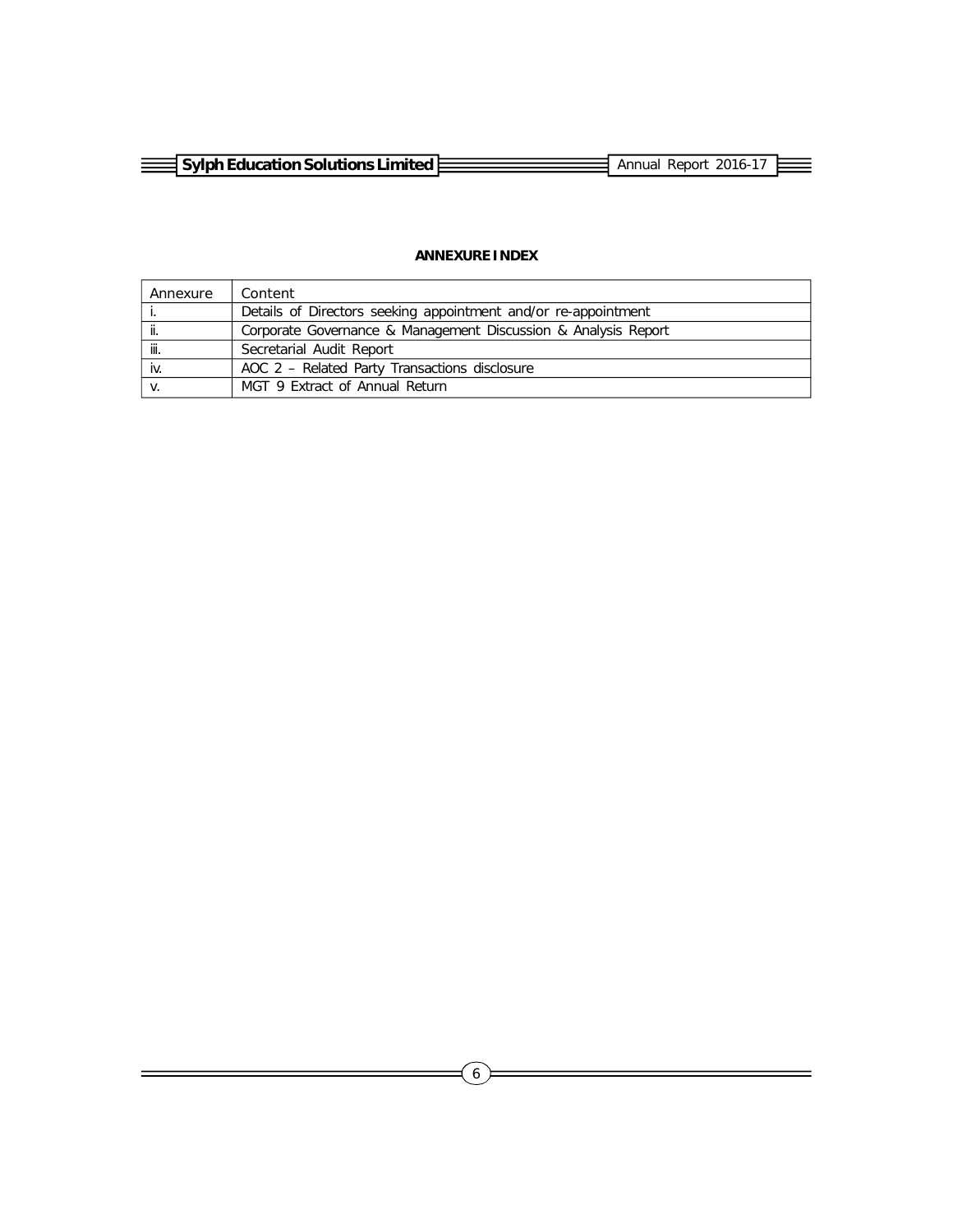## ANNEXURE INDEX

| Annexure | Content |
|---|---|
| i. | Details of Directors seeking appointment and/or re-appointment |
| ii. | Corporate Governance & Management Discussion & Analysis Report |
| iii. | Secretarial Audit Report |
| iv. | AOC 2 – Related Party Transactions disclosure |
| v. | MGT 9 Extract of Annual Return |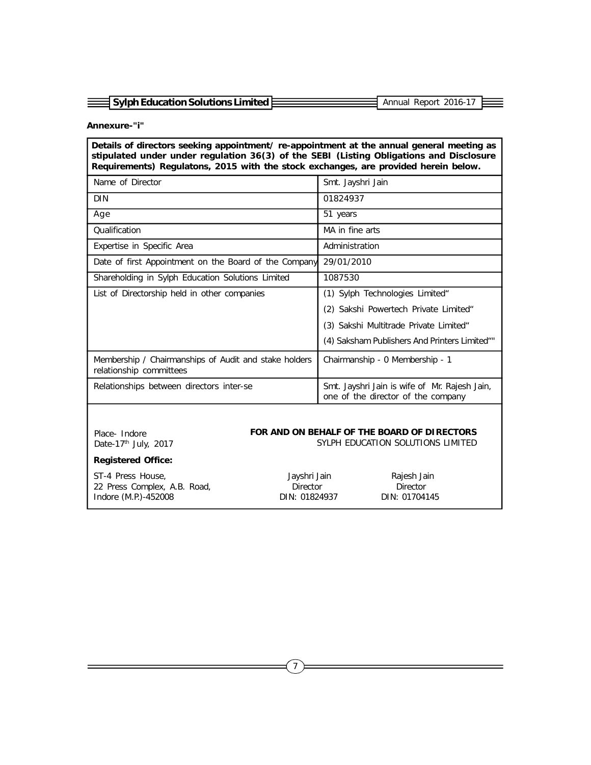**Annexure-"i"**

**Details of directors seeking appointment/ re-appointment at the annual general meeting as stipulated under under regulation 36(3) of the SEBI (Listing Obligations and Disclosure Requirements) Regulatons, 2015 with the stock exchanges, are provided herein below.**

| Name of Director | Smt. Jayshri Jain |
|---|---|
| DIN | 01824937 |
| Age | 51 years |
| Qualification | MA in fine arts |
| Expertise in Specific Area | Administration |
| Date of first Appointment on the Board of the Company | 29/01/2010 |
| Shareholding in Sylph Education Solutions Limited | 1087530 |
| List of Directorship held in other companies | (1) Sylph Technologies Limited"<br>(2) Sakshi Powertech Private Limited"<br>(3) Sakshi Multitrade Private Limited"<br>(4) Saksham Publishers And Printers Limited"" |
| Membership / Chairmanships of Audit and stake holders relationship committees | Chairmanship - 0 Membership - 1 |
| Relationships between directors inter-se | Smt. Jayshri Jain is wife of Mr. Rajesh Jain, one of the director of the company |

Place- Indore
Date-17th July, 2017

**FOR AND ON BEHALF OF THE BOARD OF DIRECTORS**
SYLPH EDUCATION SOLUTIONS LIMITED

**Registered Office:**

ST-4 Press House,
22 Press Complex, A.B. Road,
Indore (M.P.)-452008

Jayshri Jain
Director
DIN: 01824937

Rajesh Jain
Director
DIN: 01704145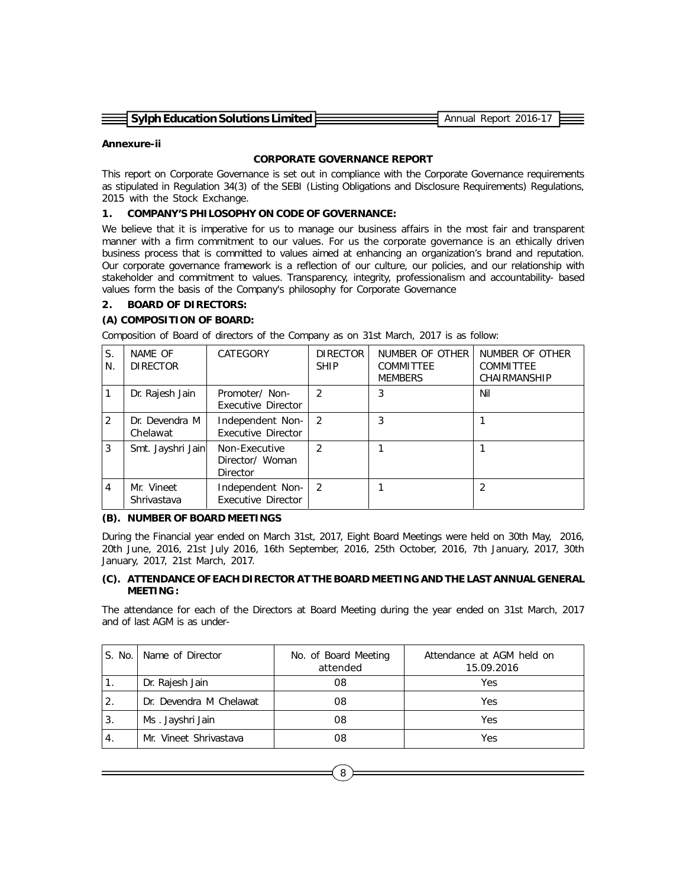**Annexure-ii**

## CORPORATE GOVERNANCE REPORT

This report on Corporate Governance is set out in compliance with the Corporate Governance requirements as stipulated in Regulation 34(3) of the SEBI (Listing Obligations and Disclosure Requirements) Regulations, 2015 with the Stock Exchange.

### 1. COMPANY'S PHILOSOPHY ON CODE OF GOVERNANCE:

We believe that it is imperative for us to manage our business affairs in the most fair and transparent manner with a firm commitment to our values. For us the corporate governance is an ethically driven business process that is committed to values aimed at enhancing an organization's brand and reputation. Our corporate governance framework is a reflection of our culture, our policies, and our relationship with stakeholder and commitment to values. Transparency, integrity, professionalism and accountability- based values form the basis of the Company's philosophy for Corporate Governance

### 2. BOARD OF DIRECTORS:

**(A) COMPOSITION OF BOARD:**

Composition of Board of directors of the Company as on 31st March, 2017 is as follow:

| S. N. | NAME OF DIRECTOR | CATEGORY | DIRECTOR SHIP | NUMBER OF OTHER COMMITTEE MEMBERS | NUMBER OF OTHER COMMITTEE CHAIRMANSHIP |
|---|---|---|---|---|---|
| 1 | Dr. Rajesh Jain | Promoter/ Non-Executive Director | 2 | 3 | Nil |
| 2 | Dr. Devendra M Chelawat | Independent Non-Executive Director | 2 | 3 | 1 |
| 3 | Smt. Jayshri Jain | Non-Executive Director/ Woman Director | 2 | 1 | 1 |
| 4 | Mr. Vineet Shrivastava | Independent Non-Executive Director | 2 | 1 | 2 |

**(B). NUMBER OF BOARD MEETINGS**

During the Financial year ended on March 31st, 2017, Eight Board Meetings were held on 30th May, 2016, 20th June, 2016, 21st July 2016, 16th September, 2016, 25th October, 2016, 7th January, 2017, 30th January, 2017, 21st March, 2017.

**(C). ATTENDANCE OF EACH DIRECTOR AT THE BOARD MEETING AND THE LAST ANNUAL GENERAL MEETING:**

The attendance for each of the Directors at Board Meeting during the year ended on 31st March, 2017 and of last AGM is as under-

| S. No. | Name of Director | No. of Board Meeting attended | Attendance at AGM held on 15.09.2016 |
|---|---|---|---|
| 1. | Dr. Rajesh Jain | 08 | Yes |
| 2. | Dr. Devendra M Chelawat | 08 | Yes |
| 3. | Ms . Jayshri Jain | 08 | Yes |
| 4. | Mr. Vineet Shrivastava | 08 | Yes |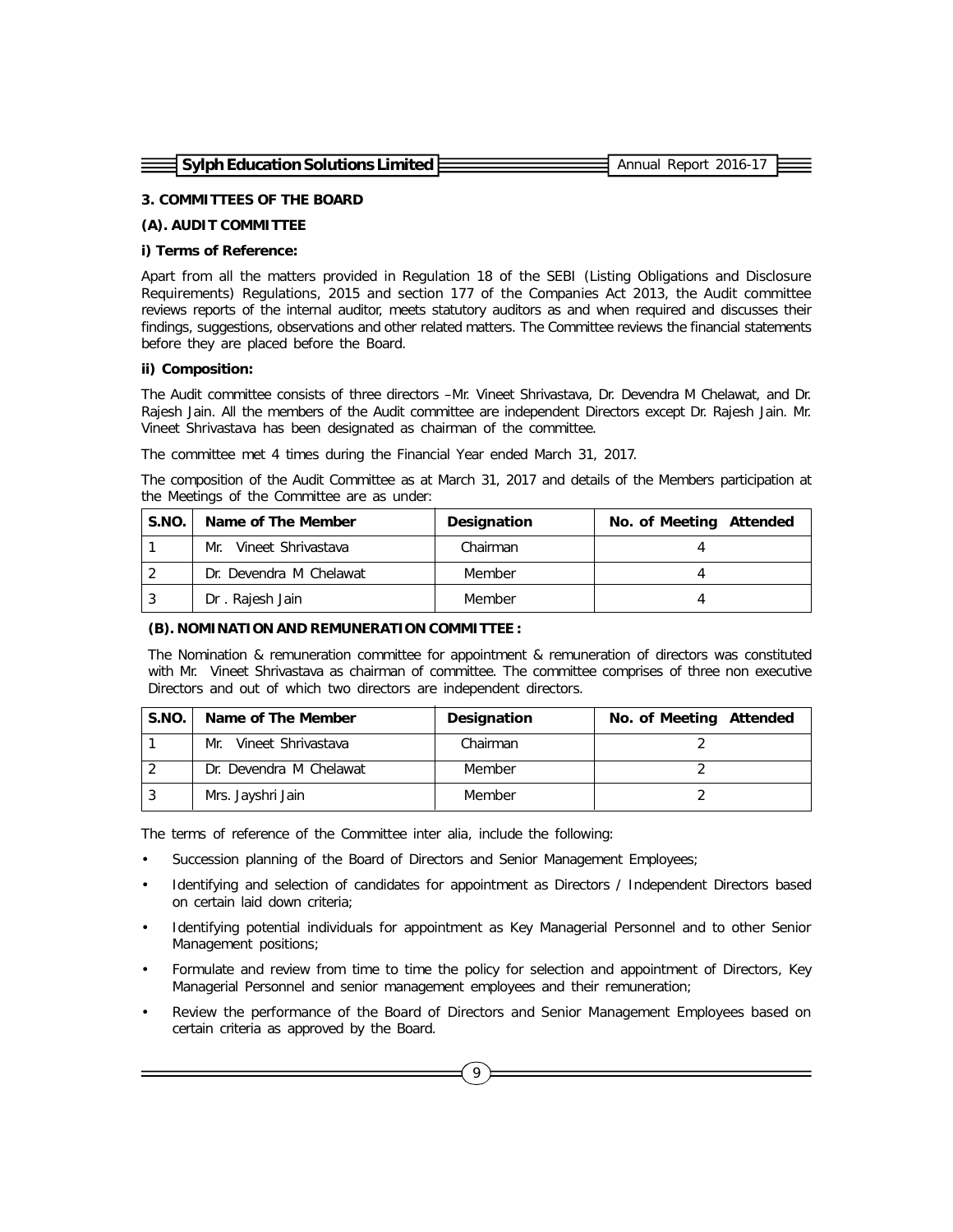### 3. COMMITTEES OF THE BOARD

#### (A). AUDIT COMMITTEE

**i) Terms of Reference:**

Apart from all the matters provided in Regulation 18 of the SEBI (Listing Obligations and Disclosure Requirements) Regulations, 2015 and section 177 of the Companies Act 2013, the Audit committee reviews reports of the internal auditor, meets statutory auditors as and when required and discusses their findings, suggestions, observations and other related matters. The Committee reviews the financial statements before they are placed before the Board.

**ii) Composition:**

The Audit committee consists of three directors –Mr. Vineet Shrivastava, Dr. Devendra M Chelawat, and Dr. Rajesh Jain. All the members of the Audit committee are independent Directors except Dr. Rajesh Jain. Mr. Vineet Shrivastava has been designated as chairman of the committee.

The committee met 4 times during the Financial Year ended March 31, 2017.

The composition of the Audit Committee as at March 31, 2017 and details of the Members participation at the Meetings of the Committee are as under:

| S.NO. | Name of The Member | Designation | No. of Meeting Attended |
|---|---|---|---|
| 1 | Mr. Vineet Shrivastava | Chairman | 4 |
| 2 | Dr. Devendra M Chelawat | Member | 4 |
| 3 | Dr . Rajesh Jain | Member | 4 |

#### (B). NOMINATION AND REMUNERATION COMMITTEE :

The Nomination & remuneration committee for appointment & remuneration of directors was constituted with Mr. Vineet Shrivastava as chairman of committee. The committee comprises of three non executive Directors and out of which two directors are independent directors.

| S.NO. | Name of The Member | Designation | No. of Meeting Attended |
|---|---|---|---|
| 1 | Mr. Vineet Shrivastava | Chairman | 2 |
| 2 | Dr. Devendra M Chelawat | Member | 2 |
| 3 | Mrs. Jayshri Jain | Member | 2 |

The terms of reference of the Committee inter alia, include the following:

- Succession planning of the Board of Directors and Senior Management Employees;
- Identifying and selection of candidates for appointment as Directors / Independent Directors based on certain laid down criteria;
- Identifying potential individuals for appointment as Key Managerial Personnel and to other Senior Management positions;
- Formulate and review from time to time the policy for selection and appointment of Directors, Key Managerial Personnel and senior management employees and their remuneration;
- Review the performance of the Board of Directors and Senior Management Employees based on certain criteria as approved by the Board.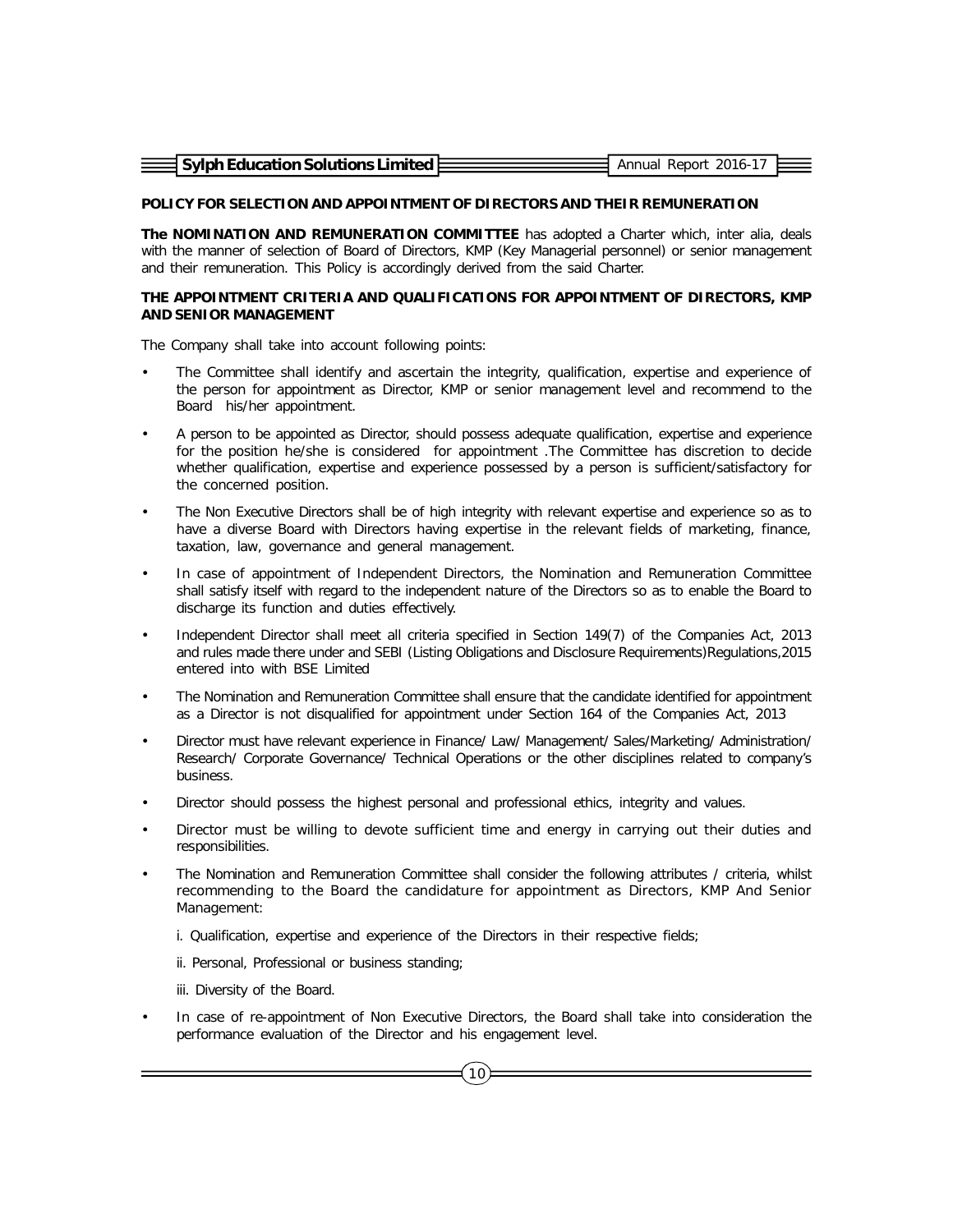## POLICY FOR SELECTION AND APPOINTMENT OF DIRECTORS AND THEIR REMUNERATION

**The NOMINATION AND REMUNERATION COMMITTEE** has adopted a Charter which, inter alia, deals with the manner of selection of Board of Directors, KMP (Key Managerial personnel) or senior management and their remuneration. This Policy is accordingly derived from the said Charter.

### THE APPOINTMENT CRITERIA AND QUALIFICATIONS FOR APPOINTMENT OF DIRECTORS, KMP AND SENIOR MANAGEMENT

The Company shall take into account following points:

- The Committee shall identify and ascertain the integrity, qualification, expertise and experience of the person for appointment as Director, KMP or senior management level and recommend to the Board his/her appointment.
- A person to be appointed as Director, should possess adequate qualification, expertise and experience for the position he/she is considered for appointment .The Committee has discretion to decide whether qualification, expertise and experience possessed by a person is sufficient/satisfactory for the concerned position.
- The Non Executive Directors shall be of high integrity with relevant expertise and experience so as to have a diverse Board with Directors having expertise in the relevant fields of marketing, finance, taxation, law, governance and general management.
- In case of appointment of Independent Directors, the Nomination and Remuneration Committee shall satisfy itself with regard to the independent nature of the Directors so as to enable the Board to discharge its function and duties effectively.
- Independent Director shall meet all criteria specified in Section 149(7) of the Companies Act, 2013 and rules made there under and SEBI (Listing Obligations and Disclosure Requirements)Regulations,2015 entered into with BSE Limited
- The Nomination and Remuneration Committee shall ensure that the candidate identified for appointment as a Director is not disqualified for appointment under Section 164 of the Companies Act, 2013
- Director must have relevant experience in Finance/ Law/ Management/ Sales/Marketing/ Administration/ Research/ Corporate Governance/ Technical Operations or the other disciplines related to company's business.
- Director should possess the highest personal and professional ethics, integrity and values.
- Director must be willing to devote sufficient time and energy in carrying out their duties and responsibilities.
- The Nomination and Remuneration Committee shall consider the following attributes / criteria, whilst recommending to the Board the candidature for appointment as Directors, KMP And Senior Management:

  i. Qualification, expertise and experience of the Directors in their respective fields;

  ii. Personal, Professional or business standing;

  iii. Diversity of the Board.
- In case of re-appointment of Non Executive Directors, the Board shall take into consideration the performance evaluation of the Director and his engagement level.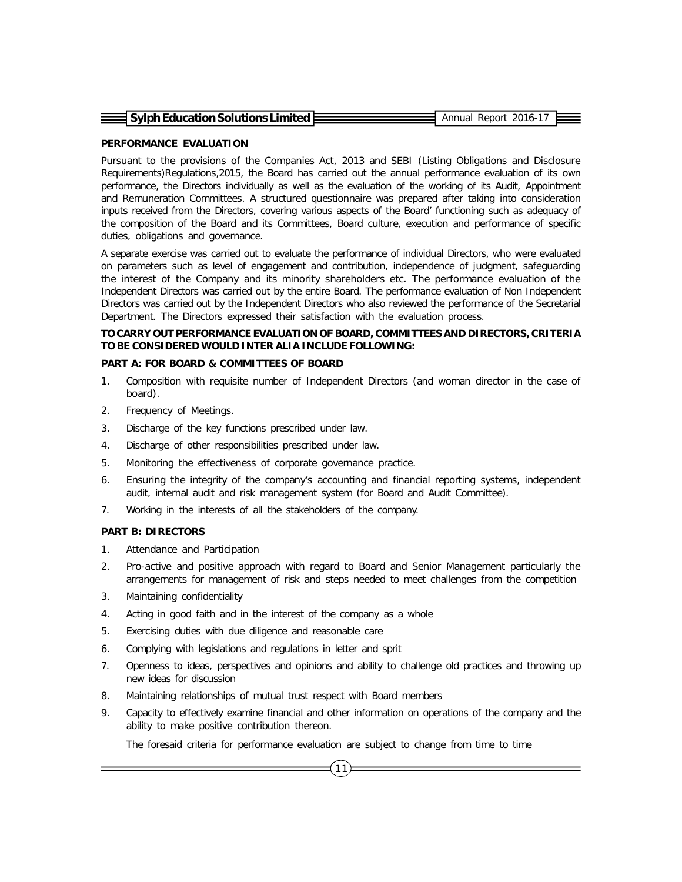## PERFORMANCE EVALUATION

Pursuant to the provisions of the Companies Act, 2013 and SEBI (Listing Obligations and Disclosure Requirements)Regulations,2015, the Board has carried out the annual performance evaluation of its own performance, the Directors individually as well as the evaluation of the working of its Audit, Appointment and Remuneration Committees. A structured questionnaire was prepared after taking into consideration inputs received from the Directors, covering various aspects of the Board' functioning such as adequacy of the composition of the Board and its Committees, Board culture, execution and performance of specific duties, obligations and governance.

A separate exercise was carried out to evaluate the performance of individual Directors, who were evaluated on parameters such as level of engagement and contribution, independence of judgment, safeguarding the interest of the Company and its minority shareholders etc. The performance evaluation of the Independent Directors was carried out by the entire Board. The performance evaluation of Non Independent Directors was carried out by the Independent Directors who also reviewed the performance of the Secretarial Department. The Directors expressed their satisfaction with the evaluation process.

### TO CARRY OUT PERFORMANCE EVALUATION OF BOARD, COMMITTEES AND DIRECTORS, CRITERIA TO BE CONSIDERED WOULD INTER ALIA INCLUDE FOLLOWING:

### PART A: FOR BOARD & COMMITTEES OF BOARD

1. Composition with requisite number of Independent Directors (and woman director in the case of board).
2. Frequency of Meetings.
3. Discharge of the key functions prescribed under law.
4. Discharge of other responsibilities prescribed under law.
5. Monitoring the effectiveness of corporate governance practice.
6. Ensuring the integrity of the company's accounting and financial reporting systems, independent audit, internal audit and risk management system (for Board and Audit Committee).
7. Working in the interests of all the stakeholders of the company.

### PART B: DIRECTORS

1. Attendance and Participation
2. Pro-active and positive approach with regard to Board and Senior Management particularly the arrangements for management of risk and steps needed to meet challenges from the competition
3. Maintaining confidentiality
4. Acting in good faith and in the interest of the company as a whole
5. Exercising duties with due diligence and reasonable care
6. Complying with legislations and regulations in letter and sprit
7. Openness to ideas, perspectives and opinions and ability to challenge old practices and throwing up new ideas for discussion
8. Maintaining relationships of mutual trust respect with Board members
9. Capacity to effectively examine financial and other information on operations of the company and the ability to make positive contribution thereon.

The foresaid criteria for performance evaluation are subject to change from time to time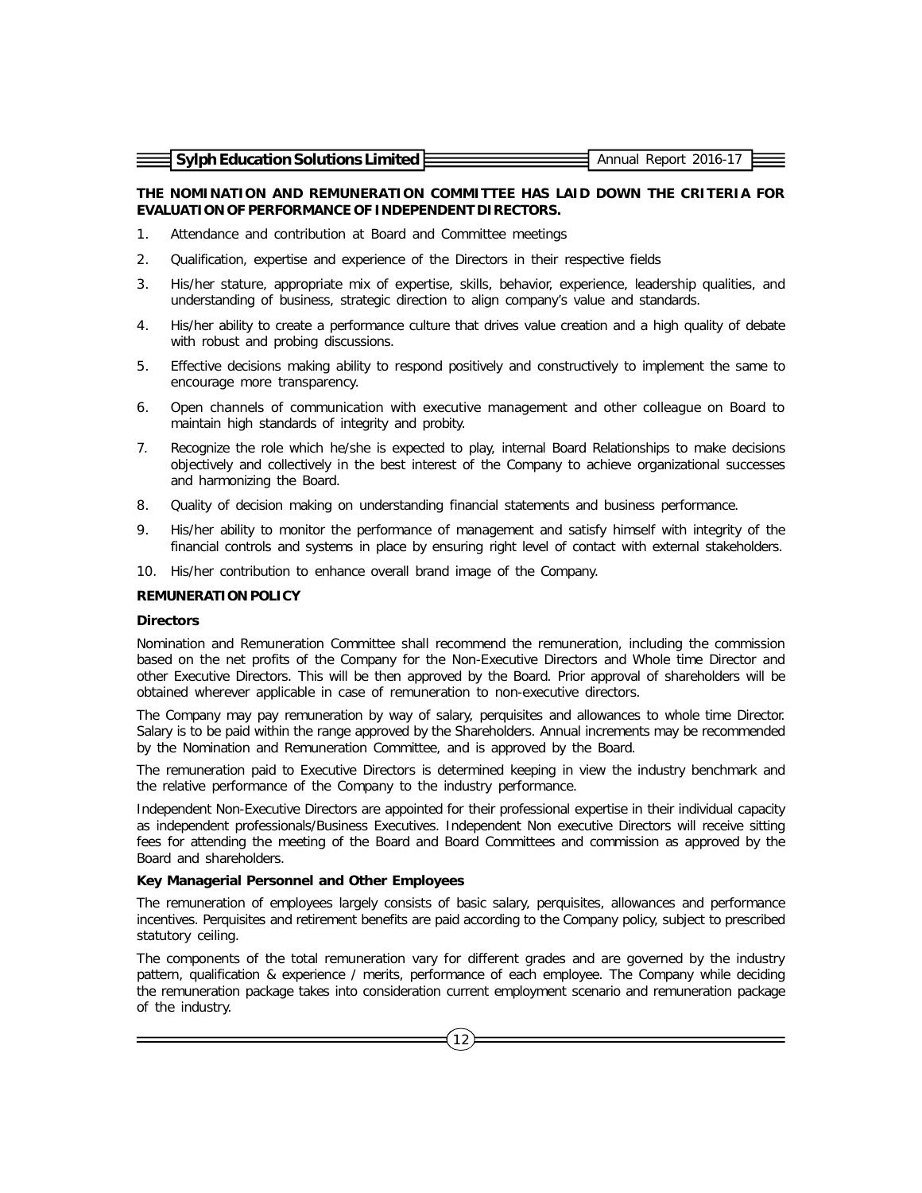**THE NOMINATION AND REMUNERATION COMMITTEE HAS LAID DOWN THE CRITERIA FOR EVALUATION OF PERFORMANCE OF INDEPENDENT DIRECTORS.**

1. Attendance and contribution at Board and Committee meetings
2. Qualification, expertise and experience of the Directors in their respective fields
3. His/her stature, appropriate mix of expertise, skills, behavior, experience, leadership qualities, and understanding of business, strategic direction to align company's value and standards.
4. His/her ability to create a performance culture that drives value creation and a high quality of debate with robust and probing discussions.
5. Effective decisions making ability to respond positively and constructively to implement the same to encourage more transparency.
6. Open channels of communication with executive management and other colleague on Board to maintain high standards of integrity and probity.
7. Recognize the role which he/she is expected to play, internal Board Relationships to make decisions objectively and collectively in the best interest of the Company to achieve organizational successes and harmonizing the Board.
8. Quality of decision making on understanding financial statements and business performance.
9. His/her ability to monitor the performance of management and satisfy himself with integrity of the financial controls and systems in place by ensuring right level of contact with external stakeholders.
10. His/her contribution to enhance overall brand image of the Company.

**REMUNERATION POLICY**

**Directors**

Nomination and Remuneration Committee shall recommend the remuneration, including the commission based on the net profits of the Company for the Non-Executive Directors and Whole time Director and other Executive Directors. This will be then approved by the Board. Prior approval of shareholders will be obtained wherever applicable in case of remuneration to non-executive directors.

The Company may pay remuneration by way of salary, perquisites and allowances to whole time Director. Salary is to be paid within the range approved by the Shareholders. Annual increments may be recommended by the Nomination and Remuneration Committee, and is approved by the Board.

The remuneration paid to Executive Directors is determined keeping in view the industry benchmark and the relative performance of the Company to the industry performance.

Independent Non-Executive Directors are appointed for their professional expertise in their individual capacity as independent professionals/Business Executives. Independent Non executive Directors will receive sitting fees for attending the meeting of the Board and Board Committees and commission as approved by the Board and shareholders.

**Key Managerial Personnel and Other Employees**

The remuneration of employees largely consists of basic salary, perquisites, allowances and performance incentives. Perquisites and retirement benefits are paid according to the Company policy, subject to prescribed statutory ceiling.

The components of the total remuneration vary for different grades and are governed by the industry pattern, qualification & experience / merits, performance of each employee. The Company while deciding the remuneration package takes into consideration current employment scenario and remuneration package of the industry.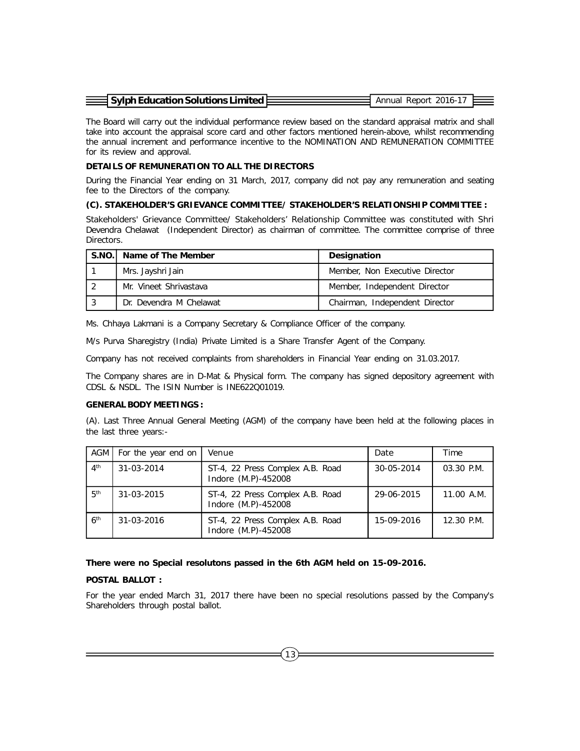The Board will carry out the individual performance review based on the standard appraisal matrix and shall take into account the appraisal score card and other factors mentioned herein-above, whilst recommending the annual increment and performance incentive to the NOMINATION AND REMUNERATION COMMITTEE for its review and approval.

**DETAILS OF REMUNERATION TO ALL THE DIRECTORS**

During the Financial Year ending on 31 March, 2017, company did not pay any remuneration and seating fee to the Directors of the company.

**(C). STAKEHOLDER'S GRIEVANCE COMMITTEE/ STAKEHOLDER'S RELATIONSHIP COMMITTEE :**

Stakeholders' Grievance Committee/ Stakeholders' Relationship Committee was constituted with Shri Devendra Chelawat (Independent Director) as chairman of committee. The committee comprise of three Directors.

| S.NO. | Name of The Member | Designation |
|---|---|---|
| 1 | Mrs. Jayshri Jain | Member, Non Executive Director |
| 2 | Mr. Vineet Shrivastava | Member, Independent Director |
| 3 | Dr. Devendra M Chelawat | Chairman, Independent Director |

Ms. Chhaya Lakmani is a Company Secretary & Compliance Officer of the company.

M/s Purva Sharegistry (India) Private Limited is a Share Transfer Agent of the Company.

Company has not received complaints from shareholders in Financial Year ending on 31.03.2017.

The Company shares are in D-Mat & Physical form. The company has signed depository agreement with CDSL & NSDL. The ISIN Number is INE622Q01019.

**GENERAL BODY MEETINGS :**

(A). Last Three Annual General Meeting (AGM) of the company have been held at the following places in the last three years:-

| AGM | For the year end on | Venue | Date | Time |
|---|---|---|---|---|
| 4th | 31-03-2014 | ST-4, 22 Press Complex A.B. Road Indore (M.P)-452008 | 30-05-2014 | 03.30 P.M. |
| 5th | 31-03-2015 | ST-4, 22 Press Complex A.B. Road Indore (M.P)-452008 | 29-06-2015 | 11.00 A.M. |
| 6th | 31-03-2016 | ST-4, 22 Press Complex A.B. Road Indore (M.P)-452008 | 15-09-2016 | 12.30 P.M. |

**There were no Special resolutons passed in the 6th AGM held on 15-09-2016.**

**POSTAL BALLOT :**

For the year ended March 31, 2017 there have been no special resolutions passed by the Company's Shareholders through postal ballot.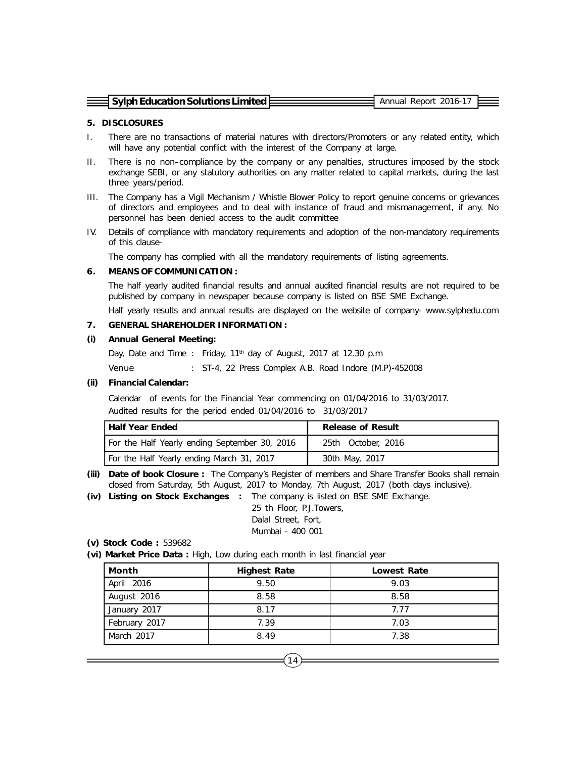## 5. DISCLOSURES

I. There are no transactions of material natures with directors/Promoters or any related entity, which will have any potential conflict with the interest of the Company at large.

II. There is no non–compliance by the company or any penalties, structures imposed by the stock exchange SEBI, or any statutory authorities on any matter related to capital markets, during the last three years/period.

III. The Company has a Vigil Mechanism / Whistle Blower Policy to report genuine concerns or grievances of directors and employees and to deal with instance of fraud and mismanagement, if any. No personnel has been denied access to the audit committee

IV. Details of compliance with mandatory requirements and adoption of the non-mandatory requirements of this clause-

The company has complied with all the mandatory requirements of listing agreements.

## 6. MEANS OF COMMUNICATION :

The half yearly audited financial results and annual audited financial results are not required to be published by company in newspaper because company is listed on BSE SME Exchange.

Half yearly results and annual results are displayed on the website of company- www.sylphedu.com

## 7. GENERAL SHAREHOLDER INFORMATION :

### (i) Annual General Meeting:

Day, Date and Time : Friday, 11th day of August, 2017 at 12.30 p.m

Venue : ST-4, 22 Press Complex A.B. Road Indore (M.P)-452008

### (ii) Financial Calendar:

Calendar of events for the Financial Year commencing on 01/04/2016 to 31/03/2017.

Audited results for the period ended 01/04/2016 to 31/03/2017

| Half Year Ended | Release of Result |
|---|---|
| For the Half Yearly ending September 30, 2016 | 25th October, 2016 |
| For the Half Yearly ending March 31, 2017 | 30th May, 2017 |

**(iii) Date of book Closure :** The Company's Register of members and Share Transfer Books shall remain closed from Saturday, 5th August, 2017 to Monday, 7th August, 2017 (both days inclusive).

**(iv) Listing on Stock Exchanges :** The company is listed on BSE SME Exchange.
25 th Floor, P.J.Towers,
Dalal Street, Fort,
Mumbai - 400 001

**(v) Stock Code :** 539682

**(vi) Market Price Data :** High, Low during each month in last financial year

| Month | Highest Rate | Lowest Rate |
|---|---|---|
| April 2016 | 9.50 | 9.03 |
| August 2016 | 8.58 | 8.58 |
| January 2017 | 8.17 | 7.77 |
| February 2017 | 7.39 | 7.03 |
| March 2017 | 8.49 | 7.38 |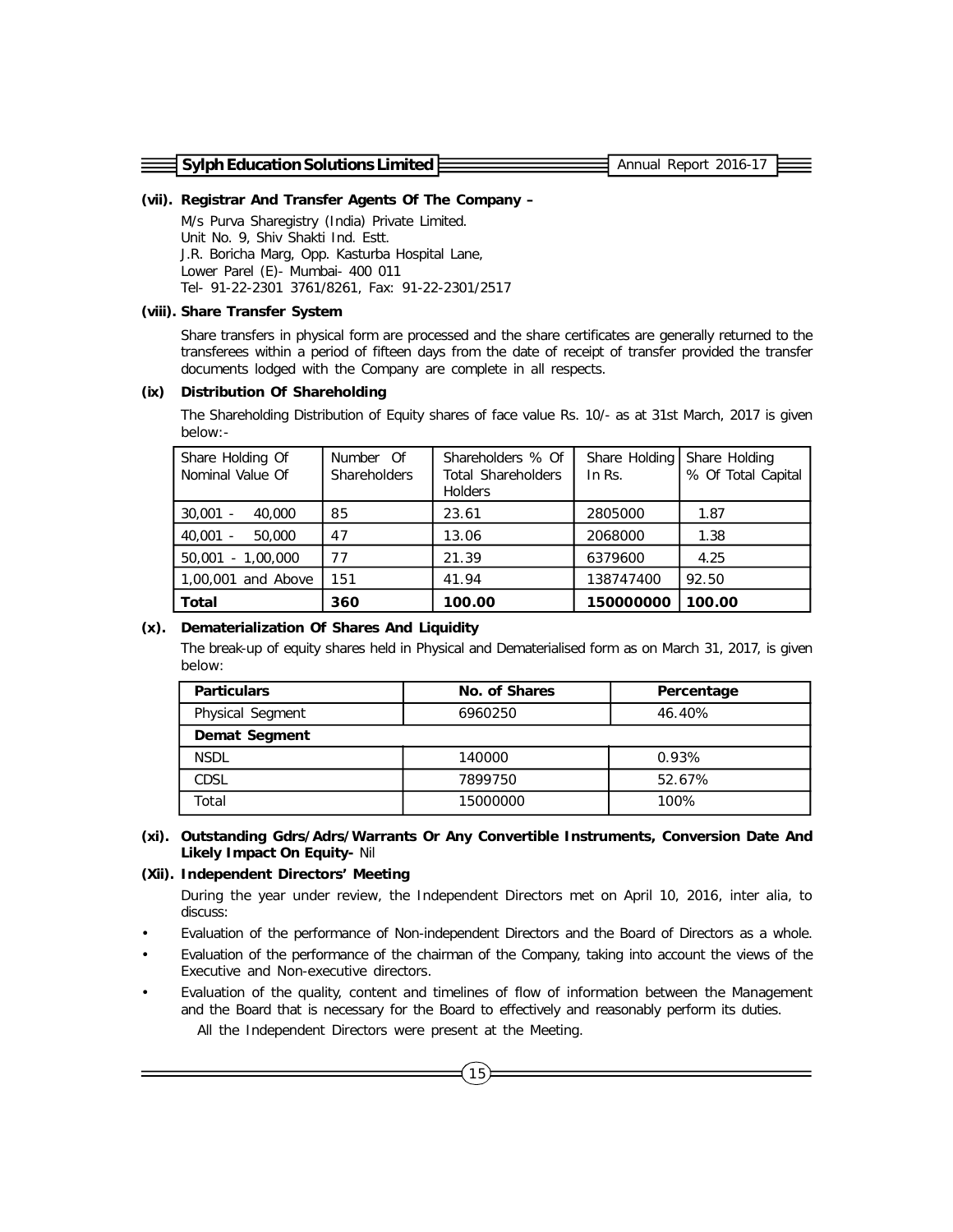**(vii). Registrar And Transfer Agents Of The Company –**

M/s Purva Sharegistry (India) Private Limited.
Unit No. 9, Shiv Shakti Ind. Estt.
J.R. Boricha Marg, Opp. Kasturba Hospital Lane,
Lower Parel (E)- Mumbai- 400 011
Tel- 91-22-2301 3761/8261, Fax: 91-22-2301/2517

**(viii). Share Transfer System**

Share transfers in physical form are processed and the share certificates are generally returned to the transferees within a period of fifteen days from the date of receipt of transfer provided the transfer documents lodged with the Company are complete in all respects.

**(ix) Distribution Of Shareholding**

The Shareholding Distribution of Equity shares of face value Rs. 10/- as at 31st March, 2017 is given below:-

| Share Holding Of Nominal Value Of | Number Of Shareholders | Shareholders % Of Total Shareholders Holders | Share Holding In Rs. | Share Holding % Of Total Capital |
|---|---|---|---|---|
| 30,001 - 40,000 | 85 | 23.61 | 2805000 | 1.87 |
| 40,001 - 50,000 | 47 | 13.06 | 2068000 | 1.38 |
| 50,001 - 1,00,000 | 77 | 21.39 | 6379600 | 4.25 |
| 1,00,001 and Above | 151 | 41.94 | 138747400 | 92.50 |
| **Total** | **360** | **100.00** | **150000000** | **100.00** |

**(x). Dematerialization Of Shares And Liquidity**

The break-up of equity shares held in Physical and Dematerialised form as on March 31, 2017, is given below:

| Particulars | No. of Shares | Percentage |
|---|---|---|
| Physical Segment | 6960250 | 46.40% |
| **Demat Segment** | | |
| NSDL | 140000 | 0.93% |
| CDSL | 7899750 | 52.67% |
| Total | 15000000 | 100% |

**(xi). Outstanding Gdrs/Adrs/Warrants Or Any Convertible Instruments, Conversion Date And Likely Impact On Equity-** Nil

**(Xii). Independent Directors' Meeting**

During the year under review, the Independent Directors met on April 10, 2016, inter alia, to discuss:

- Evaluation of the performance of Non-independent Directors and the Board of Directors as a whole.
- Evaluation of the performance of the chairman of the Company, taking into account the views of the Executive and Non-executive directors.
- Evaluation of the quality, content and timelines of flow of information between the Management and the Board that is necessary for the Board to effectively and reasonably perform its duties.

All the Independent Directors were present at the Meeting.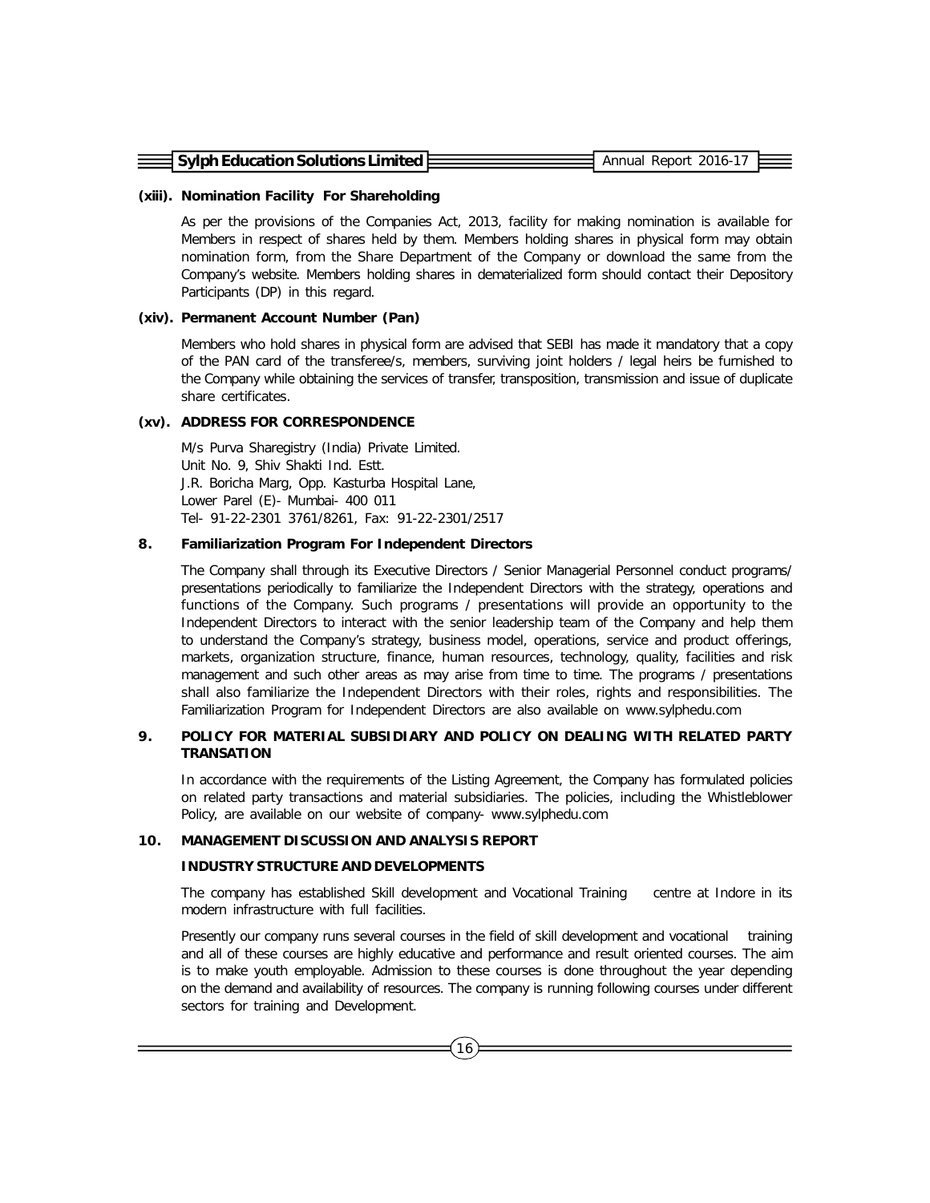**(xiii). Nomination Facility For Shareholding**

As per the provisions of the Companies Act, 2013, facility for making nomination is available for Members in respect of shares held by them. Members holding shares in physical form may obtain nomination form, from the Share Department of the Company or download the same from the Company's website. Members holding shares in dematerialized form should contact their Depository Participants (DP) in this regard.

**(xiv). Permanent Account Number (Pan)**

Members who hold shares in physical form are advised that SEBI has made it mandatory that a copy of the PAN card of the transferee/s, members, surviving joint holders / legal heirs be furnished to the Company while obtaining the services of transfer, transposition, transmission and issue of duplicate share certificates.

**(xv). ADDRESS FOR CORRESPONDENCE**

M/s Purva Sharegistry (India) Private Limited.
Unit No. 9, Shiv Shakti Ind. Estt.
J.R. Boricha Marg, Opp. Kasturba Hospital Lane,
Lower Parel (E)- Mumbai- 400 011
Tel- 91-22-2301 3761/8261, Fax: 91-22-2301/2517

**8. Familiarization Program For Independent Directors**

The Company shall through its Executive Directors / Senior Managerial Personnel conduct programs/ presentations periodically to familiarize the Independent Directors with the strategy, operations and functions of the Company. Such programs / presentations will provide an opportunity to the Independent Directors to interact with the senior leadership team of the Company and help them to understand the Company's strategy, business model, operations, service and product offerings, markets, organization structure, finance, human resources, technology, quality, facilities and risk management and such other areas as may arise from time to time. The programs / presentations shall also familiarize the Independent Directors with their roles, rights and responsibilities. The Familiarization Program for Independent Directors are also available on www.sylphedu.com

**9. POLICY FOR MATERIAL SUBSIDIARY AND POLICY ON DEALING WITH RELATED PARTY TRANSATION**

In accordance with the requirements of the Listing Agreement, the Company has formulated policies on related party transactions and material subsidiaries. The policies, including the Whistleblower Policy, are available on our website of company- www.sylphedu.com

**10. MANAGEMENT DISCUSSION AND ANALYSIS REPORT**

**INDUSTRY STRUCTURE AND DEVELOPMENTS**

The company has established Skill development and Vocational Training centre at Indore in its modern infrastructure with full facilities.

Presently our company runs several courses in the field of skill development and vocational training and all of these courses are highly educative and performance and result oriented courses. The aim is to make youth employable. Admission to these courses is done throughout the year depending on the demand and availability of resources. The company is running following courses under different sectors for training and Development.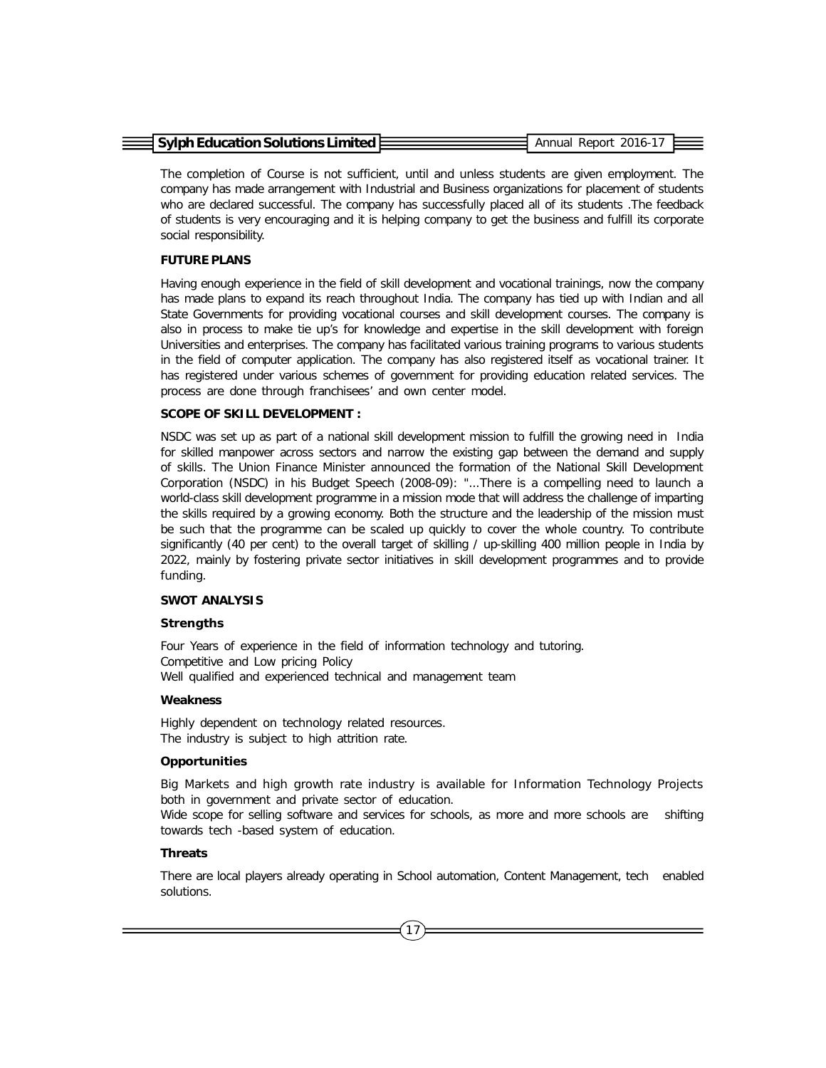The completion of Course is not sufficient, until and unless students are given employment. The company has made arrangement with Industrial and Business organizations for placement of students who are declared successful. The company has successfully placed all of its students .The feedback of students is very encouraging and it is helping company to get the business and fulfill its corporate social responsibility.

**FUTURE PLANS**

Having enough experience in the field of skill development and vocational trainings, now the company has made plans to expand its reach throughout India. The company has tied up with Indian and all State Governments for providing vocational courses and skill development courses. The company is also in process to make tie up's for knowledge and expertise in the skill development with foreign Universities and enterprises. The company has facilitated various training programs to various students in the field of computer application. The company has also registered itself as vocational trainer. It has registered under various schemes of government for providing education related services. The process are done through franchisees' and own center model.

**SCOPE OF SKILL DEVELOPMENT :**

NSDC was set up as part of a national skill development mission to fulfill the growing need in India for skilled manpower across sectors and narrow the existing gap between the demand and supply of skills. The Union Finance Minister announced the formation of the National Skill Development Corporation (NSDC) in his Budget Speech (2008-09): "...There is a compelling need to launch a world-class skill development programme in a mission mode that will address the challenge of imparting the skills required by a growing economy. Both the structure and the leadership of the mission must be such that the programme can be scaled up quickly to cover the whole country. To contribute significantly (40 per cent) to the overall target of skilling / up-skilling 400 million people in India by 2022, mainly by fostering private sector initiatives in skill development programmes and to provide funding.

**SWOT ANALYSIS**

**Strengths**

Four Years of experience in the field of information technology and tutoring.
Competitive and Low pricing Policy
Well qualified and experienced technical and management team

**Weakness**

Highly dependent on technology related resources.
The industry is subject to high attrition rate.

**Opportunities**

Big Markets and high growth rate industry is available for Information Technology Projects both in government and private sector of education.
Wide scope for selling software and services for schools, as more and more schools are shifting towards tech -based system of education.

**Threats**

There are local players already operating in School automation, Content Management, tech enabled solutions.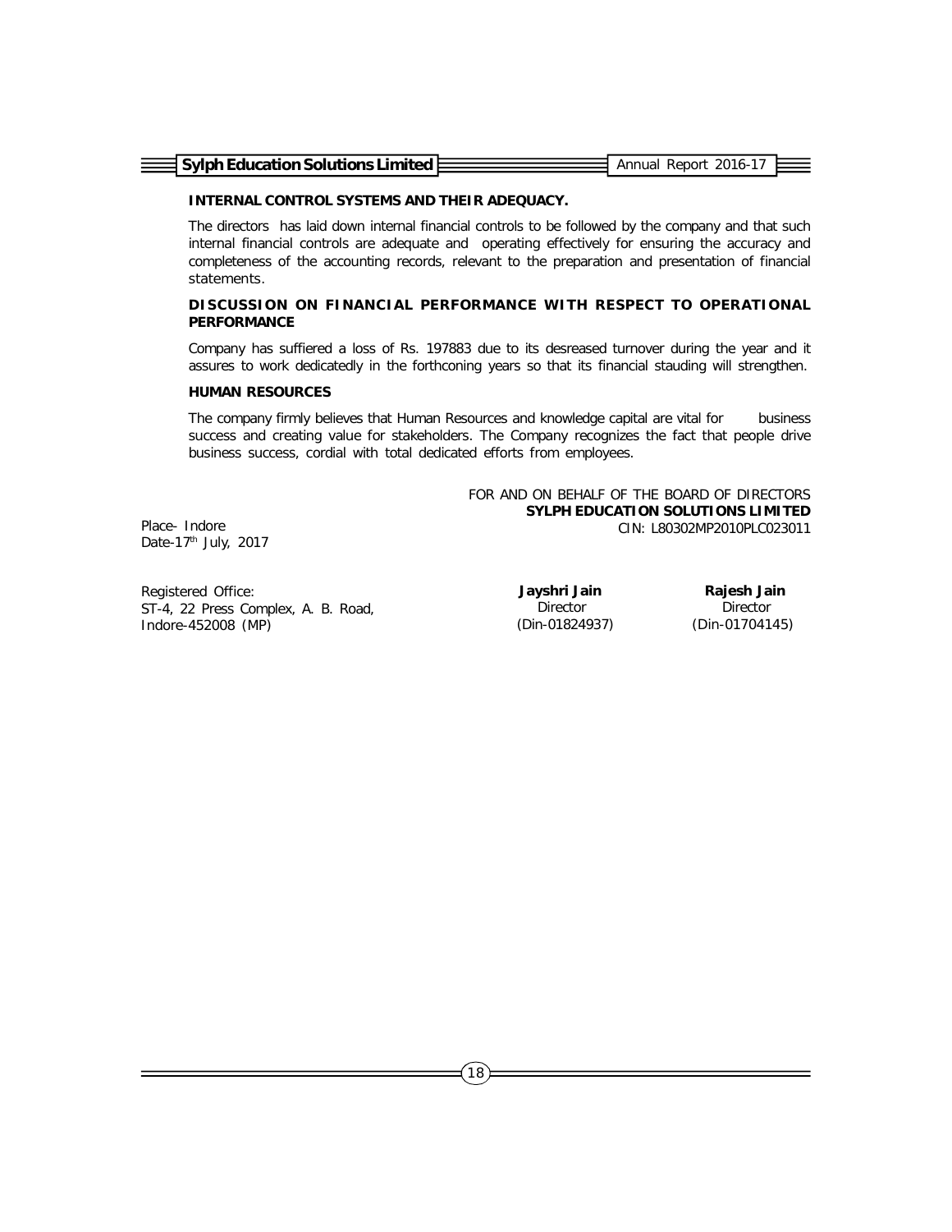### INTERNAL CONTROL SYSTEMS AND THEIR ADEQUACY.

The directors has laid down internal financial controls to be followed by the company and that such internal financial controls are adequate and operating effectively for ensuring the accuracy and completeness of the accounting records, relevant to the preparation and presentation of financial statements.

### DISCUSSION ON FINANCIAL PERFORMANCE WITH RESPECT TO OPERATIONAL PERFORMANCE

Company has suffiered a loss of Rs. 197883 due to its desreased turnover during the year and it assures to work dedicatedly in the forthconing years so that its financial stauding will strengthen.

### HUMAN RESOURCES

The company firmly believes that Human Resources and knowledge capital are vital for business success and creating value for stakeholders. The Company recognizes the fact that people drive business success, cordial with total dedicated efforts from employees.

FOR AND ON BEHALF OF THE BOARD OF DIRECTORS
**SYLPH EDUCATION SOLUTIONS LIMITED**
CIN: L80302MP2010PLC023011

Place- Indore
Date-17th July, 2017

Registered Office:
ST-4, 22 Press Complex, A. B. Road,
Indore-452008 (MP)

**Jayshri Jain**
Director
(Din-01824937)

**Rajesh Jain**
Director
(Din-01704145)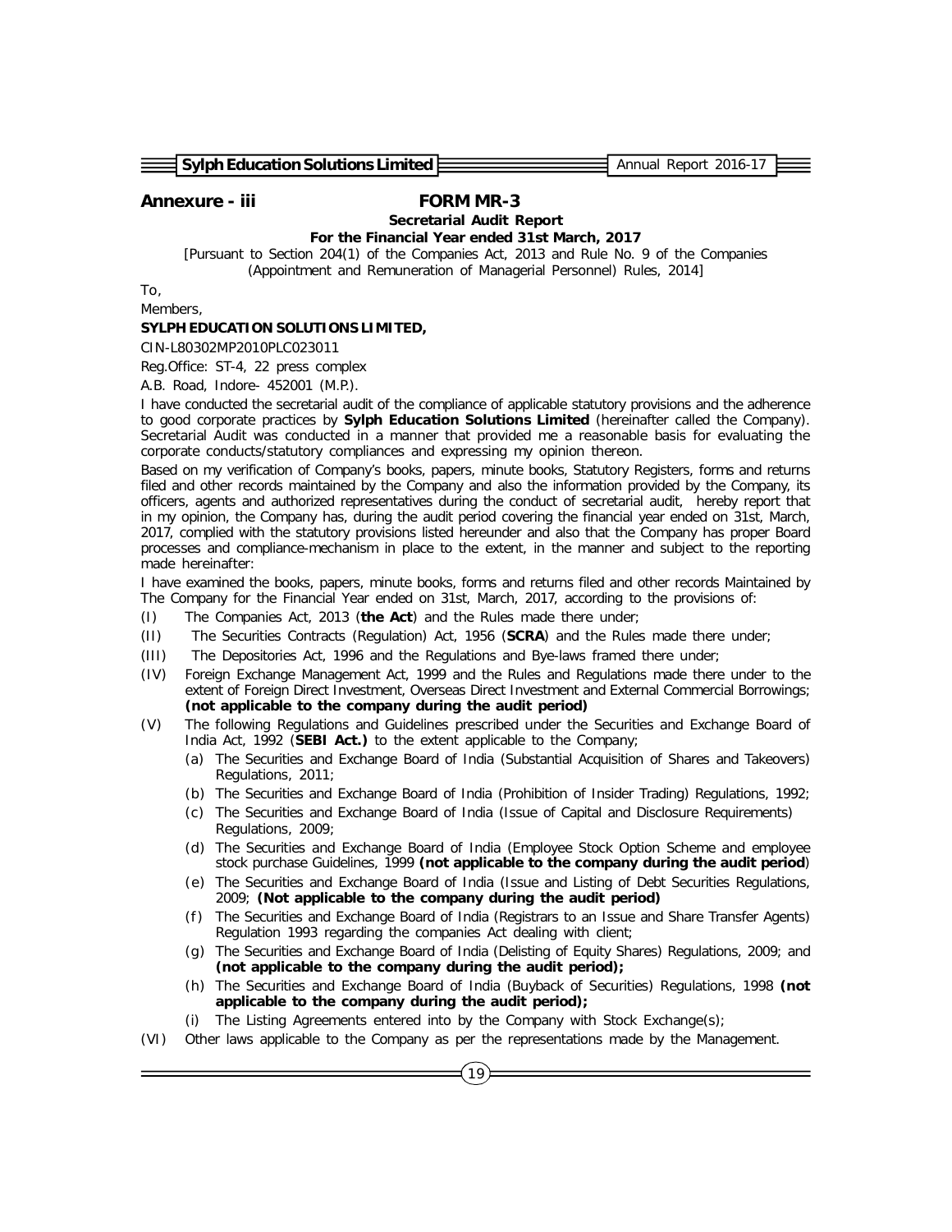## Annexure - iii

# FORM MR-3

### Secretarial Audit Report

**For the Financial Year ended 31st March, 2017**

[Pursuant to Section 204(1) of the Companies Act, 2013 and Rule No. 9 of the Companies (Appointment and Remuneration of Managerial Personnel) Rules, 2014]

To,

Members,

**SYLPH EDUCATION SOLUTIONS LIMITED,**

CIN-L80302MP2010PLC023011

Reg.Office: ST-4, 22 press complex

A.B. Road, Indore- 452001 (M.P.).

I have conducted the secretarial audit of the compliance of applicable statutory provisions and the adherence to good corporate practices by **Sylph Education Solutions Limited** (hereinafter called the Company). Secretarial Audit was conducted in a manner that provided me a reasonable basis for evaluating the corporate conducts/statutory compliances and expressing my opinion thereon.

Based on my verification of Company's books, papers, minute books, Statutory Registers, forms and returns filed and other records maintained by the Company and also the information provided by the Company, its officers, agents and authorized representatives during the conduct of secretarial audit, hereby report that in my opinion, the Company has, during the audit period covering the financial year ended on 31st, March, 2017, complied with the statutory provisions listed hereunder and also that the Company has proper Board processes and compliance-mechanism in place to the extent, in the manner and subject to the reporting made hereinafter:

I have examined the books, papers, minute books, forms and returns filed and other records Maintained by The Company for the Financial Year ended on 31st, March, 2017, according to the provisions of:

(I) The Companies Act, 2013 (**the Act**) and the Rules made there under;

(II) The Securities Contracts (Regulation) Act, 1956 (**SCRA**) and the Rules made there under;

(III) The Depositories Act, 1996 and the Regulations and Bye-laws framed there under;

(IV) Foreign Exchange Management Act, 1999 and the Rules and Regulations made there under to the extent of Foreign Direct Investment, Overseas Direct Investment and External Commercial Borrowings; **(not applicable to the company during the audit period)**

(V) The following Regulations and Guidelines prescribed under the Securities and Exchange Board of India Act, 1992 (**SEBI Act.)** to the extent applicable to the Company;

- (a) The Securities and Exchange Board of India (Substantial Acquisition of Shares and Takeovers) Regulations, 2011;
- (b) The Securities and Exchange Board of India (Prohibition of Insider Trading) Regulations, 1992;
- (c) The Securities and Exchange Board of India (Issue of Capital and Disclosure Requirements) Regulations, 2009;
- (d) The Securities and Exchange Board of India (Employee Stock Option Scheme and employee stock purchase Guidelines, 1999 **(not applicable to the company during the audit period**)
- (e) The Securities and Exchange Board of India (Issue and Listing of Debt Securities Regulations, 2009; **(Not applicable to the company during the audit period)**
- (f) The Securities and Exchange Board of India (Registrars to an Issue and Share Transfer Agents) Regulation 1993 regarding the companies Act dealing with client;
- (g) The Securities and Exchange Board of India (Delisting of Equity Shares) Regulations, 2009; and **(not applicable to the company during the audit period);**
- (h) The Securities and Exchange Board of India (Buyback of Securities) Regulations, 1998 **(not applicable to the company during the audit period);**
- (i) The Listing Agreements entered into by the Company with Stock Exchange(s);

(VI) Other laws applicable to the Company as per the representations made by the Management.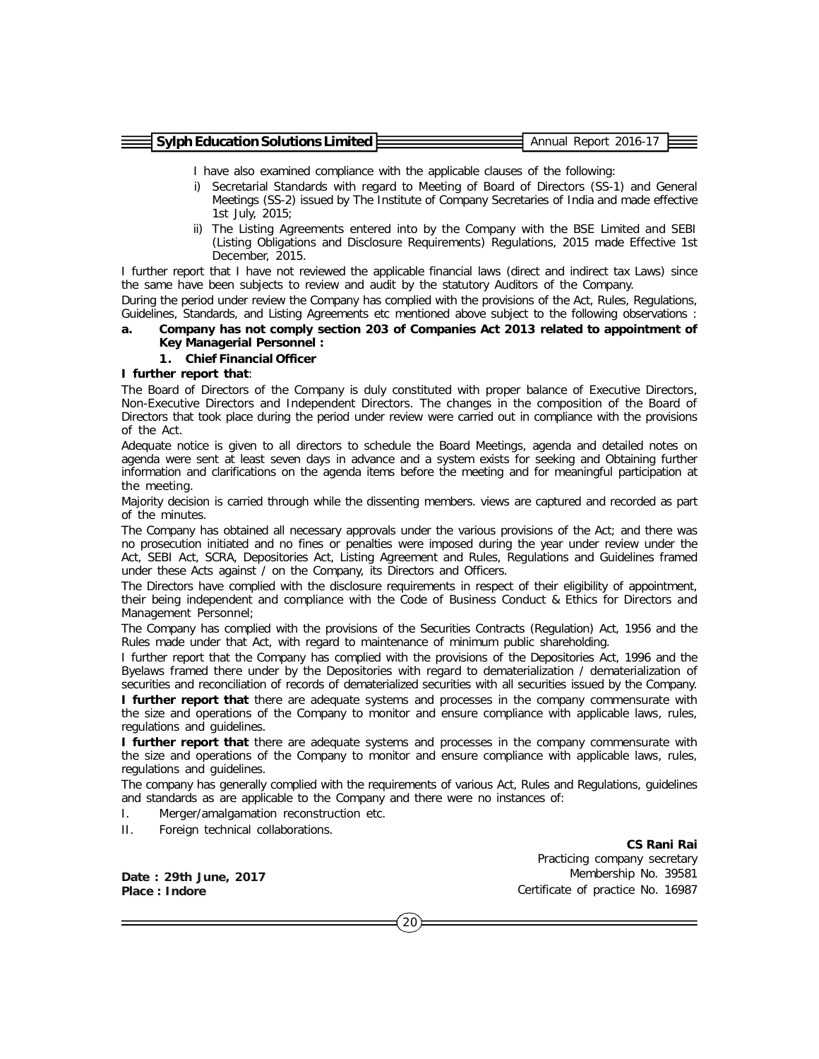I have also examined compliance with the applicable clauses of the following:

i) Secretarial Standards with regard to Meeting of Board of Directors (SS-1) and General Meetings (SS-2) issued by The Institute of Company Secretaries of India and made effective 1st July, 2015;

ii) The Listing Agreements entered into by the Company with the BSE Limited and SEBI (Listing Obligations and Disclosure Requirements) Regulations, 2015 made Effective 1st December, 2015.

I further report that I have not reviewed the applicable financial laws (direct and indirect tax Laws) since the same have been subjects to review and audit by the statutory Auditors of the Company.

During the period under review the Company has complied with the provisions of the Act, Rules, Regulations, Guidelines, Standards, and Listing Agreements etc mentioned above subject to the following observations :

**a. Company has not comply section 203 of Companies Act 2013 related to appointment of Key Managerial Personnel :**

**1. Chief Financial Officer**

**I further report that**:

The Board of Directors of the Company is duly constituted with proper balance of Executive Directors, Non-Executive Directors and Independent Directors. The changes in the composition of the Board of Directors that took place during the period under review were carried out in compliance with the provisions of the Act.

Adequate notice is given to all directors to schedule the Board Meetings, agenda and detailed notes on agenda were sent at least seven days in advance and a system exists for seeking and Obtaining further information and clarifications on the agenda items before the meeting and for meaningful participation at the meeting.

Majority decision is carried through while the dissenting members. views are captured and recorded as part of the minutes.

The Company has obtained all necessary approvals under the various provisions of the Act; and there was no prosecution initiated and no fines or penalties were imposed during the year under review under the Act, SEBI Act, SCRA, Depositories Act, Listing Agreement and Rules, Regulations and Guidelines framed under these Acts against / on the Company, its Directors and Officers.

The Directors have complied with the disclosure requirements in respect of their eligibility of appointment, their being independent and compliance with the Code of Business Conduct & Ethics for Directors and Management Personnel;

The Company has complied with the provisions of the Securities Contracts (Regulation) Act, 1956 and the Rules made under that Act, with regard to maintenance of minimum public shareholding.

I further report that the Company has complied with the provisions of the Depositories Act, 1996 and the Byelaws framed there under by the Depositories with regard to dematerialization / dematerialization of securities and reconciliation of records of dematerialized securities with all securities issued by the Company.

**I further report that** there are adequate systems and processes in the company commensurate with the size and operations of the Company to monitor and ensure compliance with applicable laws, rules, regulations and guidelines.

**I further report that** there are adequate systems and processes in the company commensurate with the size and operations of the Company to monitor and ensure compliance with applicable laws, rules, regulations and guidelines.

The company has generally complied with the requirements of various Act, Rules and Regulations, guidelines and standards as are applicable to the Company and there were no instances of:

I. Merger/amalgamation reconstruction etc.

II. Foreign technical collaborations.

**CS Rani Rai**
Practicing company secretary
Membership No. 39581
Certificate of practice No. 16987

**Date : 29th June, 2017**
**Place : Indore**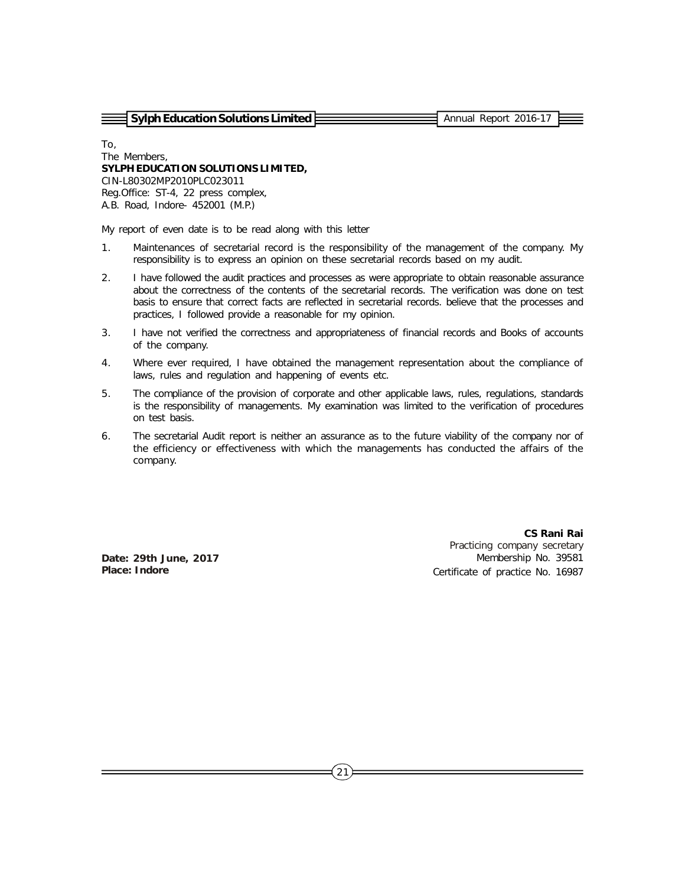To,
The Members,
**SYLPH EDUCATION SOLUTIONS LIMITED,**
CIN-L80302MP2010PLC023011
Reg.Office: ST-4, 22 press complex,
A.B. Road, Indore- 452001 (M.P.)

My report of even date is to be read along with this letter

1. Maintenances of secretarial record is the responsibility of the management of the company. My responsibility is to express an opinion on these secretarial records based on my audit.
2. I have followed the audit practices and processes as were appropriate to obtain reasonable assurance about the correctness of the contents of the secretarial records. The verification was done on test basis to ensure that correct facts are reflected in secretarial records. believe that the processes and practices, I followed provide a reasonable for my opinion.
3. I have not verified the correctness and appropriateness of financial records and Books of accounts of the company.
4. Where ever required, I have obtained the management representation about the compliance of laws, rules and regulation and happening of events etc.
5. The compliance of the provision of corporate and other applicable laws, rules, regulations, standards is the responsibility of managements. My examination was limited to the verification of procedures on test basis.
6. The secretarial Audit report is neither an assurance as to the future viability of the company nor of the efficiency or effectiveness with which the managements has conducted the affairs of the company.

**CS Rani Rai**
Practicing company secretary
Membership No. 39581
Certificate of practice No. 16987

**Date: 29th June, 2017**
**Place: Indore**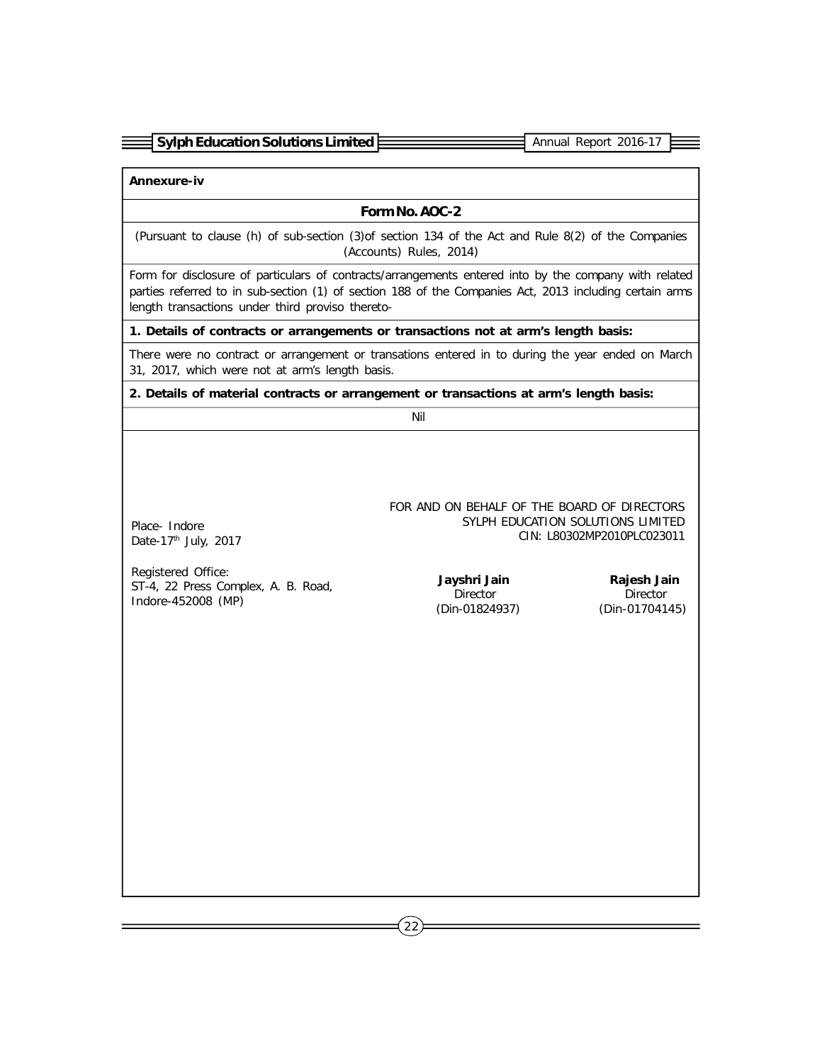**Annexure-iv**

## Form No. AOC-2

(Pursuant to clause (h) of sub-section (3)of section 134 of the Act and Rule 8(2) of the Companies (Accounts) Rules, 2014)

Form for disclosure of particulars of contracts/arrangements entered into by the company with related parties referred to in sub-section (1) of section 188 of the Companies Act, 2013 including certain arms length transactions under third proviso thereto-

**1. Details of contracts or arrangements or transactions not at arm's length basis:**

There were no contract or arrangement or transations entered in to during the year ended on March 31, 2017, which were not at arm's length basis.

**2. Details of material contracts or arrangement or transactions at arm's length basis:**

Nil

FOR AND ON BEHALF OF THE BOARD OF DIRECTORS
SYLPH EDUCATION SOLUTIONS LIMITED
CIN: L80302MP2010PLC023011

Place- Indore
Date-17th July, 2017

Registered Office:
ST-4, 22 Press Complex, A. B. Road,
Indore-452008 (MP)

**Jayshri Jain**
Director
(Din-01824937)

**Rajesh Jain**
Director
(Din-01704145)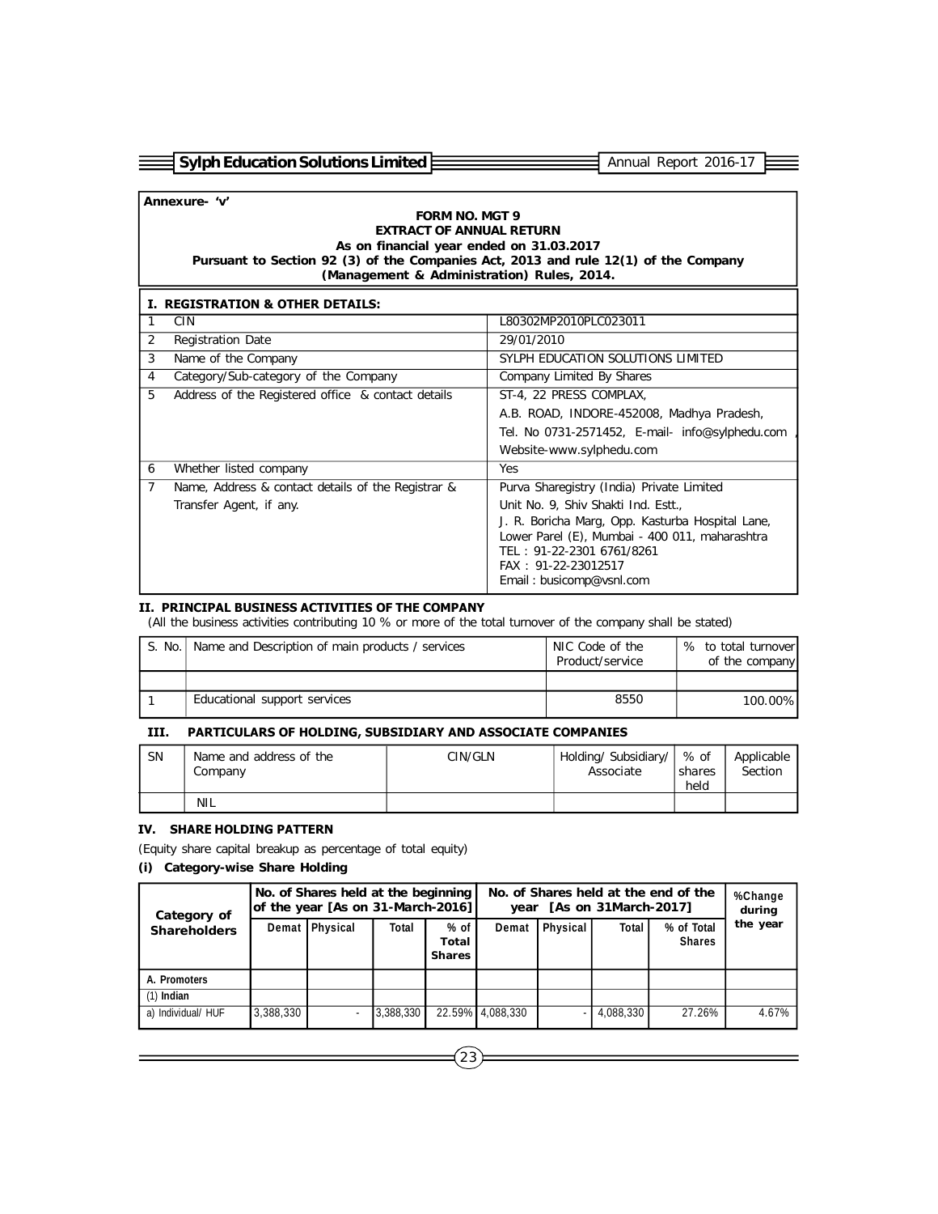Annexure- 'v'

**FORM NO. MGT 9**
**EXTRACT OF ANNUAL RETURN**
**As on financial year ended on 31.03.2017**
**Pursuant to Section 92 (3) of the Companies Act, 2013 and rule 12(1) of the Company (Management & Administration) Rules, 2014.**

### I. REGISTRATION & OTHER DETAILS:

| | | |
|---|---|---|
| 1 | CIN | L80302MP2010PLC023011 |
| 2 | Registration Date | 29/01/2010 |
| 3 | Name of the Company | SYLPH EDUCATION SOLUTIONS LIMITED |
| 4 | Category/Sub-category of the Company | Company Limited By Shares |
| 5 | Address of the Registered office & contact details | ST-4, 22 PRESS COMPLAX, A.B. ROAD, INDORE-452008, Madhya Pradesh, Tel. No 0731-2571452, E-mail- info@sylphedu.com , Website-www.sylphedu.com |
| 6 | Whether listed company | Yes |
| 7 | Name, Address & contact details of the Registrar & Transfer Agent, if any. | Purva Sharegistry (India) Private Limited Unit No. 9, Shiv Shakti Ind. Estt., J. R. Boricha Marg, Opp. Kasturba Hospital Lane, Lower Parel (E), Mumbai - 400 011, maharashtra TEL : 91-22-2301 6761/8261 FAX : 91-22-23012517 Email : busicomp@vsnl.com |

### II. PRINCIPAL BUSINESS ACTIVITIES OF THE COMPANY

(All the business activities contributing 10 % or more of the total turnover of the company shall be stated)

| S. No. | Name and Description of main products / services | NIC Code of the Product/service | % to total turnover of the company |
|---|---|---|---|
| | | | |
| 1 | Educational support services | 8550 | 100.00% |

### III. PARTICULARS OF HOLDING, SUBSIDIARY AND ASSOCIATE COMPANIES

| SN | Name and address of the Company | CIN/GLN | Holding/ Subsidiary/ Associate | % of shares held | Applicable Section |
|---|---|---|---|---|---|
| | NIL | | | | |

### IV. SHARE HOLDING PATTERN

(Equity share capital breakup as percentage of total equity)

**(i) Category-wise Share Holding**

| Category of Shareholders | No. of Shares held at the beginning of the year [As on 31-March-2016] | | | | No. of Shares held at the end of the year [As on 31March-2017] | | | | %Change during the year |
|---|---|---|---|---|---|---|---|---|---|
| | Demat | Physical | Total | % of Total Shares | Demat | Physical | Total | % of Total Shares | |
| A. Promoters | | | | | | | | | |
| (1) Indian | | | | | | | | | |
| a) Individual/ HUF | 3,388,330 | - | 3,388,330 | 22.59% | 4,088,330 | - | 4,088,330 | 27.26% | 4.67% |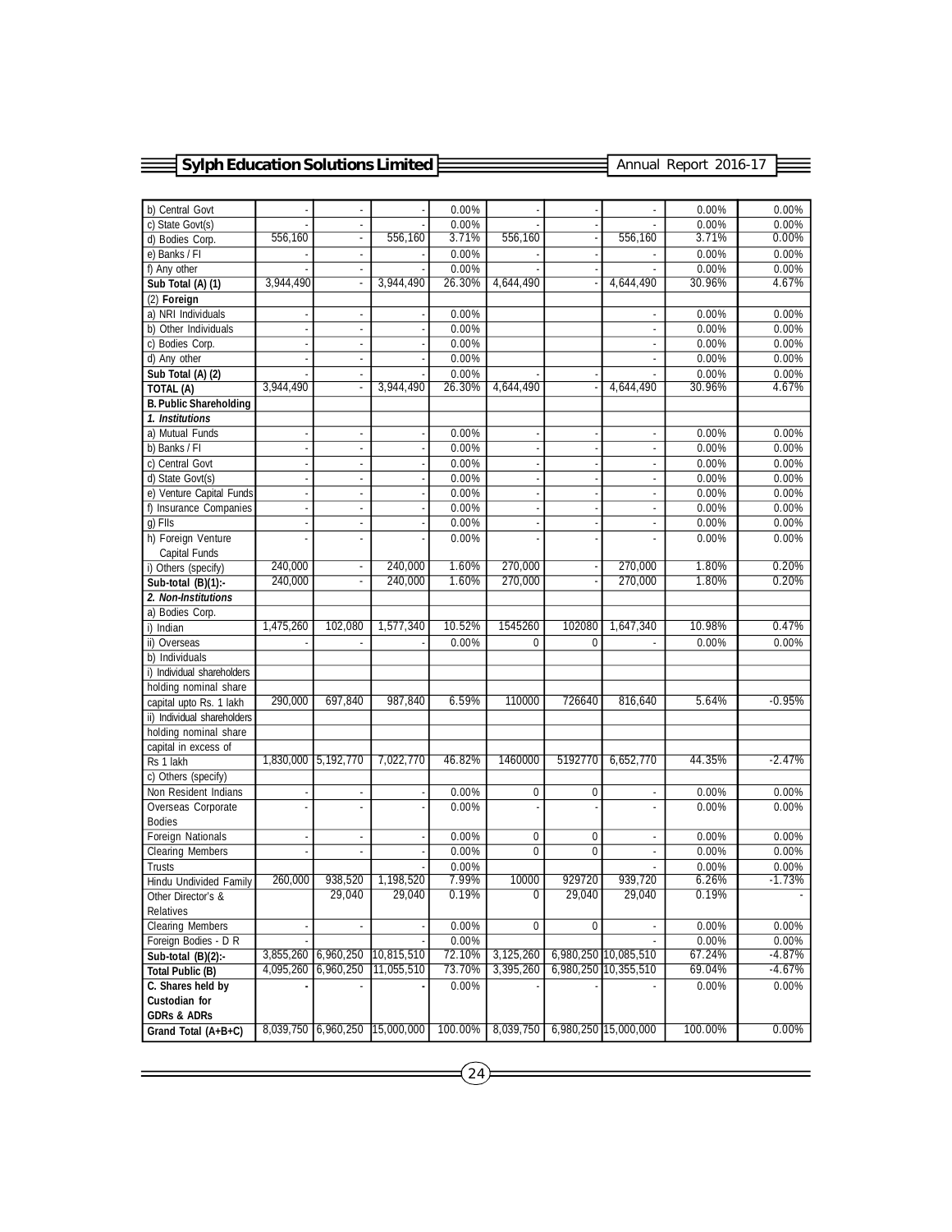| b) Central Govt | - | - | - | 0.00% | - | - | - | 0.00% | 0.00% |
|---|---|---|---|---|---|---|---|---|---|
| c) State Govt(s) | - | - | - | 0.00% | - | - | - | 0.00% | 0.00% |
| d) Bodies Corp. | 556,160 | - | 556,160 | 3.71% | 556,160 | - | 556,160 | 3.71% | 0.00% |
| e) Banks / FI | - | - | - | 0.00% | - | - | - | 0.00% | 0.00% |
| f) Any other | - | - | - | 0.00% | - | - | - | 0.00% | 0.00% |
| **Sub Total (A) (1)** | 3,944,490 | - | 3,944,490 | 26.30% | 4,644,490 | - | 4,644,490 | 30.96% | 4.67% |
| (2) **Foreign** | | | | | | | | | |
| a) NRI Individuals | - | - | - | 0.00% | | | - | 0.00% | 0.00% |
| b) Other Individuals | - | - | - | 0.00% | | | - | 0.00% | 0.00% |
| c) Bodies Corp. | - | - | - | 0.00% | | | - | 0.00% | 0.00% |
| d) Any other | - | - | - | 0.00% | | | - | 0.00% | 0.00% |
| **Sub Total (A) (2)** | - | - | - | 0.00% | - | - | - | 0.00% | 0.00% |
| **TOTAL (A)** | 3,944,490 | - | 3,944,490 | 26.30% | 4,644,490 | - | 4,644,490 | 30.96% | 4.67% |
| **B. Public Shareholding** | | | | | | | | | |
| ***1. Institutions*** | | | | | | | | | |
| a) Mutual Funds | - | - | - | 0.00% | - | - | - | 0.00% | 0.00% |
| b) Banks / FI | - | - | - | 0.00% | - | - | - | 0.00% | 0.00% |
| c) Central Govt | - | - | - | 0.00% | - | - | - | 0.00% | 0.00% |
| d) State Govt(s) | - | - | - | 0.00% | - | - | - | 0.00% | 0.00% |
| e) Venture Capital Funds | - | - | - | 0.00% | - | - | - | 0.00% | 0.00% |
| f) Insurance Companies | - | - | - | 0.00% | - | - | - | 0.00% | 0.00% |
| g) FIIs | - | - | - | 0.00% | - | - | - | 0.00% | 0.00% |
| h) Foreign Venture Capital Funds | - | - | - | 0.00% | - | - | - | 0.00% | 0.00% |
| i) Others (specify) | 240,000 | - | 240,000 | 1.60% | 270,000 | - | 270,000 | 1.80% | 0.20% |
| **Sub-total (B)(1):-** | 240,000 | - | 240,000 | 1.60% | 270,000 | - | 270,000 | 1.80% | 0.20% |
| ***2. Non-Institutions*** | | | | | | | | | |
| a) Bodies Corp. | | | | | | | | | |
| i) Indian | 1,475,260 | 102,080 | 1,577,340 | 10.52% | 1545260 | 102080 | 1,647,340 | 10.98% | 0.47% |
| ii) Overseas | - | - | - | 0.00% | 0 | 0 | - | 0.00% | 0.00% |
| b) Individuals | | | | | | | | | |
| i) Individual shareholders holding nominal share capital upto Rs. 1 lakh | 290,000 | 697,840 | 987,840 | 6.59% | 110000 | 726640 | 816,640 | 5.64% | -0.95% |
| ii) Individual shareholders holding nominal share capital in excess of Rs 1 lakh | 1,830,000 | 5,192,770 | 7,022,770 | 46.82% | 1460000 | 5192770 | 6,652,770 | 44.35% | -2.47% |
| c) Others (specify) | | | | | | | | | |
| Non Resident Indians | - | - | - | 0.00% | 0 | 0 | - | 0.00% | 0.00% |
| Overseas Corporate Bodies | - | - | - | 0.00% | - | - | - | 0.00% | 0.00% |
| Foreign Nationals | - | - | - | 0.00% | 0 | 0 | - | 0.00% | 0.00% |
| Clearing Members | - | - | - | 0.00% | 0 | 0 | - | 0.00% | 0.00% |
| Trusts | | | - | 0.00% | | | - | 0.00% | 0.00% |
| Hindu Undivided Family | 260,000 | 938,520 | 1,198,520 | 7.99% | 10000 | 929720 | 939,720 | 6.26% | -1.73% |
| Other Director's & Relatives | | 29,040 | 29,040 | 0.19% | 0 | 29,040 | 29,040 | 0.19% | - |
| Clearing Members | - | - | - | 0.00% | 0 | 0 | - | 0.00% | 0.00% |
| Foreign Bodies - D R | - | | - | 0.00% | | | - | 0.00% | 0.00% |
| **Sub-total (B)(2):-** | 3,855,260 | 6,960,250 | 10,815,510 | 72.10% | 3,125,260 | 6,980,250 | 10,085,510 | 67.24% | -4.87% |
| **Total Public (B)** | 4,095,260 | 6,960,250 | 11,055,510 | 73.70% | 3,395,260 | 6,980,250 | 10,355,510 | 69.04% | -4.67% |
| **C. Shares held by Custodian for GDRs & ADRs** | - | - | - | 0.00% | - | - | - | 0.00% | 0.00% |
| **Grand Total (A+B+C)** | 8,039,750 | 6,960,250 | 15,000,000 | 100.00% | 8,039,750 | 6,980,250 | 15,000,000 | 100.00% | 0.00% |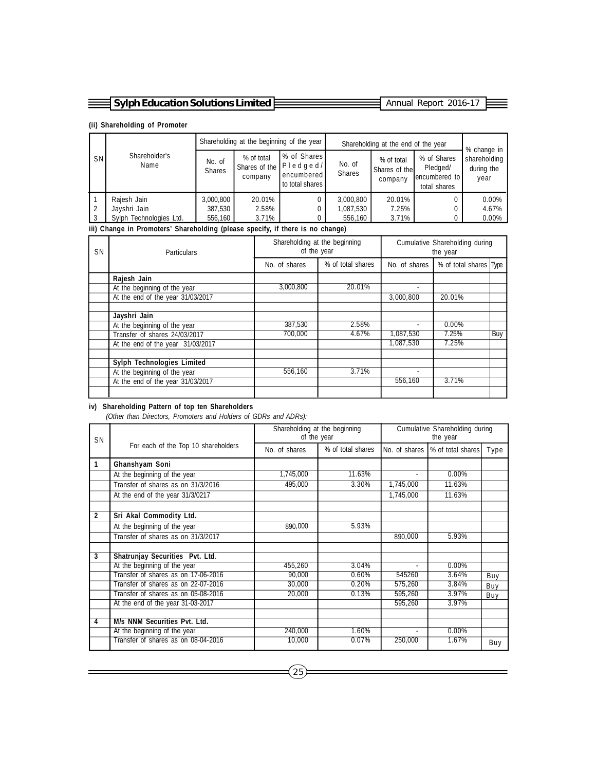**(ii) Shareholding of Promoter**

| SN | Shareholder's Name | Shareholding at the beginning of the year | | | Shareholding at the end of the year | | | % change in shareholding during the year |
|---|---|---|---|---|---|---|---|---|
| | | No. of Shares | % of total Shares of the company | % of Shares Pledged/ encumbered to total shares | No. of Shares | % of total Shares of the company | % of Shares Pledged/ encumbered to total shares | |
| 1 | Rajesh Jain | 3,000,800 | 20.01% | 0 | 3,000,800 | 20.01% | 0 | 0.00% |
| 2 | Jayshri Jain | 387,530 | 2.58% | 0 | 1,087,530 | 7.25% | 0 | 4.67% |
| 3 | Sylph Technologies Ltd. | 556,160 | 3.71% | 0 | 556,160 | 3.71% | 0 | 0.00% |

**iii) Change in Promoters' Shareholding (please specify, if there is no change)**

| SN | Particulars | Shareholding at the beginning of the year | | Cumulative Shareholding during the year | | |
|---|---|---|---|---|---|---|
| | | No. of shares | % of total shares | No. of shares | % of total shares | Type |
| | **Rajesh Jain** | | | | | |
| | At the beginning of the year | 3,000,800 | 20.01% | - | | |
| | At the end of the year 31/03/2017 | | | 3,000,800 | 20.01% | |
| | | | | | | |
| | **Jayshri Jain** | | | | | |
| | At the beginning of the year | 387,530 | 2.58% | - | 0.00% | |
| | Transfer of shares 24/03/2017 | 700,000 | 4.67% | 1,087,530 | 7.25% | Buy |
| | At the end of the year 31/03/2017 | | | 1,087,530 | 7.25% | |
| | | | | | | |
| | **Sylph Technologies Limited** | | | | | |
| | At the beginning of the year | 556,160 | 3.71% | - | | |
| | At the end of the year 31/03/2017 | | | 556,160 | 3.71% | |

**iv) Shareholding Pattern of top ten Shareholders**

*(Other than Directors, Promoters and Holders of GDRs and ADRs):*

| SN | For each of the Top 10 shareholders | Shareholding at the beginning of the year | | Cumulative Shareholding during the year | | |
|---|---|---|---|---|---|---|
| | | No. of shares | % of total shares | No. of shares | % of total shares | Type |
| **1** | **Ghanshyam Soni** | | | | | |
| | At the beginning of the year | 1,745,000 | 11.63% | - | 0.00% | |
| | Transfer of shares as on 31/3/2016 | 495,000 | 3.30% | 1,745,000 | 11.63% | |
| | At the end of the year 31/3/0217 | | | 1,745,000 | 11.63% | |
| | | | | | | |
| **2** | **Sri Akal Commodity Ltd.** | | | | | |
| | At the beginning of the year | 890,000 | 5.93% | | | |
| | Transfer of shares as on 31/3/2017 | | | 890,000 | 5.93% | |
| | | | | | | |
| **3** | **Shatrunjay Securities Pvt. Ltd.** | | | | | |
| | At the beginning of the year | 455,260 | 3.04% | - | 0.00% | |
| | Transfer of shares as on 17-06-2016 | 90,000 | 0.60% | 545260 | 3.64% | Buy |
| | Transfer of shares as on 22-07-2016 | 30,000 | 0.20% | 575,260 | 3.84% | Buy |
| | Transfer of shares as on 05-08-2016 | 20,000 | 0.13% | 595,260 | 3.97% | Buy |
| | At the end of the year 31-03-2017 | | | 595,260 | 3.97% | |
| | | | | | | |
| **4** | **M/s NNM Securities Pvt. Ltd.** | | | | | |
| | At the beginning of the year | 240,000 | 1.60% | - | 0.00% | |
| | Transfer of shares as on 08-04-2016 | 10,000 | 0.07% | 250,000 | 1.67% | Buy |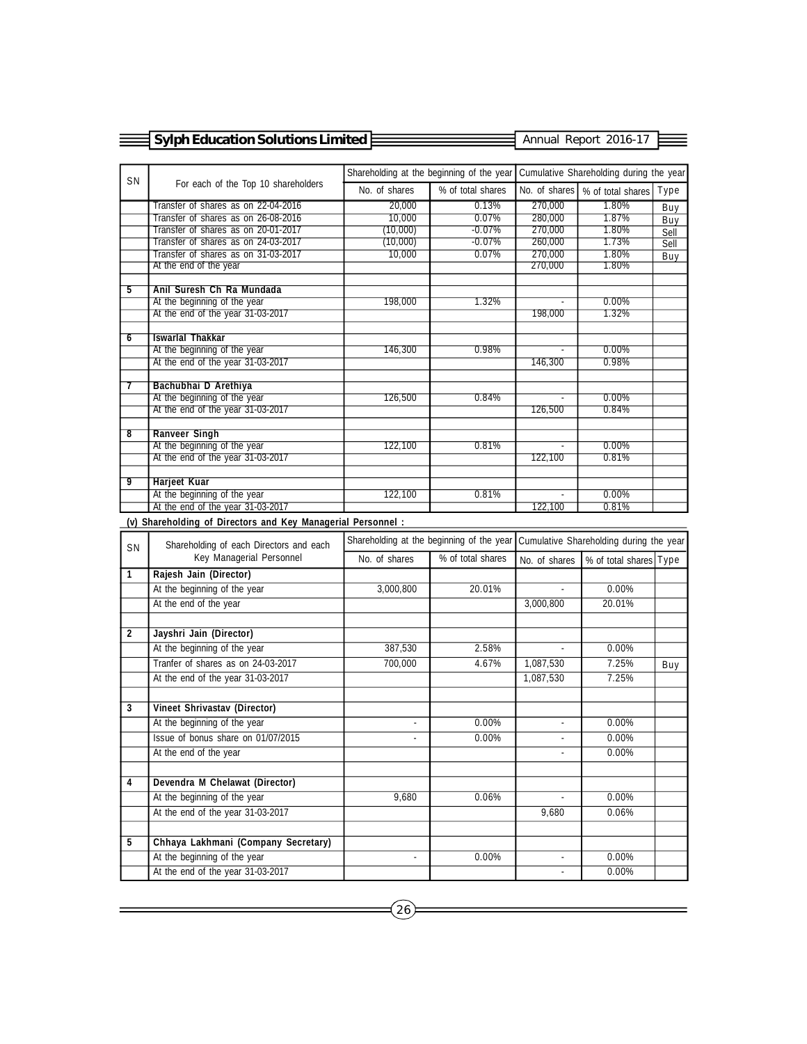| SN | For each of the Top 10 shareholders | Shareholding at the beginning of the year | | Cumulative Shareholding during the year | | |
|---|---|---|---|---|---|---|
| | | No. of shares | % of total shares | No. of shares | % of total shares | Type |
| | Transfer of shares as on 22-04-2016 | 20,000 | 0.13% | 270,000 | 1.80% | Buy |
| | Transfer of shares as on 26-08-2016 | 10,000 | 0.07% | 280,000 | 1.87% | Buy |
| | Transfer of shares as on 20-01-2017 | (10,000) | -0.07% | 270,000 | 1.80% | Sell |
| | Transfer of shares as on 24-03-2017 | (10,000) | -0.07% | 260,000 | 1.73% | Sell |
| | Transfer of shares as on 31-03-2017 | 10,000 | 0.07% | 270,000 | 1.80% | Buy |
| | At the end of the year | | | 270,000 | 1.80% | |
| | | | | | | |
| 5 | **Anil Suresh Ch Ra Mundada** | | | | | |
| | At the beginning of the year | 198,000 | 1.32% | - | 0.00% | |
| | At the end of the year 31-03-2017 | | | 198,000 | 1.32% | |
| | | | | | | |
| 6 | **Iswarlal Thakkar** | | | | | |
| | At the beginning of the year | 146,300 | 0.98% | - | 0.00% | |
| | At the end of the year 31-03-2017 | | | 146,300 | 0.98% | |
| | | | | | | |
| 7 | **Bachubhai D Arethiya** | | | | | |
| | At the beginning of the year | 126,500 | 0.84% | - | 0.00% | |
| | At the end of the year 31-03-2017 | | | 126,500 | 0.84% | |
| | | | | | | |
| 8 | **Ranveer Singh** | | | | | |
| | At the beginning of the year | 122,100 | 0.81% | - | 0.00% | |
| | At the end of the year 31-03-2017 | | | 122,100 | 0.81% | |
| | | | | | | |
| 9 | **Harjeet Kuar** | | | | | |
| | At the beginning of the year | 122,100 | 0.81% | - | 0.00% | |
| | At the end of the year 31-03-2017 | | | 122,100 | 0.81% | |

**(v) Shareholding of Directors and Key Managerial Personnel :**

| SN | Shareholding of each Directors and each Key Managerial Personnel | Shareholding at the beginning of the year | | Cumulative Shareholding during the year | | |
|---|---|---|---|---|---|---|
| | | No. of shares | % of total shares | No. of shares | % of total shares | Type |
| 1 | **Rajesh Jain (Director)** | | | | | |
| | At the beginning of the year | 3,000,800 | 20.01% | - | 0.00% | |
| | At the end of the year | | | 3,000,800 | 20.01% | |
| | | | | | | |
| 2 | **Jayshri Jain (Director)** | | | | | |
| | At the beginning of the year | 387,530 | 2.58% | - | 0.00% | |
| | Tranfer of shares as on 24-03-2017 | 700,000 | 4.67% | 1,087,530 | 7.25% | Buy |
| | At the end of the year 31-03-2017 | | | 1,087,530 | 7.25% | |
| | | | | | | |
| 3 | **Vineet Shrivastav (Director)** | | | | | |
| | At the beginning of the year | - | 0.00% | - | 0.00% | |
| | Issue of bonus share on 01/07/2015 | - | 0.00% | - | 0.00% | |
| | At the end of the year | | | - | 0.00% | |
| | | | | | | |
| 4 | **Devendra M Chelawat (Director)** | | | | | |
| | At the beginning of the year | 9,680 | 0.06% | - | 0.00% | |
| | At the end of the year 31-03-2017 | | | 9,680 | 0.06% | |
| | | | | | | |
| 5 | **Chhaya Lakhmani (Company Secretary)** | | | | | |
| | At the beginning of the year | - | 0.00% | - | 0.00% | |
| | At the end of the year 31-03-2017 | | | - | 0.00% | |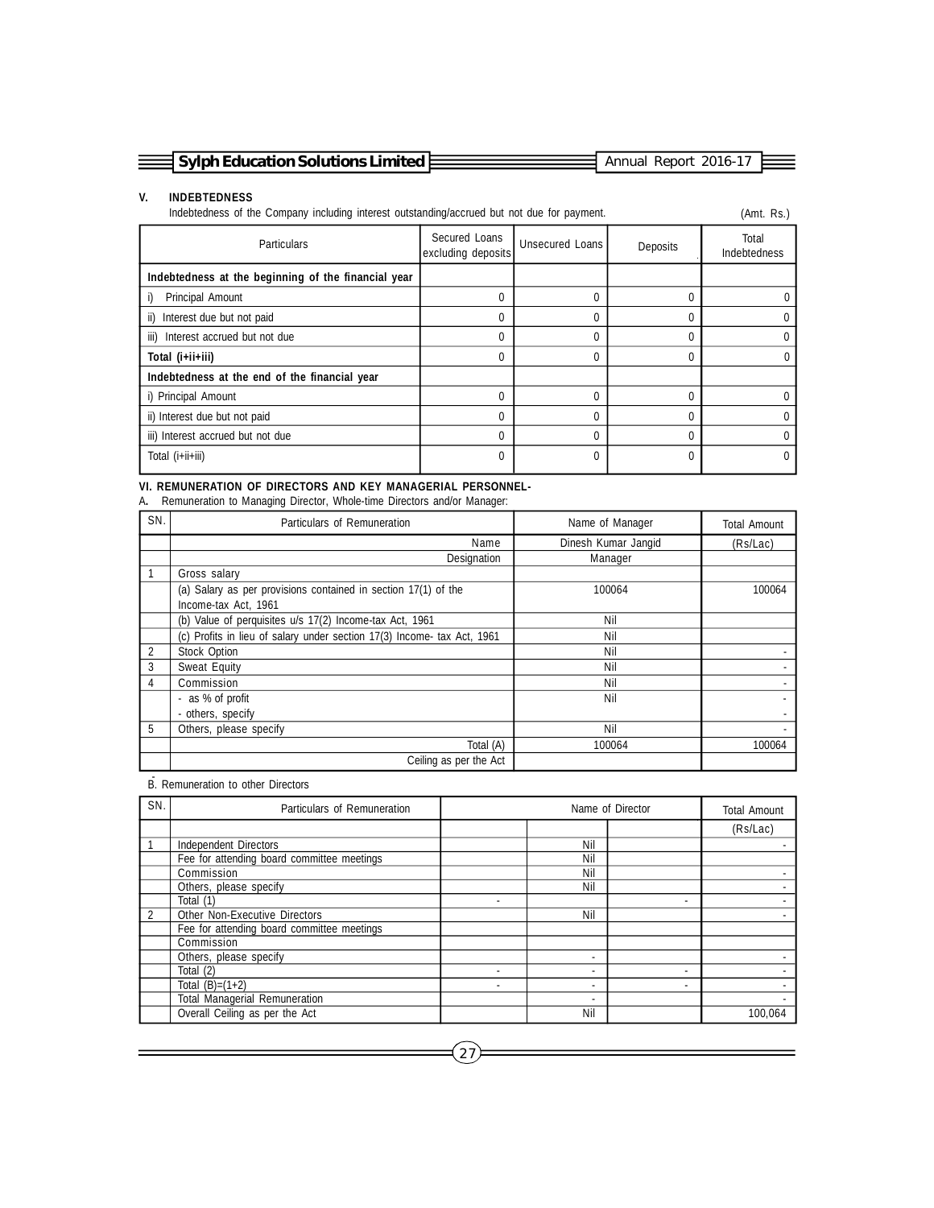## V. INDEBTEDNESS

Indebtedness of the Company including interest outstanding/accrued but not due for payment. (Amt. Rs.)

| Particulars | Secured Loans excluding deposits | Unsecured Loans | Deposits | Total Indebtedness |
|---|---|---|---|---|
| **Indebtedness at the beginning of the financial year** | | | | |
| i) Principal Amount | 0 | 0 | 0 | 0 |
| ii) Interest due but not paid | 0 | 0 | 0 | 0 |
| iii) Interest accrued but not due | 0 | 0 | 0 | 0 |
| **Total (i+ii+iii)** | 0 | 0 | 0 | 0 |
| **Indebtedness at the end of the financial year** | | | | |
| i) Principal Amount | 0 | 0 | 0 | 0 |
| ii) Interest due but not paid | 0 | 0 | 0 | 0 |
| iii) Interest accrued but not due | 0 | 0 | 0 | 0 |
| Total (i+ii+iii) | 0 | 0 | 0 | 0 |

## VI. REMUNERATION OF DIRECTORS AND KEY MANAGERIAL PERSONNEL-

**A.** Remuneration to Managing Director, Whole-time Directors and/or Manager:

| SN. | Particulars of Remuneration | Name of Manager | Total Amount |
|---|---|---|---|
| | Name | Dinesh Kumar Jangid | (Rs/Lac) |
| | Designation | Manager | |
| 1 | Gross salary | | |
| | (a) Salary as per provisions contained in section 17(1) of the Income-tax Act, 1961 | 100064 | 100064 |
| | (b) Value of perquisites u/s 17(2) Income-tax Act, 1961 | Nil | |
| | (c) Profits in lieu of salary under section 17(3) Income- tax Act, 1961 | Nil | |
| 2 | Stock Option | Nil | - |
| 3 | Sweat Equity | Nil | - |
| 4 | Commission | Nil | - |
| | - as % of profit | Nil | - |
| | - others, specify | | - |
| 5 | Others, please specify | Nil | - |
| | Total (A) | 100064 | 100064 |
| | Ceiling as per the Act | | |

B. Remuneration to other Directors

| SN. | Particulars of Remuneration | Name of Director | | | Total Amount |
|---|---|---|---|---|---|
| | | | | | (Rs/Lac) |
| 1 | Independent Directors | | Nil | | - |
| | Fee for attending board committee meetings | | Nil | | |
| | Commission | | Nil | | - |
| | Others, please specify | | Nil | | - |
| | Total (1) | - | | - | - |
| 2 | Other Non-Executive Directors | | Nil | | - |
| | Fee for attending board committee meetings | | | | |
| | Commission | | | | |
| | Others, please specify | | - | | - |
| | Total (2) | - | - | - | - |
| | Total (B)=(1+2) | - | - | - | - |
| | Total Managerial Remuneration | | - | | - |
| | Overall Ceiling as per the Act | | Nil | | 100,064 |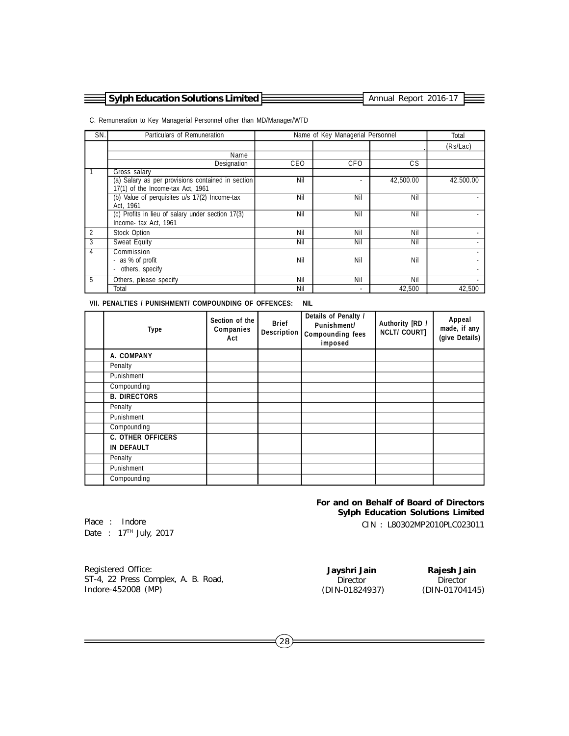C. Remuneration to Key Managerial Personnel other than MD/Manager/WTD

| SN. | Particulars of Remuneration | Name of Key Managerial Personnel | | | Total |
|---|---|---|---|---|---|
| | | | | . | (Rs/Lac) |
| | Name | | | | |
| | Designation | CEO | CFO | CS | |
| 1 | Gross salary | | | | |
| | (a) Salary as per provisions contained in section 17(1) of the Income-tax Act, 1961 | Nil | - | 42,500.00 | 42.500.00 |
| | (b) Value of perquisites u/s 17(2) Income-tax Act, 1961 | Nil | Nil | Nil | - |
| | (c) Profits in lieu of salary under section 17(3) Income- tax Act, 1961 | Nil | Nil | Nil | - |
| 2 | Stock Option | Nil | Nil | Nil | - |
| 3 | Sweat Equity | Nil | Nil | Nil | - |
| 4 | Commission<br>- as % of profit<br>- others, specify | Nil | Nil | Nil | -<br>-<br>- |
| 5 | Others, please specify | Nil | Nil | Nil | - |
| | Total | Nil | - | 42,500 | 42,500 |

**VII. PENALTIES / PUNISHMENT/ COMPOUNDING OF OFFENCES: NIL**

| | Type | Section of the Companies Act | Brief Description | Details of Penalty / Punishment/ Compounding fees imposed | Authority [RD / NCLT/ COURT] | Appeal made, if any (give Details) |
|---|---|---|---|---|---|---|
| | **A. COMPANY** | | | | | |
| | Penalty | | | | | |
| | Punishment | | | | | |
| | Compounding | | | | | |
| | **B. DIRECTORS** | | | | | |
| | Penalty | | | | | |
| | Punishment | | | | | |
| | Compounding | | | | | |
| | **C. OTHER OFFICERS IN DEFAULT** | | | | | |
| | Penalty | | | | | |
| | Punishment | | | | | |
| | Compounding | | | | | |

**For and on Behalf of Board of Directors**
**Sylph Education Solutions Limited**
CIN : L80302MP2010PLC023011

Place : Indore
Date : 17TH July, 2017

Registered Office:
ST-4, 22 Press Complex, A. B. Road,
Indore-452008 (MP)

**Jayshri Jain**
Director
(DIN-01824937)

**Rajesh Jain**
Director
(DIN-01704145)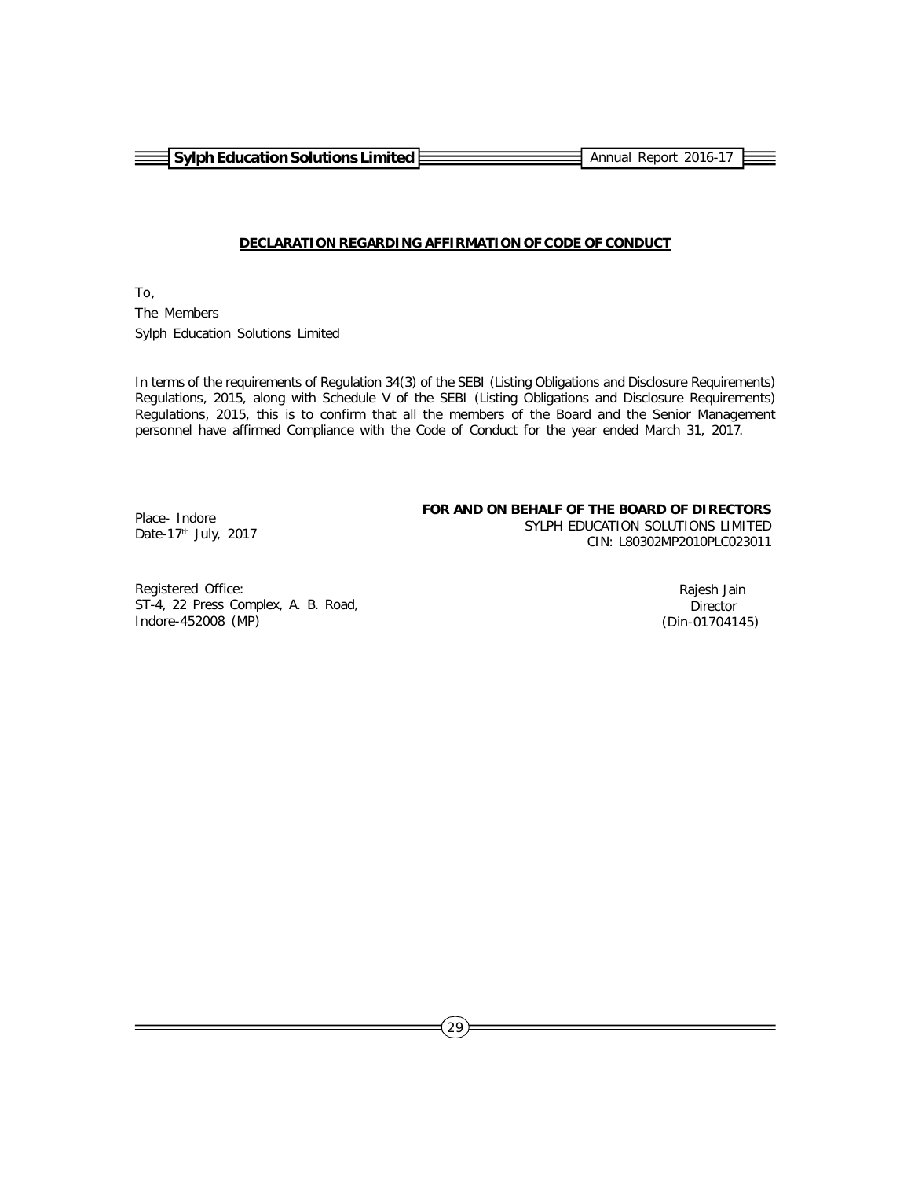## DECLARATION REGARDING AFFIRMATION OF CODE OF CONDUCT

To,

The Members

Sylph Education Solutions Limited

In terms of the requirements of Regulation 34(3) of the SEBI (Listing Obligations and Disclosure Requirements) Regulations, 2015, along with Schedule V of the SEBI (Listing Obligations and Disclosure Requirements) Regulations, 2015, this is to confirm that all the members of the Board and the Senior Management personnel have affirmed Compliance with the Code of Conduct for the year ended March 31, 2017.

Place- Indore
Date-17th July, 2017

**FOR AND ON BEHALF OF THE BOARD OF DIRECTORS**
SYLPH EDUCATION SOLUTIONS LIMITED
CIN: L80302MP2010PLC023011

Registered Office:
ST-4, 22 Press Complex, A. B. Road,
Indore-452008 (MP)

Rajesh Jain
Director
(Din-01704145)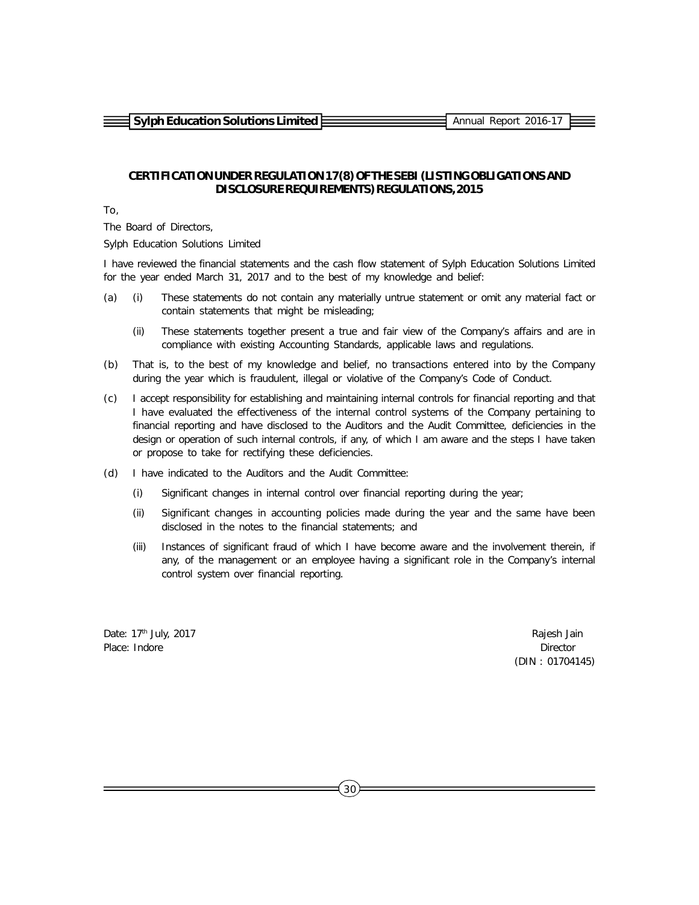## CERTIFICATION UNDER REGULATION 17(8) OF THE SEBI (LISTING OBLIGATIONS AND DISCLOSURE REQUIREMENTS) REGULATIONS, 2015

To,

The Board of Directors,

Sylph Education Solutions Limited

I have reviewed the financial statements and the cash flow statement of Sylph Education Solutions Limited for the year ended March 31, 2017 and to the best of my knowledge and belief:

(a) (i) These statements do not contain any materially untrue statement or omit any material fact or contain statements that might be misleading;

(ii) These statements together present a true and fair view of the Company's affairs and are in compliance with existing Accounting Standards, applicable laws and regulations.

(b) That is, to the best of my knowledge and belief, no transactions entered into by the Company during the year which is fraudulent, illegal or violative of the Company's Code of Conduct.

(c) I accept responsibility for establishing and maintaining internal controls for financial reporting and that I have evaluated the effectiveness of the internal control systems of the Company pertaining to financial reporting and have disclosed to the Auditors and the Audit Committee, deficiencies in the design or operation of such internal controls, if any, of which I am aware and the steps I have taken or propose to take for rectifying these deficiencies.

(d) I have indicated to the Auditors and the Audit Committee:

(i) Significant changes in internal control over financial reporting during the year;

(ii) Significant changes in accounting policies made during the year and the same have been disclosed in the notes to the financial statements; and

(iii) Instances of significant fraud of which I have become aware and the involvement therein, if any, of the management or an employee having a significant role in the Company's internal control system over financial reporting.

Date: 17th July, 2017
Place: Indore

Rajesh Jain
Director
(DIN : 01704145)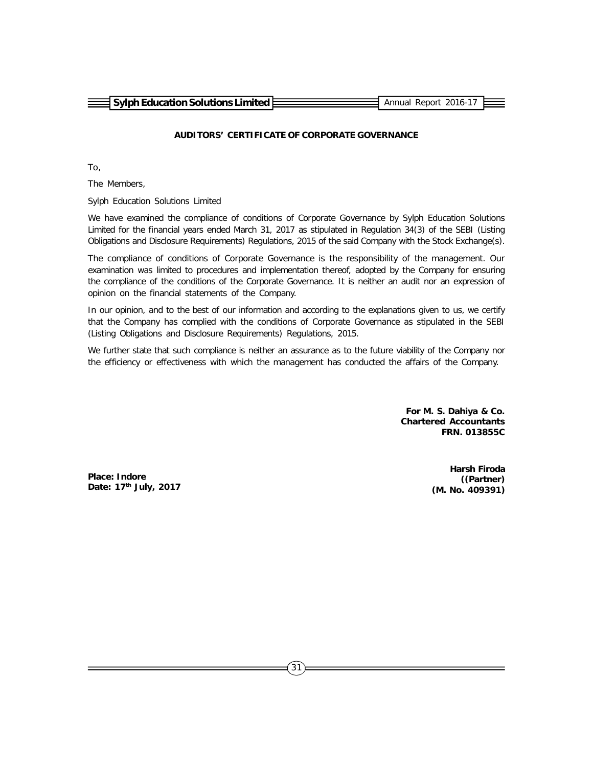## AUDITORS' CERTIFICATE OF CORPORATE GOVERNANCE

To,

The Members,

Sylph Education Solutions Limited

We have examined the compliance of conditions of Corporate Governance by Sylph Education Solutions Limited for the financial years ended March 31, 2017 as stipulated in Regulation 34(3) of the SEBI (Listing Obligations and Disclosure Requirements) Regulations, 2015 of the said Company with the Stock Exchange(s).

The compliance of conditions of Corporate Governance is the responsibility of the management. Our examination was limited to procedures and implementation thereof, adopted by the Company for ensuring the compliance of the conditions of the Corporate Governance. It is neither an audit nor an expression of opinion on the financial statements of the Company.

In our opinion, and to the best of our information and according to the explanations given to us, we certify that the Company has complied with the conditions of Corporate Governance as stipulated in the SEBI (Listing Obligations and Disclosure Requirements) Regulations, 2015.

We further state that such compliance is neither an assurance as to the future viability of the Company nor the efficiency or effectiveness with which the management has conducted the affairs of the Company.

**For M. S. Dahiya & Co.**
**Chartered Accountants**
**FRN. 013855C**

**Harsh Firoda**
**((Partner)**
**(M. No. 409391)**

**Place: Indore**
**Date: 17th July, 2017**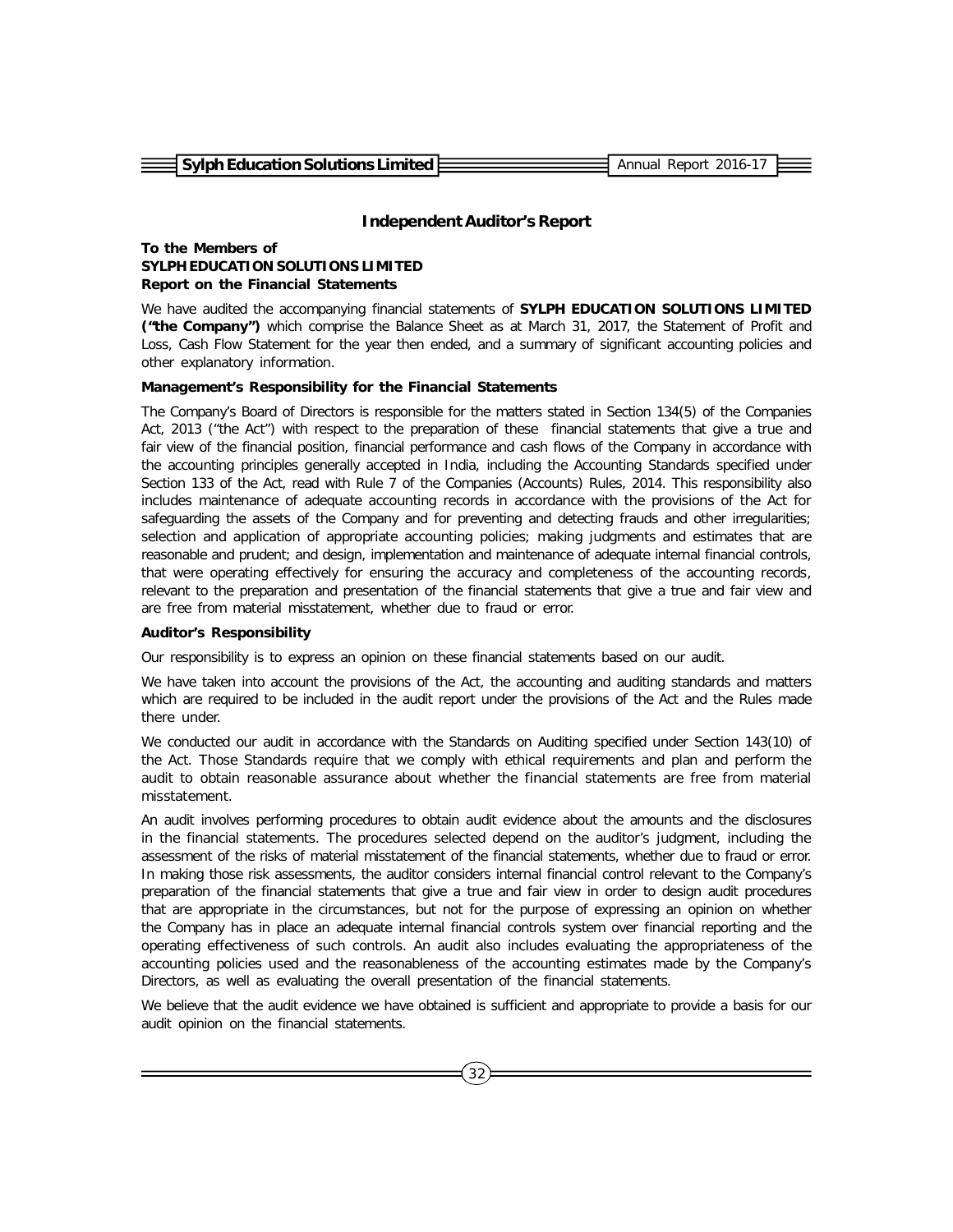# Independent Auditor's Report

**To the Members of**
**SYLPH EDUCATION SOLUTIONS LIMITED**
**Report on the Financial Statements**

We have audited the accompanying financial statements of **SYLPH EDUCATION SOLUTIONS LIMITED ("the Company")** which comprise the Balance Sheet as at March 31, 2017, the Statement of Profit and Loss, Cash Flow Statement for the year then ended, and a summary of significant accounting policies and other explanatory information.

**Management's Responsibility for the Financial Statements**

The Company's Board of Directors is responsible for the matters stated in Section 134(5) of the Companies Act, 2013 ("the Act") with respect to the preparation of these financial statements that give a true and fair view of the financial position, financial performance and cash flows of the Company in accordance with the accounting principles generally accepted in India, including the Accounting Standards specified under Section 133 of the Act, read with Rule 7 of the Companies (Accounts) Rules, 2014. This responsibility also includes maintenance of adequate accounting records in accordance with the provisions of the Act for safeguarding the assets of the Company and for preventing and detecting frauds and other irregularities; selection and application of appropriate accounting policies; making judgments and estimates that are reasonable and prudent; and design, implementation and maintenance of adequate internal financial controls, that were operating effectively for ensuring the accuracy and completeness of the accounting records, relevant to the preparation and presentation of the financial statements that give a true and fair view and are free from material misstatement, whether due to fraud or error.

**Auditor's Responsibility**

Our responsibility is to express an opinion on these financial statements based on our audit.

We have taken into account the provisions of the Act, the accounting and auditing standards and matters which are required to be included in the audit report under the provisions of the Act and the Rules made there under.

We conducted our audit in accordance with the Standards on Auditing specified under Section 143(10) of the Act. Those Standards require that we comply with ethical requirements and plan and perform the audit to obtain reasonable assurance about whether the financial statements are free from material misstatement.

An audit involves performing procedures to obtain audit evidence about the amounts and the disclosures in the financial statements. The procedures selected depend on the auditor's judgment, including the assessment of the risks of material misstatement of the financial statements, whether due to fraud or error. In making those risk assessments, the auditor considers internal financial control relevant to the Company's preparation of the financial statements that give a true and fair view in order to design audit procedures that are appropriate in the circumstances, but not for the purpose of expressing an opinion on whether the Company has in place an adequate internal financial controls system over financial reporting and the operating effectiveness of such controls. An audit also includes evaluating the appropriateness of the accounting policies used and the reasonableness of the accounting estimates made by the Company's Directors, as well as evaluating the overall presentation of the financial statements.

We believe that the audit evidence we have obtained is sufficient and appropriate to provide a basis for our audit opinion on the financial statements.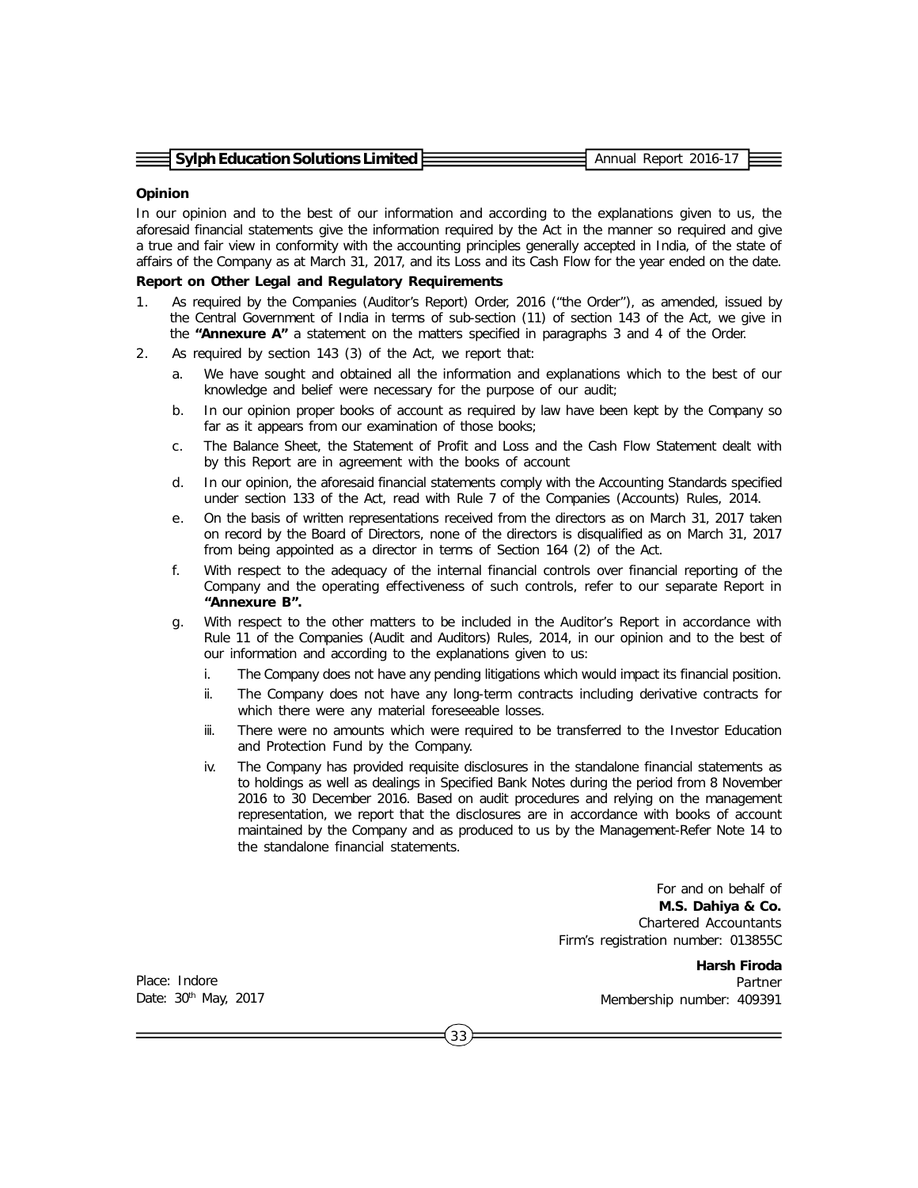### Opinion

In our opinion and to the best of our information and according to the explanations given to us, the aforesaid financial statements give the information required by the Act in the manner so required and give a true and fair view in conformity with the accounting principles generally accepted in India, of the state of affairs of the Company as at March 31, 2017, and its Loss and its Cash Flow for the year ended on the date.

### Report on Other Legal and Regulatory Requirements

1. As required by the Companies (Auditor's Report) Order, 2016 ("the Order"), as amended, issued by the Central Government of India in terms of sub-section (11) of section 143 of the Act, we give in the **"Annexure A"** a statement on the matters specified in paragraphs 3 and 4 of the Order.
2. As required by section 143 (3) of the Act, we report that:
   a. We have sought and obtained all the information and explanations which to the best of our knowledge and belief were necessary for the purpose of our audit;
   b. In our opinion proper books of account as required by law have been kept by the Company so far as it appears from our examination of those books;
   c. The Balance Sheet, the Statement of Profit and Loss and the Cash Flow Statement dealt with by this Report are in agreement with the books of account
   d. In our opinion, the aforesaid financial statements comply with the Accounting Standards specified under section 133 of the Act, read with Rule 7 of the Companies (Accounts) Rules, 2014.
   e. On the basis of written representations received from the directors as on March 31, 2017 taken on record by the Board of Directors, none of the directors is disqualified as on March 31, 2017 from being appointed as a director in terms of Section 164 (2) of the Act.
   f. With respect to the adequacy of the internal financial controls over financial reporting of the Company and the operating effectiveness of such controls, refer to our separate Report in **"Annexure B".**
   g. With respect to the other matters to be included in the Auditor's Report in accordance with Rule 11 of the Companies (Audit and Auditors) Rules, 2014, in our opinion and to the best of our information and according to the explanations given to us:
      i. The Company does not have any pending litigations which would impact its financial position.
      ii. The Company does not have any long-term contracts including derivative contracts for which there were any material foreseeable losses.
      iii. There were no amounts which were required to be transferred to the Investor Education and Protection Fund by the Company.
      iv. The Company has provided requisite disclosures in the standalone financial statements as to holdings as well as dealings in Specified Bank Notes during the period from 8 November 2016 to 30 December 2016. Based on audit procedures and relying on the management representation, we report that the disclosures are in accordance with books of account maintained by the Company and as produced to us by the Management-Refer Note 14 to the standalone financial statements.

For and on behalf of
**M.S. Dahiya & Co.**
Chartered Accountants
Firm's registration number: 013855C

**Harsh Firoda**
Partner
Membership number: 409391

Place: Indore
Date: 30th May, 2017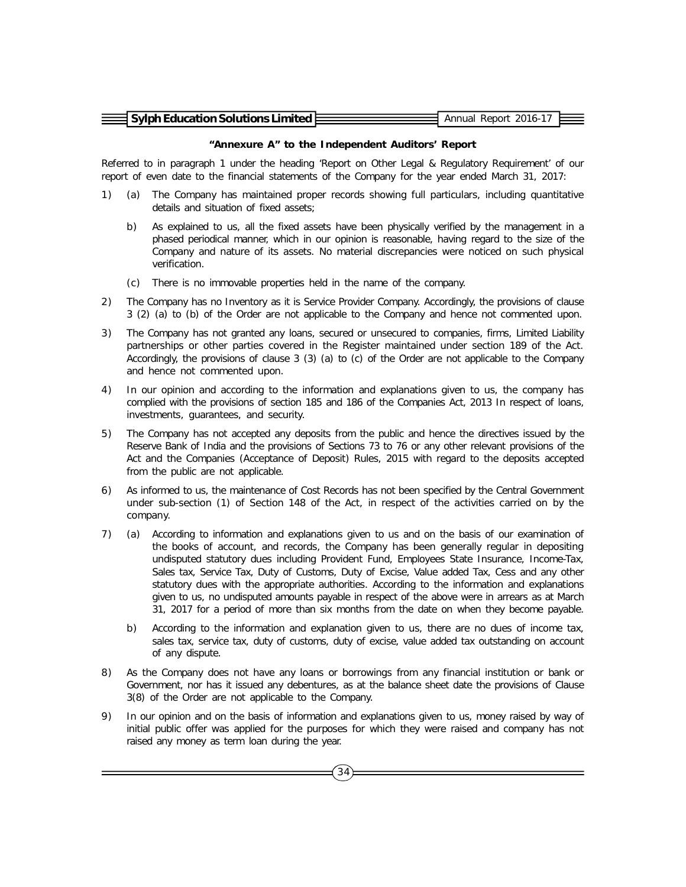## "Annexure A" to the Independent Auditors' Report

Referred to in paragraph 1 under the heading 'Report on Other Legal & Regulatory Requirement' of our report of even date to the financial statements of the Company for the year ended March 31, 2017:

1) (a) The Company has maintained proper records showing full particulars, including quantitative details and situation of fixed assets;

   b) As explained to us, all the fixed assets have been physically verified by the management in a phased periodical manner, which in our opinion is reasonable, having regard to the size of the Company and nature of its assets. No material discrepancies were noticed on such physical verification.

   (c) There is no immovable properties held in the name of the company.

2) The Company has no Inventory as it is Service Provider Company. Accordingly, the provisions of clause 3 (2) (a) to (b) of the Order are not applicable to the Company and hence not commented upon.

3) The Company has not granted any loans, secured or unsecured to companies, firms, Limited Liability partnerships or other parties covered in the Register maintained under section 189 of the Act. Accordingly, the provisions of clause 3 (3) (a) to (c) of the Order are not applicable to the Company and hence not commented upon.

4) In our opinion and according to the information and explanations given to us, the company has complied with the provisions of section 185 and 186 of the Companies Act, 2013 In respect of loans, investments, guarantees, and security.

5) The Company has not accepted any deposits from the public and hence the directives issued by the Reserve Bank of India and the provisions of Sections 73 to 76 or any other relevant provisions of the Act and the Companies (Acceptance of Deposit) Rules, 2015 with regard to the deposits accepted from the public are not applicable.

6) As informed to us, the maintenance of Cost Records has not been specified by the Central Government under sub-section (1) of Section 148 of the Act, in respect of the activities carried on by the company.

7) (a) According to information and explanations given to us and on the basis of our examination of the books of account, and records, the Company has been generally regular in depositing undisputed statutory dues including Provident Fund, Employees State Insurance, Income-Tax, Sales tax, Service Tax, Duty of Customs, Duty of Excise, Value added Tax, Cess and any other statutory dues with the appropriate authorities. According to the information and explanations given to us, no undisputed amounts payable in respect of the above were in arrears as at March 31, 2017 for a period of more than six months from the date on when they become payable.

   b) According to the information and explanation given to us, there are no dues of income tax, sales tax, service tax, duty of customs, duty of excise, value added tax outstanding on account of any dispute.

8) As the Company does not have any loans or borrowings from any financial institution or bank or Government, nor has it issued any debentures, as at the balance sheet date the provisions of Clause 3(8) of the Order are not applicable to the Company.

9) In our opinion and on the basis of information and explanations given to us, money raised by way of initial public offer was applied for the purposes for which they were raised and company has not raised any money as term loan during the year.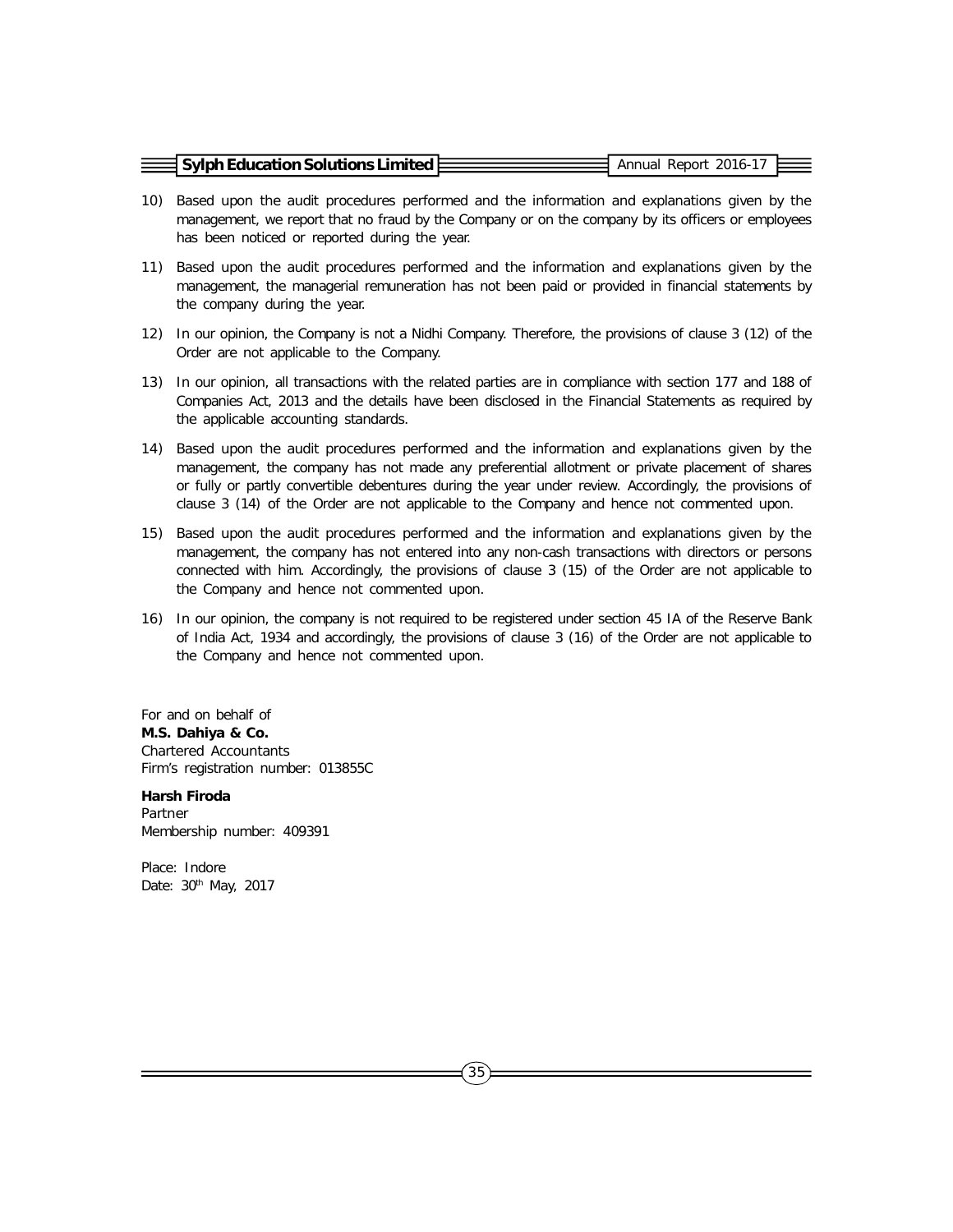10) Based upon the audit procedures performed and the information and explanations given by the management, we report that no fraud by the Company or on the company by its officers or employees has been noticed or reported during the year.

11) Based upon the audit procedures performed and the information and explanations given by the management, the managerial remuneration has not been paid or provided in financial statements by the company during the year.

12) In our opinion, the Company is not a Nidhi Company. Therefore, the provisions of clause 3 (12) of the Order are not applicable to the Company.

13) In our opinion, all transactions with the related parties are in compliance with section 177 and 188 of Companies Act, 2013 and the details have been disclosed in the Financial Statements as required by the applicable accounting standards.

14) Based upon the audit procedures performed and the information and explanations given by the management, the company has not made any preferential allotment or private placement of shares or fully or partly convertible debentures during the year under review. Accordingly, the provisions of clause 3 (14) of the Order are not applicable to the Company and hence not commented upon.

15) Based upon the audit procedures performed and the information and explanations given by the management, the company has not entered into any non-cash transactions with directors or persons connected with him. Accordingly, the provisions of clause 3 (15) of the Order are not applicable to the Company and hence not commented upon.

16) In our opinion, the company is not required to be registered under section 45 IA of the Reserve Bank of India Act, 1934 and accordingly, the provisions of clause 3 (16) of the Order are not applicable to the Company and hence not commented upon.

For and on behalf of
**M.S. Dahiya & Co.**
Chartered Accountants
Firm's registration number: 013855C

**Harsh Firoda**
Partner
Membership number: 409391

Place: Indore
Date: 30th May, 2017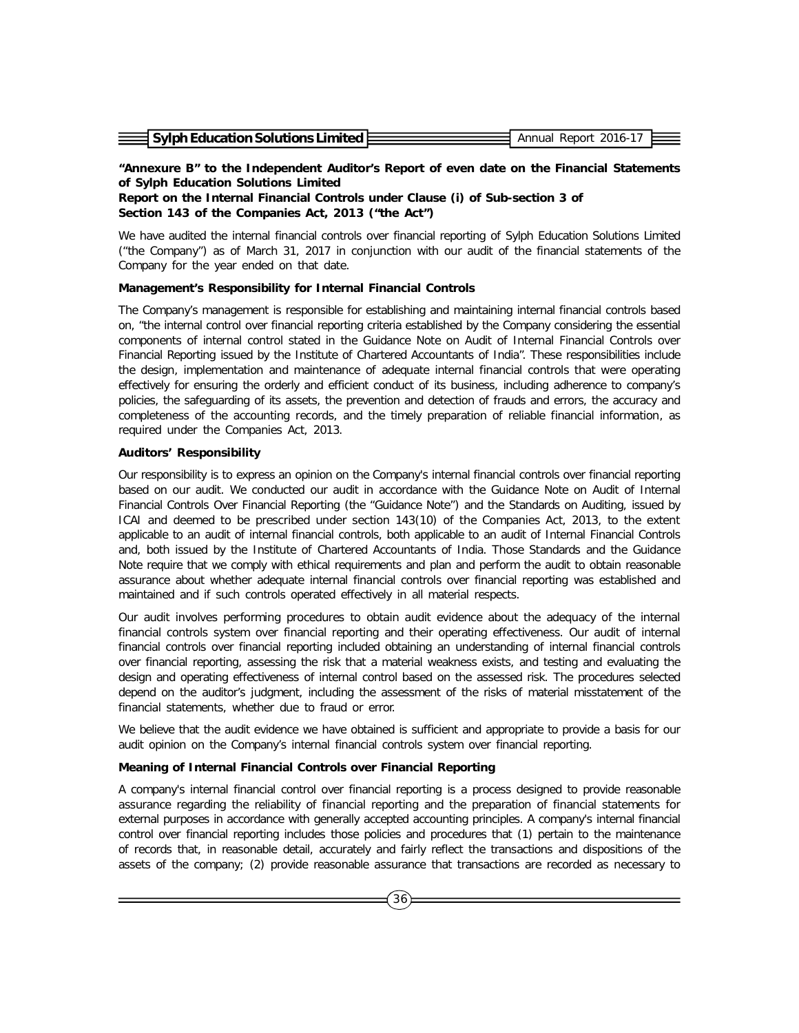**"Annexure B" to the Independent Auditor's Report of even date on the Financial Statements of Sylph Education Solutions Limited**

**Report on the Internal Financial Controls under Clause (i) of Sub-section 3 of Section 143 of the Companies Act, 2013 ("the Act")**

We have audited the internal financial controls over financial reporting of Sylph Education Solutions Limited ("the Company") as of March 31, 2017 in conjunction with our audit of the financial statements of the Company for the year ended on that date.

**Management's Responsibility for Internal Financial Controls**

The Company's management is responsible for establishing and maintaining internal financial controls based on, "the internal control over financial reporting criteria established by the Company considering the essential components of internal control stated in the Guidance Note on Audit of Internal Financial Controls over Financial Reporting issued by the Institute of Chartered Accountants of India". These responsibilities include the design, implementation and maintenance of adequate internal financial controls that were operating effectively for ensuring the orderly and efficient conduct of its business, including adherence to company's policies, the safeguarding of its assets, the prevention and detection of frauds and errors, the accuracy and completeness of the accounting records, and the timely preparation of reliable financial information, as required under the Companies Act, 2013.

**Auditors' Responsibility**

Our responsibility is to express an opinion on the Company's internal financial controls over financial reporting based on our audit. We conducted our audit in accordance with the Guidance Note on Audit of Internal Financial Controls Over Financial Reporting (the "Guidance Note") and the Standards on Auditing, issued by ICAI and deemed to be prescribed under section 143(10) of the Companies Act, 2013, to the extent applicable to an audit of internal financial controls, both applicable to an audit of Internal Financial Controls and, both issued by the Institute of Chartered Accountants of India. Those Standards and the Guidance Note require that we comply with ethical requirements and plan and perform the audit to obtain reasonable assurance about whether adequate internal financial controls over financial reporting was established and maintained and if such controls operated effectively in all material respects.

Our audit involves performing procedures to obtain audit evidence about the adequacy of the internal financial controls system over financial reporting and their operating effectiveness. Our audit of internal financial controls over financial reporting included obtaining an understanding of internal financial controls over financial reporting, assessing the risk that a material weakness exists, and testing and evaluating the design and operating effectiveness of internal control based on the assessed risk. The procedures selected depend on the auditor's judgment, including the assessment of the risks of material misstatement of the financial statements, whether due to fraud or error.

We believe that the audit evidence we have obtained is sufficient and appropriate to provide a basis for our audit opinion on the Company's internal financial controls system over financial reporting.

**Meaning of Internal Financial Controls over Financial Reporting**

A company's internal financial control over financial reporting is a process designed to provide reasonable assurance regarding the reliability of financial reporting and the preparation of financial statements for external purposes in accordance with generally accepted accounting principles. A company's internal financial control over financial reporting includes those policies and procedures that (1) pertain to the maintenance of records that, in reasonable detail, accurately and fairly reflect the transactions and dispositions of the assets of the company; (2) provide reasonable assurance that transactions are recorded as necessary to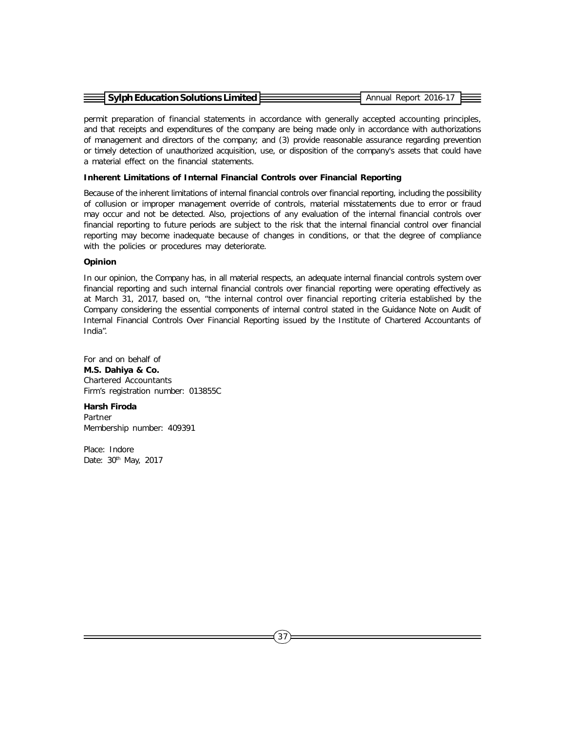permit preparation of financial statements in accordance with generally accepted accounting principles, and that receipts and expenditures of the company are being made only in accordance with authorizations of management and directors of the company; and (3) provide reasonable assurance regarding prevention or timely detection of unauthorized acquisition, use, or disposition of the company's assets that could have a material effect on the financial statements.

**Inherent Limitations of Internal Financial Controls over Financial Reporting**

Because of the inherent limitations of internal financial controls over financial reporting, including the possibility of collusion or improper management override of controls, material misstatements due to error or fraud may occur and not be detected. Also, projections of any evaluation of the internal financial controls over financial reporting to future periods are subject to the risk that the internal financial control over financial reporting may become inadequate because of changes in conditions, or that the degree of compliance with the policies or procedures may deteriorate.

**Opinion**

In our opinion, the Company has, in all material respects, an adequate internal financial controls system over financial reporting and such internal financial controls over financial reporting were operating effectively as at March 31, 2017, based on, "the internal control over financial reporting criteria established by the Company considering the essential components of internal control stated in the Guidance Note on Audit of Internal Financial Controls Over Financial Reporting issued by the Institute of Chartered Accountants of India".

For and on behalf of
**M.S. Dahiya & Co.**
Chartered Accountants
Firm's registration number: 013855C

**Harsh Firoda**
Partner
Membership number: 409391

Place: Indore
Date: 30th May, 2017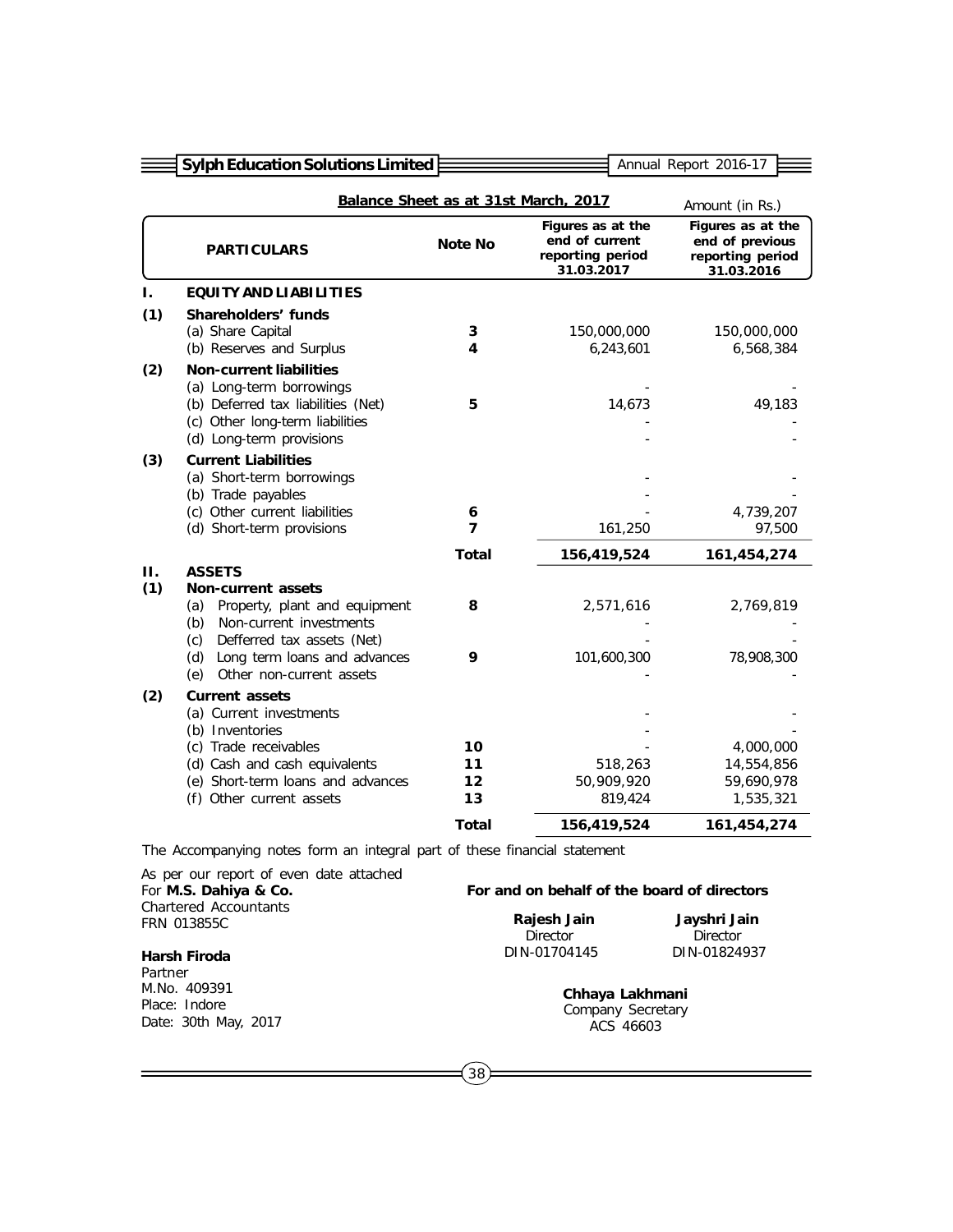## Balance Sheet as at 31st March, 2017

Amount (in Rs.)

| | PARTICULARS | Note No | Figures as at the end of current reporting period 31.03.2017 | Figures as at the end of previous reporting period 31.03.2016 |
|---|---|---|---|---|
| **I.** | **EQUITY AND LIABILITIES** | | | |
| **(1)** | **Shareholders' funds** | | | |
| | (a) Share Capital | 3 | 150,000,000 | 150,000,000 |
| | (b) Reserves and Surplus | 4 | 6,243,601 | 6,568,384 |
| **(2)** | **Non-current liabilities** | | | |
| | (a) Long-term borrowings | | - | - |
| | (b) Deferred tax liabilities (Net) | 5 | 14,673 | 49,183 |
| | (c) Other long-term liabilities | | - | - |
| | (d) Long-term provisions | | - | - |
| **(3)** | **Current Liabilities** | | | |
| | (a) Short-term borrowings | | - | - |
| | (b) Trade payables | | - | - |
| | (c) Other current liabilities | 6 | - | 4,739,207 |
| | (d) Short-term provisions | 7 | 161,250 | 97,500 |
| | | **Total** | **156,419,524** | **161,454,274** |
| **II.** | **ASSETS** | | | |
| **(1)** | **Non-current assets** | | | |
| | (a) Property, plant and equipment | 8 | 2,571,616 | 2,769,819 |
| | (b) Non-current investments | | - | - |
| | (c) Defferred tax assets (Net) | | - | - |
| | (d) Long term loans and advances | 9 | 101,600,300 | 78,908,300 |
| | (e) Other non-current assets | | - | - |
| **(2)** | **Current assets** | | | |
| | (a) Current investments | | - | - |
| | (b) Inventories | | - | - |
| | (c) Trade receivables | 10 | - | 4,000,000 |
| | (d) Cash and cash equivalents | 11 | 518,263 | 14,554,856 |
| | (e) Short-term loans and advances | 12 | 50,909,920 | 59,690,978 |
| | (f) Other current assets | 13 | 819,424 | 1,535,321 |
| | | **Total** | **156,419,524** | **161,454,274** |

The Accompanying notes form an integral part of these financial statement

As per our report of even date attached
For **M.S. Dahiya & Co.**
Chartered Accountants
FRN 013855C

**Harsh Firoda**
Partner
M.No. 409391
Place: Indore
Date: 30th May, 2017

**For and on behalf of the board of directors**

**Rajesh Jain**
Director
DIN-01704145

**Jayshri Jain**
Director
DIN-01824937

**Chhaya Lakhmani**
Company Secretary
ACS 46603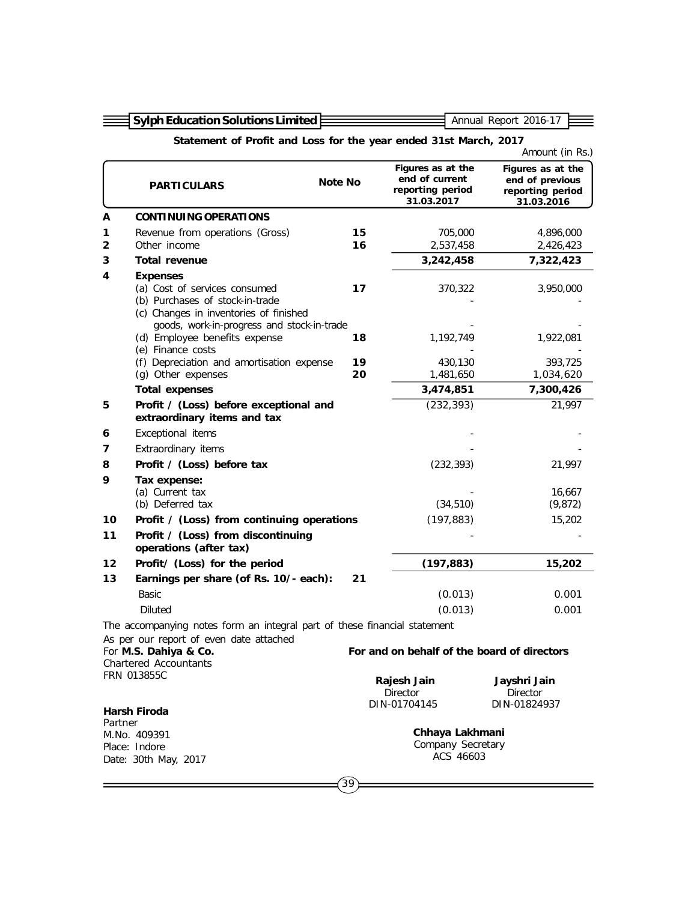## Statement of Profit and Loss for the year ended 31st March, 2017

Amount (in Rs.)

| | PARTICULARS | Note No | Figures as at the end of current reporting period 31.03.2017 | Figures as at the end of previous reporting period 31.03.2016 |
|---|---|---|---|---|
| **A** | **CONTINUING OPERATIONS** | | | |
| **1** | Revenue from operations (Gross) | **15** | 705,000 | 4,896,000 |
| **2** | Other income | **16** | 2,537,458 | 2,426,423 |
| **3** | **Total revenue** | | **3,242,458** | **7,322,423** |
| **4** | **Expenses** | | | |
| | (a) Cost of services consumed | **17** | 370,322 | 3,950,000 |
| | (b) Purchases of stock-in-trade | | - | - |
| | (c) Changes in inventories of finished goods, work-in-progress and stock-in-trade | | - | - |
| | (d) Employee benefits expense | **18** | 1,192,749 | 1,922,081 |
| | (e) Finance costs | | - | - |
| | (f) Depreciation and amortisation expense | **19** | 430,130 | 393,725 |
| | (g) Other expenses | **20** | 1,481,650 | 1,034,620 |
| | **Total expenses** | | **3,474,851** | **7,300,426** |
| **5** | **Profit / (Loss) before exceptional and extraordinary items and tax** | | (232,393) | 21,997 |
| **6** | Exceptional items | | - | - |
| **7** | Extraordinary items | | - | - |
| **8** | **Profit / (Loss) before tax** | | (232,393) | 21,997 |
| **9** | **Tax expense:** | | | |
| | (a) Current tax | | - | 16,667 |
| | (b) Deferred tax | | (34,510) | (9,872) |
| **10** | **Profit / (Loss) from continuing operations** | | (197,883) | 15,202 |
| **11** | **Profit / (Loss) from discontinuing operations (after tax)** | | - | - |
| **12** | **Profit/ (Loss) for the period** | | **(197,883)** | **15,202** |
| **13** | **Earnings per share (of Rs. 10/- each):** | **21** | | |
| | Basic | | (0.013) | 0.001 |
| | Diluted | | (0.013) | 0.001 |

The accompanying notes form an integral part of these financial statement

As per our report of even date attached

For **M.S. Dahiya & Co.**
Chartered Accountants
FRN 013855C

**Harsh Firoda**
Partner
M.No. 409391
Place: Indore
Date: 30th May, 2017

**For and on behalf of the board of directors**

**Rajesh Jain**
Director
DIN-01704145

**Jayshri Jain**
Director
DIN-01824937

**Chhaya Lakhmani**
Company Secretary
ACS 46603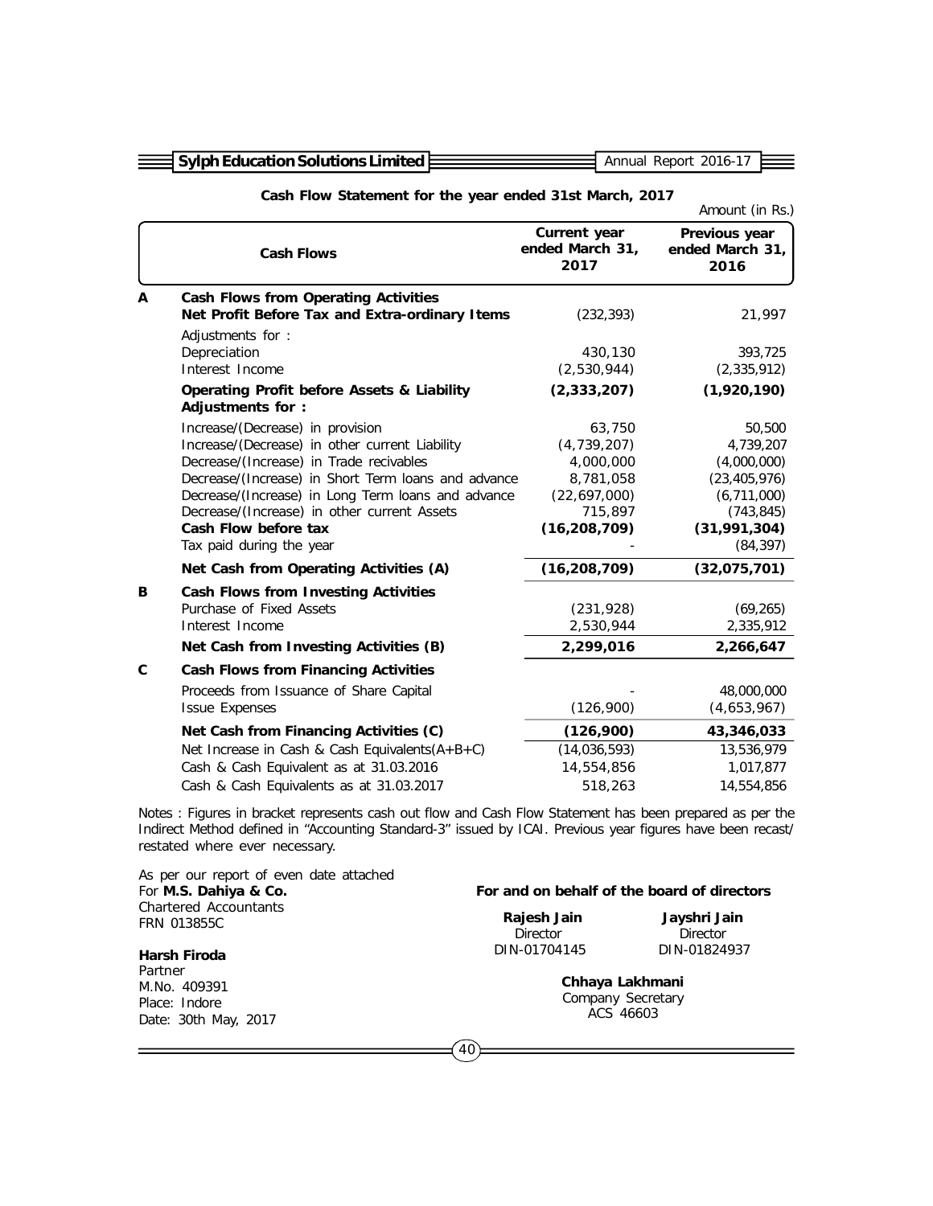## Cash Flow Statement for the year ended 31st March, 2017

Amount (in Rs.)

| | Cash Flows | Current year ended March 31, 2017 | Previous year ended March 31, 2016 |
|---|---|---|---|
| **A** | **Cash Flows from Operating Activities** | | |
| | **Net Profit Before Tax and Extra-ordinary Items** | (232,393) | 21,997 |
| | Adjustments for : | | |
| | Depreciation | 430,130 | 393,725 |
| | Interest Income | (2,530,944) | (2,335,912) |
| | **Operating Profit before Assets & Liability Adjustments for :** | **(2,333,207)** | **(1,920,190)** |
| | Increase/(Decrease) in provision | 63,750 | 50,500 |
| | Increase/(Decrease) in other current Liability | (4,739,207) | 4,739,207 |
| | Decrease/(Increase) in Trade recivables | 4,000,000 | (4,000,000) |
| | Decrease/(Increase) in Short Term loans and advance | 8,781,058 | (23,405,976) |
| | Decrease/(Increase) in Long Term loans and advance | (22,697,000) | (6,711,000) |
| | Decrease/(Increase) in other current Assets | 715,897 | (743,845) |
| | **Cash Flow before tax** | **(16,208,709)** | **(31,991,304)** |
| | Tax paid during the year | - | (84,397) |
| | **Net Cash from Operating Activities (A)** | **(16,208,709)** | **(32,075,701)** |
| **B** | **Cash Flows from Investing Activities** | | |
| | Purchase of Fixed Assets | (231,928) | (69,265) |
| | Interest Income | 2,530,944 | 2,335,912 |
| | **Net Cash from Investing Activities (B)** | **2,299,016** | **2,266,647** |
| **C** | **Cash Flows from Financing Activities** | | |
| | Proceeds from Issuance of Share Capital | - | 48,000,000 |
| | Issue Expenses | (126,900) | (4,653,967) |
| | **Net Cash from Financing Activities (C)** | **(126,900)** | **43,346,033** |
| | Net Increase in Cash & Cash Equivalents(A+B+C) | (14,036,593) | 13,536,979 |
| | Cash & Cash Equivalent as at 31.03.2016 | 14,554,856 | 1,017,877 |
| | Cash & Cash Equivalents as at 31.03.2017 | 518,263 | 14,554,856 |

Notes : Figures in bracket represents cash out flow and Cash Flow Statement has been prepared as per the Indirect Method defined in "Accounting Standard-3" issued by ICAI. Previous year figures have been recast/ restated where ever necessary.

As per our report of even date attached
For **M.S. Dahiya & Co.**
Chartered Accountants
FRN 013855C

**Harsh Firoda**
Partner
M.No. 409391
Place: Indore
Date: 30th May, 2017

**For and on behalf of the board of directors**

**Rajesh Jain**
Director
DIN-01704145

**Jayshri Jain**
Director
DIN-01824937

**Chhaya Lakhmani**
Company Secretary
ACS 46603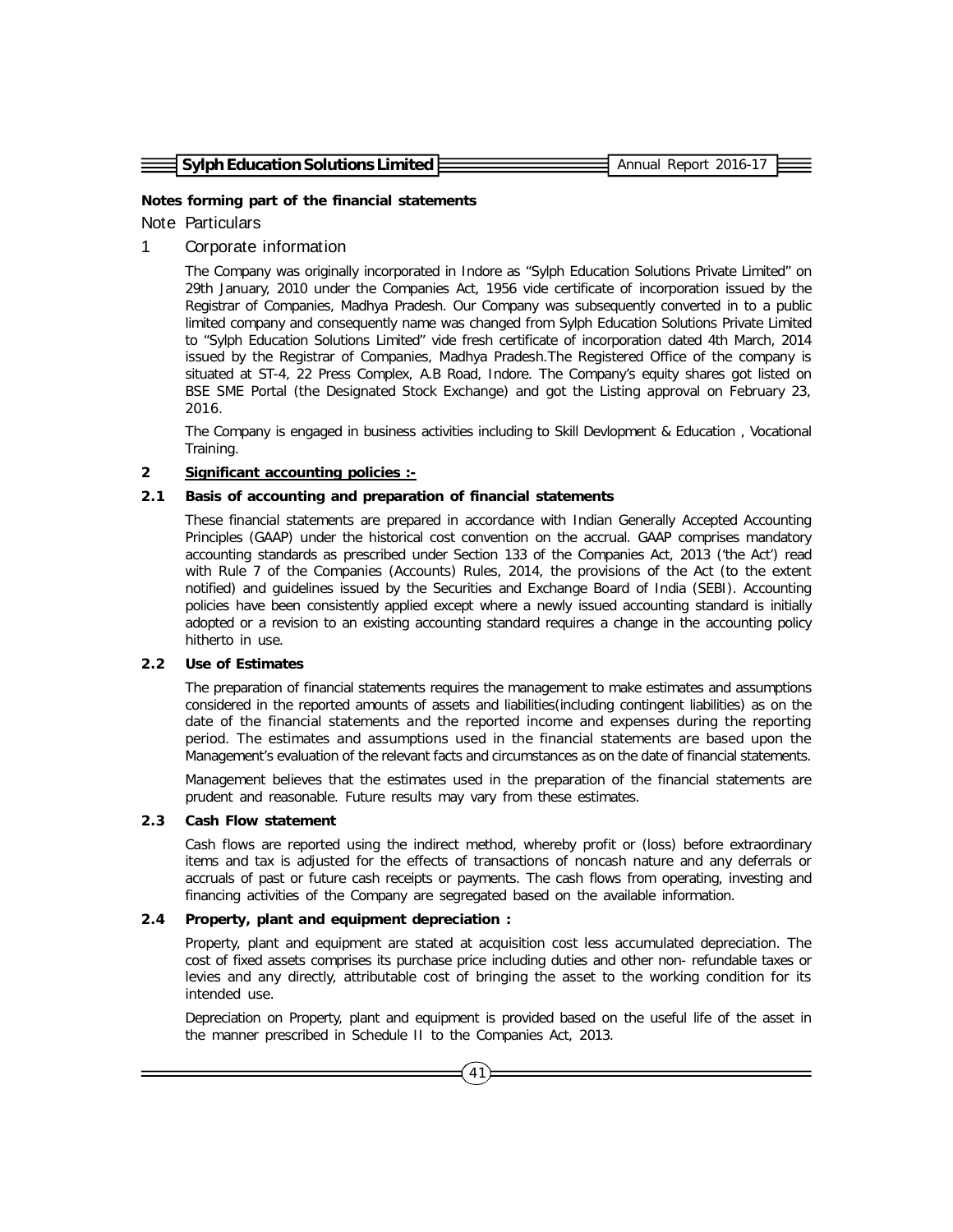**Notes forming part of the financial statements**

Note Particulars

1 Corporate information

The Company was originally incorporated in Indore as "Sylph Education Solutions Private Limited" on 29th January, 2010 under the Companies Act, 1956 vide certificate of incorporation issued by the Registrar of Companies, Madhya Pradesh. Our Company was subsequently converted in to a public limited company and consequently name was changed from Sylph Education Solutions Private Limited to "Sylph Education Solutions Limited" vide fresh certificate of incorporation dated 4th March, 2014 issued by the Registrar of Companies, Madhya Pradesh.The Registered Office of the company is situated at ST-4, 22 Press Complex, A.B Road, Indore. The Company's equity shares got listed on BSE SME Portal (the Designated Stock Exchange) and got the Listing approval on February 23, 2016.

The Company is engaged in business activities including to Skill Devlopment & Education , Vocational Training.

**2 Significant accounting policies :-**

**2.1 Basis of accounting and preparation of financial statements**

These financial statements are prepared in accordance with Indian Generally Accepted Accounting Principles (GAAP) under the historical cost convention on the accrual. GAAP comprises mandatory accounting standards as prescribed under Section 133 of the Companies Act, 2013 ('the Act') read with Rule 7 of the Companies (Accounts) Rules, 2014, the provisions of the Act (to the extent notified) and guidelines issued by the Securities and Exchange Board of India (SEBI). Accounting policies have been consistently applied except where a newly issued accounting standard is initially adopted or a revision to an existing accounting standard requires a change in the accounting policy hitherto in use.

**2.2 Use of Estimates**

The preparation of financial statements requires the management to make estimates and assumptions considered in the reported amounts of assets and liabilities(including contingent liabilities) as on the date of the financial statements and the reported income and expenses during the reporting period. The estimates and assumptions used in the financial statements are based upon the Management's evaluation of the relevant facts and circumstances as on the date of financial statements.

Management believes that the estimates used in the preparation of the financial statements are prudent and reasonable. Future results may vary from these estimates.

**2.3 Cash Flow statement**

Cash flows are reported using the indirect method, whereby profit or (loss) before extraordinary items and tax is adjusted for the effects of transactions of noncash nature and any deferrals or accruals of past or future cash receipts or payments. The cash flows from operating, investing and financing activities of the Company are segregated based on the available information.

**2.4 Property, plant and equipment depreciation :**

Property, plant and equipment are stated at acquisition cost less accumulated depreciation. The cost of fixed assets comprises its purchase price including duties and other non- refundable taxes or levies and any directly, attributable cost of bringing the asset to the working condition for its intended use.

Depreciation on Property, plant and equipment is provided based on the useful life of the asset in the manner prescribed in Schedule II to the Companies Act, 2013.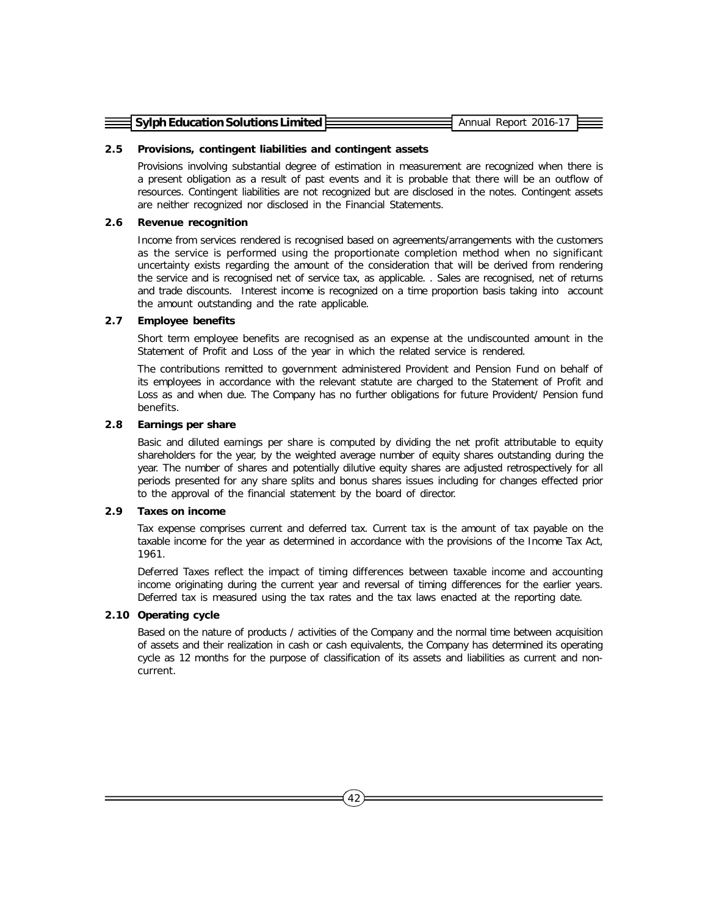### 2.5 Provisions, contingent liabilities and contingent assets

Provisions involving substantial degree of estimation in measurement are recognized when there is a present obligation as a result of past events and it is probable that there will be an outflow of resources. Contingent liabilities are not recognized but are disclosed in the notes. Contingent assets are neither recognized nor disclosed in the Financial Statements.

### 2.6 Revenue recognition

Income from services rendered is recognised based on agreements/arrangements with the customers as the service is performed using the proportionate completion method when no significant uncertainty exists regarding the amount of the consideration that will be derived from rendering the service and is recognised net of service tax, as applicable. . Sales are recognised, net of returns and trade discounts. Interest income is recognized on a time proportion basis taking into account the amount outstanding and the rate applicable.

### 2.7 Employee benefits

Short term employee benefits are recognised as an expense at the undiscounted amount in the Statement of Profit and Loss of the year in which the related service is rendered.

The contributions remitted to government administered Provident and Pension Fund on behalf of its employees in accordance with the relevant statute are charged to the Statement of Profit and Loss as and when due. The Company has no further obligations for future Provident/ Pension fund benefits.

### 2.8 Earnings per share

Basic and diluted earnings per share is computed by dividing the net profit attributable to equity shareholders for the year, by the weighted average number of equity shares outstanding during the year. The number of shares and potentially dilutive equity shares are adjusted retrospectively for all periods presented for any share splits and bonus shares issues including for changes effected prior to the approval of the financial statement by the board of director.

### 2.9 Taxes on income

Tax expense comprises current and deferred tax. Current tax is the amount of tax payable on the taxable income for the year as determined in accordance with the provisions of the Income Tax Act, 1961.

Deferred Taxes reflect the impact of timing differences between taxable income and accounting income originating during the current year and reversal of timing differences for the earlier years. Deferred tax is measured using the tax rates and the tax laws enacted at the reporting date.

### 2.10 Operating cycle

Based on the nature of products / activities of the Company and the normal time between acquisition of assets and their realization in cash or cash equivalents, the Company has determined its operating cycle as 12 months for the purpose of classification of its assets and liabilities as current and non-current.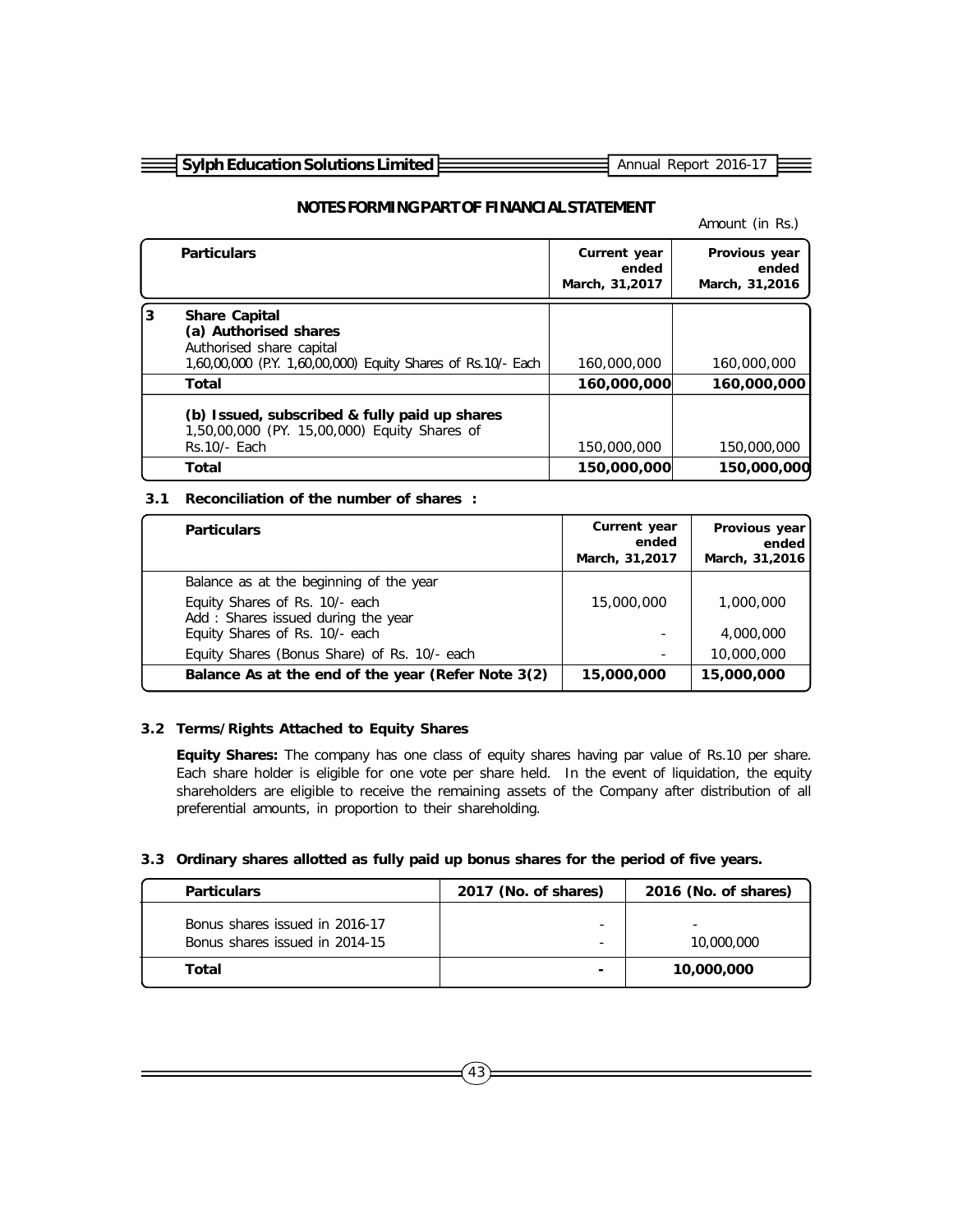## NOTES FORMING PART OF FINANCIAL STATEMENT

Amount (in Rs.)

| | Particulars | Current year ended March, 31,2017 | Provious year ended March, 31,2016 |
|---|---|---|---|
| 3 | **Share Capital** | | |
| | **(a) Authorised shares** | | |
| | Authorised share capital | | |
| | 1,60,00,000 (P.Y. 1,60,00,000) Equity Shares of Rs.10/- Each | 160,000,000 | 160,000,000 |
| | **Total** | **160,000,000** | **160,000,000** |
| | **(b) Issued, subscribed & fully paid up shares** | | |
| | 1,50,00,000 (PY. 15,00,000) Equity Shares of Rs.10/- Each | 150,000,000 | 150,000,000 |
| | **Total** | **150,000,000** | **150,000,000** |

### 3.1 Reconciliation of the number of shares :

| Particulars | Current year ended March, 31,2017 | Provious year ended March, 31,2016 |
|---|---|---|
| Balance as at the beginning of the year | | |
| Equity Shares of Rs. 10/- each | 15,000,000 | 1,000,000 |
| Add : Shares issued during the year | | |
| Equity Shares of Rs. 10/- each | - | 4,000,000 |
| Equity Shares (Bonus Share) of Rs. 10/- each | - | 10,000,000 |
| **Balance As at the end of the year (Refer Note 3(2)** | **15,000,000** | **15,000,000** |

### 3.2 Terms/Rights Attached to Equity Shares

**Equity Shares:** The company has one class of equity shares having par value of Rs.10 per share. Each share holder is eligible for one vote per share held. In the event of liquidation, the equity shareholders are eligible to receive the remaining assets of the Company after distribution of all preferential amounts, in proportion to their shareholding.

### 3.3 Ordinary shares allotted as fully paid up bonus shares for the period of five years.

| Particulars | 2017 (No. of shares) | 2016 (No. of shares) |
|---|---|---|
| Bonus shares issued in 2016-17 | - | - |
| Bonus shares issued in 2014-15 | - | 10,000,000 |
| **Total** | **-** | **10,000,000** |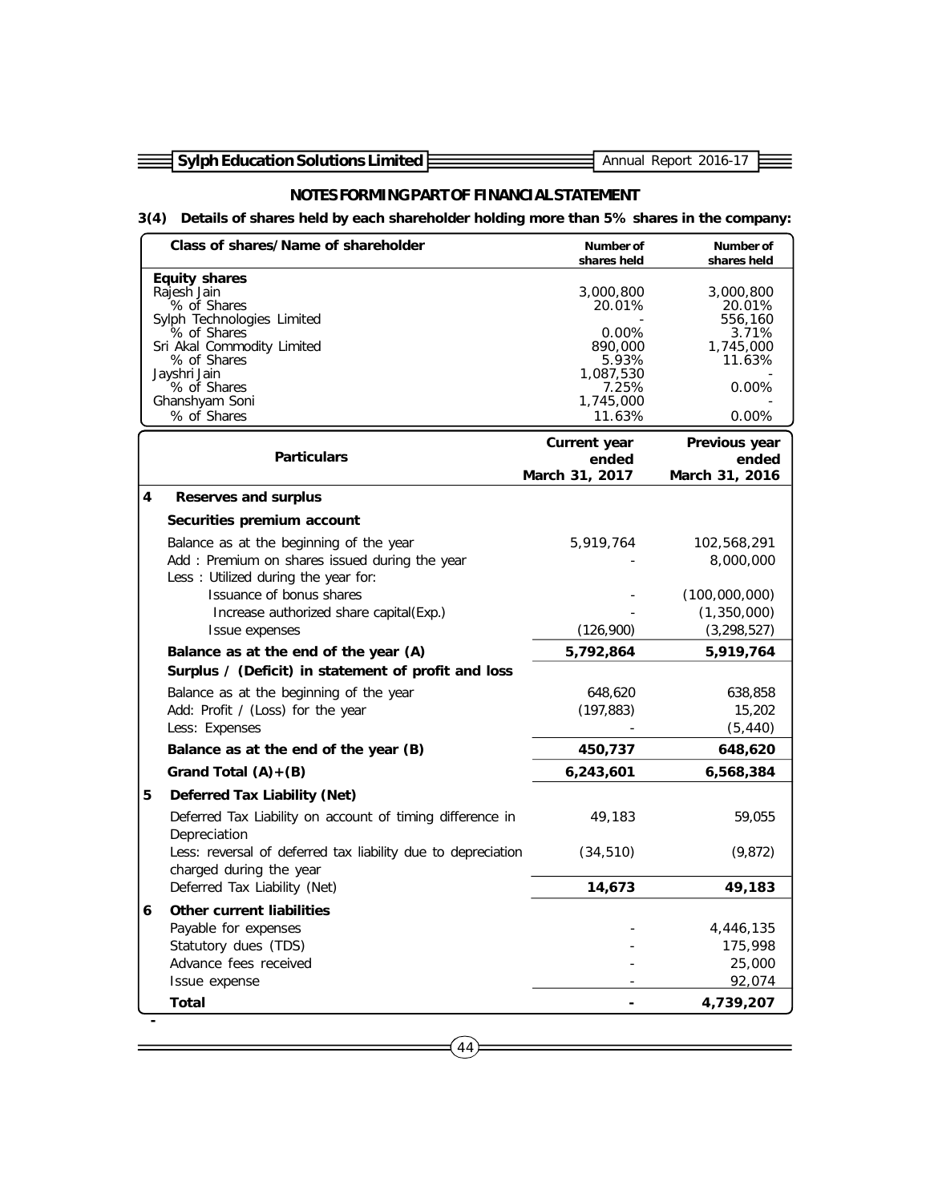## NOTES FORMING PART OF FINANCIAL STATEMENT

**3(4) Details of shares held by each shareholder holding more than 5% shares in the company:**

| Class of shares/Name of shareholder | Number of shares held | Number of shares held |
|---|---|---|
| **Equity shares** | | |
| Rajesh Jain | 3,000,800 | 3,000,800 |
| % of Shares | 20.01% | 20.01% |
| Sylph Technologies Limited | - | 556,160 |
| % of Shares | 0.00% | 3.71% |
| Sri Akal Commodity Limited | 890,000 | 1,745,000 |
| % of Shares | 5.93% | 11.63% |
| Jayshri Jain | 1,087,530 | - |
| % of Shares | 7.25% | 0.00% |
| Ghanshyam Soni | 1,745,000 | - |
| % of Shares | 11.63% | 0.00% |

| | Particulars | Current year ended March 31, 2017 | Previous year ended March 31, 2016 |
|---|---|---|---|
| **4** | **Reserves and surplus** | | |
| | **Securities premium account** | | |
| | Balance as at the beginning of the year | 5,919,764 | 102,568,291 |
| | Add : Premium on shares issued during the year | - | 8,000,000 |
| | Less : Utilized during the year for: | | |
| | Issuance of bonus shares | - | (100,000,000) |
| | Increase authorized share capital(Exp.) | - | (1,350,000) |
| | Issue expenses | (126,900) | (3,298,527) |
| | **Balance as at the end of the year (A)** | **5,792,864** | **5,919,764** |
| | **Surplus / (Deficit) in statement of profit and loss** | | |
| | Balance as at the beginning of the year | 648,620 | 638,858 |
| | Add: Profit / (Loss) for the year | (197,883) | 15,202 |
| | Less: Expenses | - | (5,440) |
| | **Balance as at the end of the year (B)** | **450,737** | **648,620** |
| | **Grand Total (A)+(B)** | **6,243,601** | **6,568,384** |
| **5** | **Deferred Tax Liability (Net)** | | |
| | Deferred Tax Liability on account of timing difference in Depreciation | 49,183 | 59,055 |
| | Less: reversal of deferred tax liability due to depreciation charged during the year | (34,510) | (9,872) |
| | Deferred Tax Liability (Net) | **14,673** | **49,183** |
| **6** | **Other current liabilities** | | |
| | Payable for expenses | - | 4,446,135 |
| | Statutory dues (TDS) | - | 175,998 |
| | Advance fees received | - | 25,000 |
| | Issue expense | - | 92,074 |
| | **Total** | **-** | **4,739,207** |

-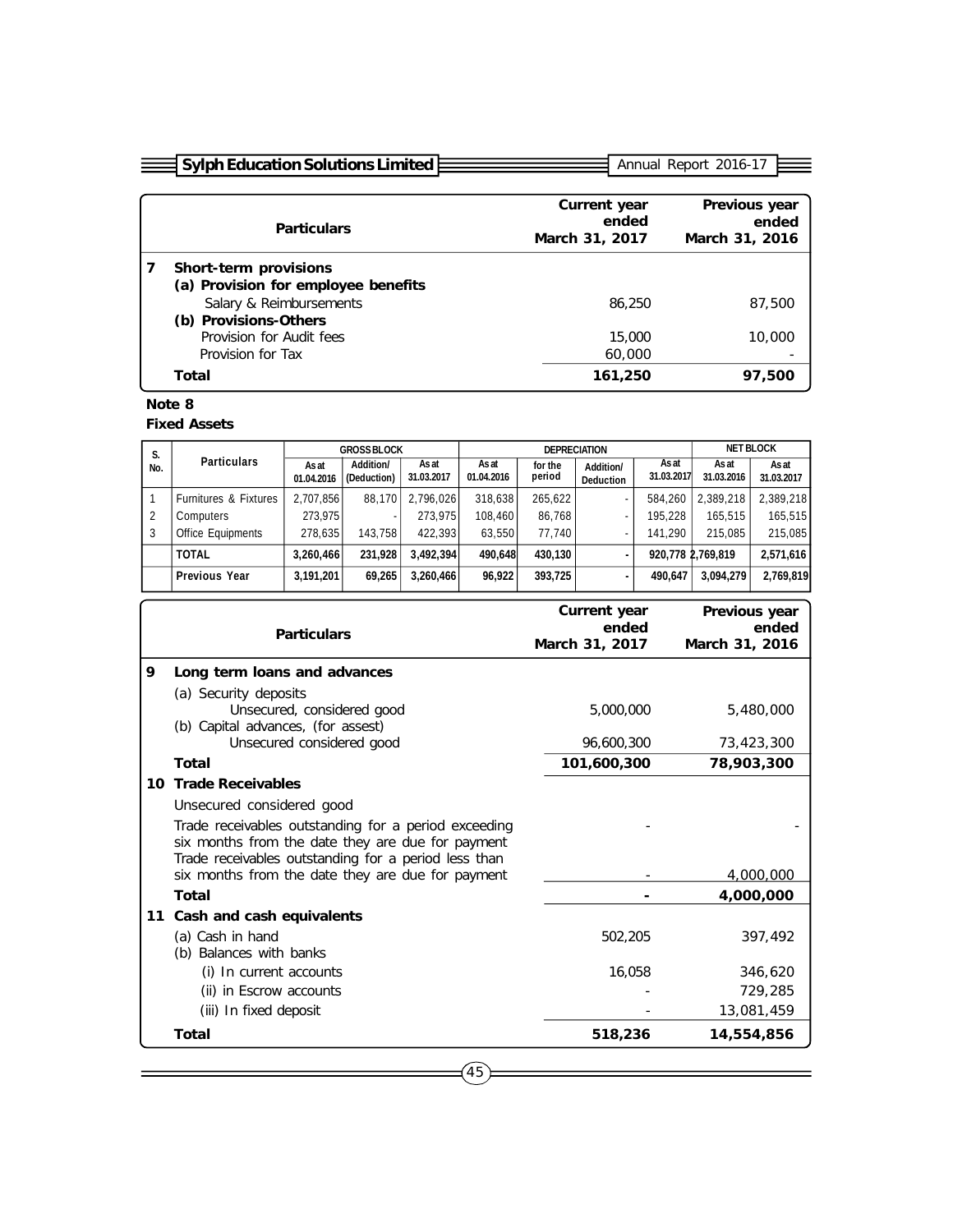| | Particulars | Current year ended March 31, 2017 | Previous year ended March 31, 2016 |
|---|---|---|---|
| **7** | **Short-term provisions** | | |
| | **(a) Provision for employee benefits** | | |
| | Salary & Reimbursements | 86,250 | 87,500 |
| | **(b) Provisions-Others** | | |
| | Provision for Audit fees | 15,000 | 10,000 |
| | Provision for Tax | 60,000 | - |
| | **Total** | **161,250** | **97,500** |

**Note 8**

**Fixed Assets**

| S. No. | Particulars | GROSS BLOCK | | | DEPRECIATION | | | | NET BLOCK | |
|---|---|---|---|---|---|---|---|---|---|---|
| | | As at 01.04.2016 | Addition/ (Deduction) | As at 31.03.2017 | As at 01.04.2016 | for the period | Addition/ Deduction | As at 31.03.2017 | As at 31.03.2016 | As at 31.03.2017 |
| 1 | Furnitures & Fixtures | 2,707,856 | 88,170 | 2,796,026 | 318,638 | 265,622 | - | 584,260 | 2,389,218 | 2,389,218 |
| 2 | Computers | 273,975 | - | 273,975 | 108,460 | 86,768 | - | 195,228 | 165,515 | 165,515 |
| 3 | Office Equipments | 278,635 | 143,758 | 422,393 | 63,550 | 77,740 | - | 141,290 | 215,085 | 215,085 |
| | **TOTAL** | **3,260,466** | **231,928** | **3,492,394** | **490,648** | **430,130** | **-** | **920,778** | **2,769,819** | **2,571,616** |
| | **Previous Year** | **3,191,201** | **69,265** | **3,260,466** | **96,922** | **393,725** | **-** | **490,647** | **3,094,279** | **2,769,819** |

| | Particulars | Current year ended March 31, 2017 | Previous year ended March 31, 2016 |
|---|---|---|---|
| **9** | **Long term loans and advances** | | |
| | (a) Security deposits | | |
| | Unsecured, considered good | 5,000,000 | 5,480,000 |
| | (b) Capital advances, (for assest) | | |
| | Unsecured considered good | 96,600,300 | 73,423,300 |
| | **Total** | **101,600,300** | **78,903,300** |
| **10** | **Trade Receivables** | | |
| | Unsecured considered good | | |
| | Trade receivables outstanding for a period exceeding six months from the date they are due for payment | - | - |
| | Trade receivables outstanding for a period less than six months from the date they are due for payment | - | 4,000,000 |
| | **Total** | **-** | **4,000,000** |
| **11** | **Cash and cash equivalents** | | |
| | (a) Cash in hand | 502,205 | 397,492 |
| | (b) Balances with banks | | |
| | (i) In current accounts | 16,058 | 346,620 |
| | (ii) in Escrow accounts | - | 729,285 |
| | (iii) In fixed deposit | - | 13,081,459 |
| | **Total** | **518,236** | **14,554,856** |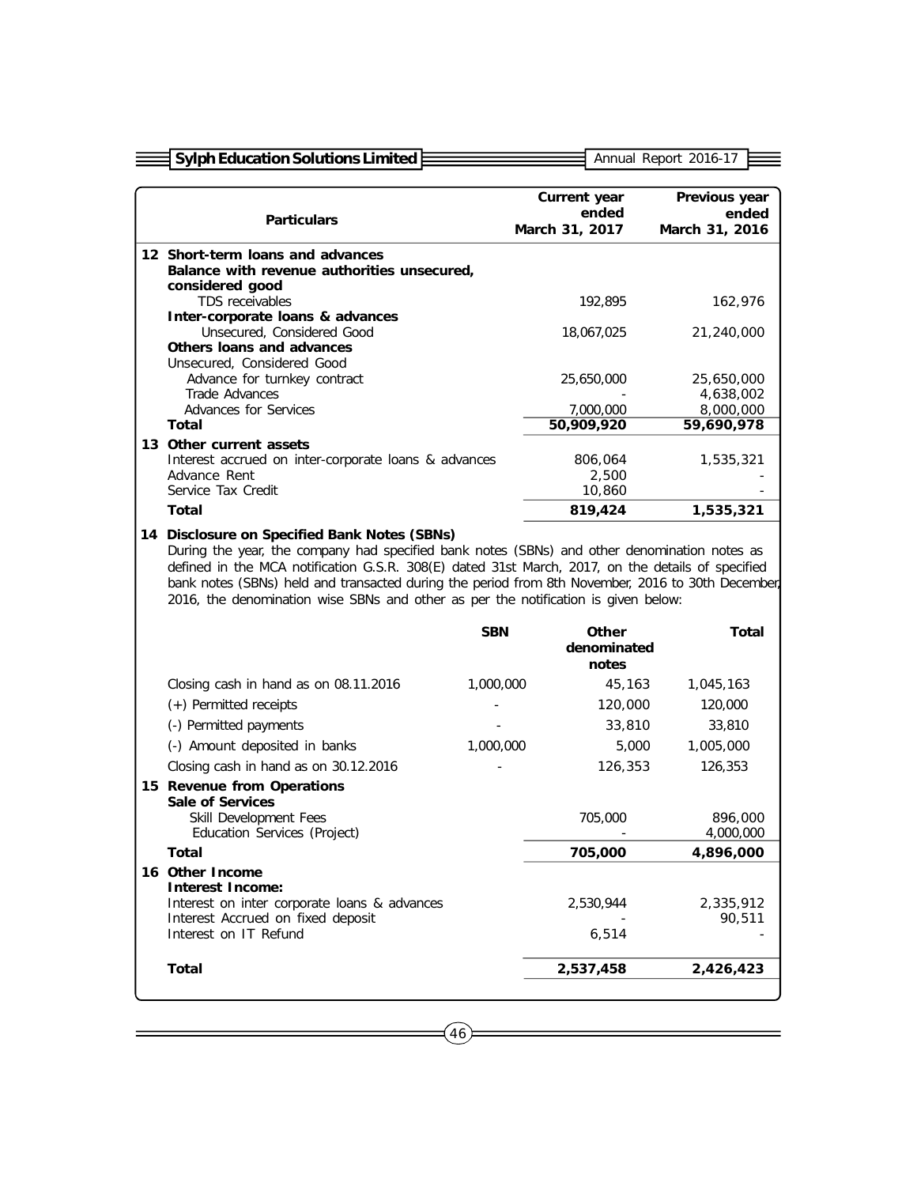| Particulars | Current year ended March 31, 2017 | Previous year ended March 31, 2016 |
|---|---|---|
| **12 Short-term loans and advances** | | |
| **Balance with revenue authorities unsecured, considered good** | | |
| TDS receivables | 192,895 | 162,976 |
| **Inter-corporate loans & advances** | | |
| Unsecured, Considered Good | 18,067,025 | 21,240,000 |
| **Others loans and advances** | | |
| Unsecured, Considered Good | | |
| Advance for turnkey contract | 25,650,000 | 25,650,000 |
| Trade Advances | - | 4,638,002 |
| Advances for Services | 7,000,000 | 8,000,000 |
| **Total** | **50,909,920** | **59,690,978** |
| **13 Other current assets** | | |
| Interest accrued on inter-corporate loans & advances | 806,064 | 1,535,321 |
| Advance Rent | 2,500 | - |
| Service Tax Credit | 10,860 | - |
| **Total** | **819,424** | **1,535,321** |

**14 Disclosure on Specified Bank Notes (SBNs)**

During the year, the company had specified bank notes (SBNs) and other denomination notes as defined in the MCA notification G.S.R. 308(E) dated 31st March, 2017, on the details of specified bank notes (SBNs) held and transacted during the period from 8th November, 2016 to 30th December, 2016, the denomination wise SBNs and other as per the notification is given below:

| | SBN | Other denominated notes | Total |
|---|---|---|---|
| Closing cash in hand as on 08.11.2016 | 1,000,000 | 45,163 | 1,045,163 |
| (+) Permitted receipts | - | 120,000 | 120,000 |
| (-) Permitted payments | - | 33,810 | 33,810 |
| (-) Amount deposited in banks | 1,000,000 | 5,000 | 1,005,000 |
| Closing cash in hand as on 30.12.2016 | - | 126,353 | 126,353 |

| Particulars | Current year ended March 31, 2017 | Previous year ended March 31, 2016 |
|---|---|---|
| **15 Revenue from Operations** | | |
| **Sale of Services** | | |
| Skill Development Fees | 705,000 | 896,000 |
| Education Services (Project) | - | 4,000,000 |
| **Total** | **705,000** | **4,896,000** |
| **16 Other Income** | | |
| **Interest Income:** | | |
| Interest on inter corporate loans & advances | 2,530,944 | 2,335,912 |
| Interest Accrued on fixed deposit | - | 90,511 |
| Interest on IT Refund | 6,514 | - |
| **Total** | **2,537,458** | **2,426,423** |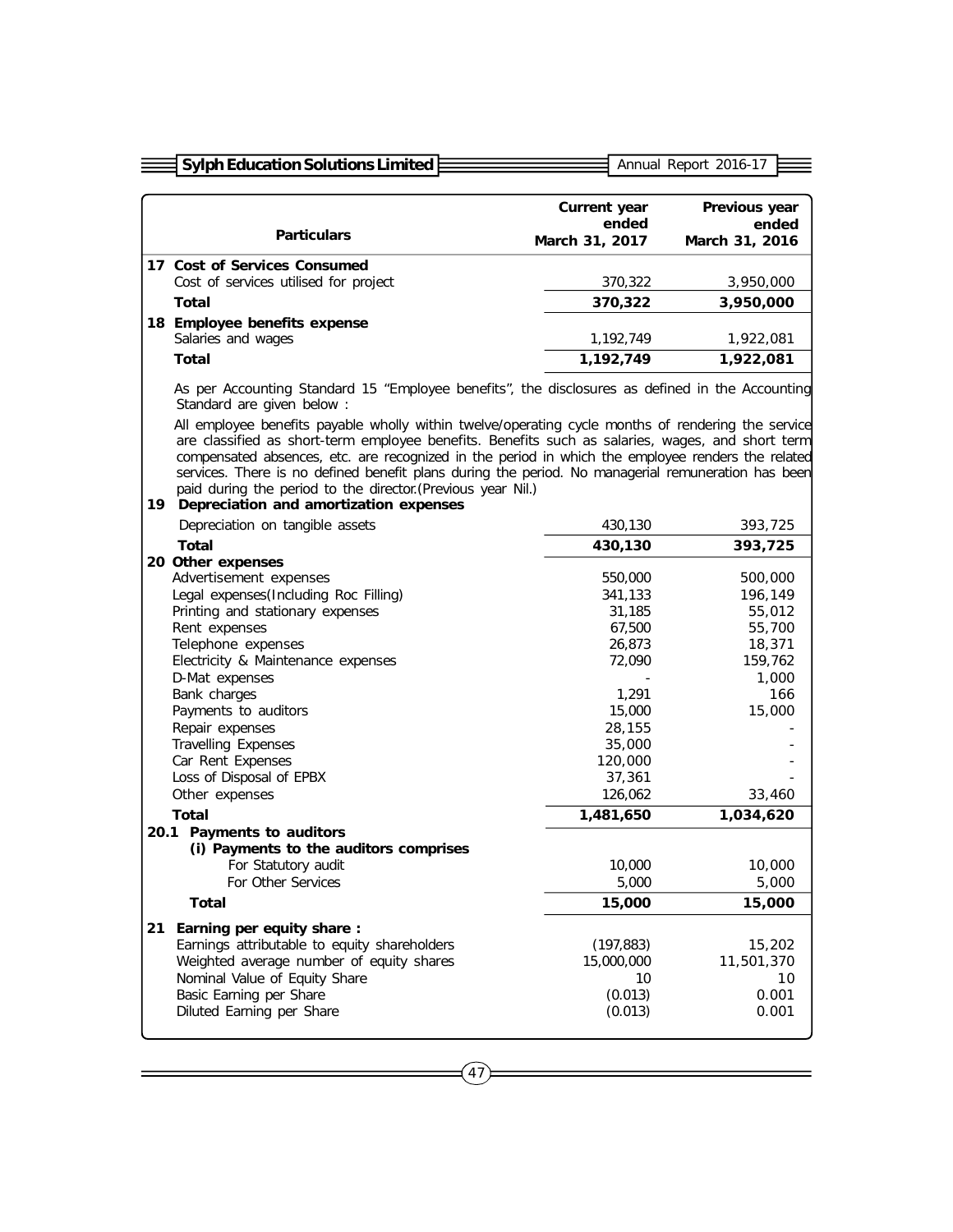| Particulars | Current year ended March 31, 2017 | Previous year ended March 31, 2016 |
|---|---|---|
| **17 Cost of Services Consumed** | | |
| Cost of services utilised for project | 370,322 | 3,950,000 |
| **Total** | **370,322** | **3,950,000** |
| **18 Employee benefits expense** | | |
| Salaries and wages | 1,192,749 | 1,922,081 |
| **Total** | **1,192,749** | **1,922,081** |

As per Accounting Standard 15 "Employee benefits", the disclosures as defined in the Accounting Standard are given below :

All employee benefits payable wholly within twelve/operating cycle months of rendering the service are classified as short-term employee benefits. Benefits such as salaries, wages, and short term compensated absences, etc. are recognized in the period in which the employee renders the related services. There is no defined benefit plans during the period. No managerial remuneration has been paid during the period to the director.(Previous year Nil.)

| Particulars | Current year ended March 31, 2017 | Previous year ended March 31, 2016 |
|---|---|---|
| **19 Depreciation and amortization expenses** | | |
| Depreciation on tangible assets | 430,130 | 393,725 |
| **Total** | **430,130** | **393,725** |
| **20 Other expenses** | | |
| Advertisement expenses | 550,000 | 500,000 |
| Legal expenses(Including Roc Filling) | 341,133 | 196,149 |
| Printing and stationary expenses | 31,185 | 55,012 |
| Rent expenses | 67,500 | 55,700 |
| Telephone expenses | 26,873 | 18,371 |
| Electricity & Maintenance expenses | 72,090 | 159,762 |
| D-Mat expenses | - | 1,000 |
| Bank charges | 1,291 | 166 |
| Payments to auditors | 15,000 | 15,000 |
| Repair expenses | 28,155 | - |
| Travelling Expenses | 35,000 | - |
| Car Rent Expenses | 120,000 | - |
| Loss of Disposal of EPBX | 37,361 | - |
| Other expenses | 126,062 | 33,460 |
| **Total** | **1,481,650** | **1,034,620** |
| **20.1 Payments to auditors** | | |
| **(i) Payments to the auditors comprises** | | |
| For Statutory audit | 10,000 | 10,000 |
| For Other Services | 5,000 | 5,000 |
| **Total** | **15,000** | **15,000** |
| **21 Earning per equity share :** | | |
| Earnings attributable to equity shareholders | (197,883) | 15,202 |
| Weighted average number of equity shares | 15,000,000 | 11,501,370 |
| Nominal Value of Equity Share | 10 | 10 |
| Basic Earning per Share | (0.013) | 0.001 |
| Diluted Earning per Share | (0.013) | 0.001 |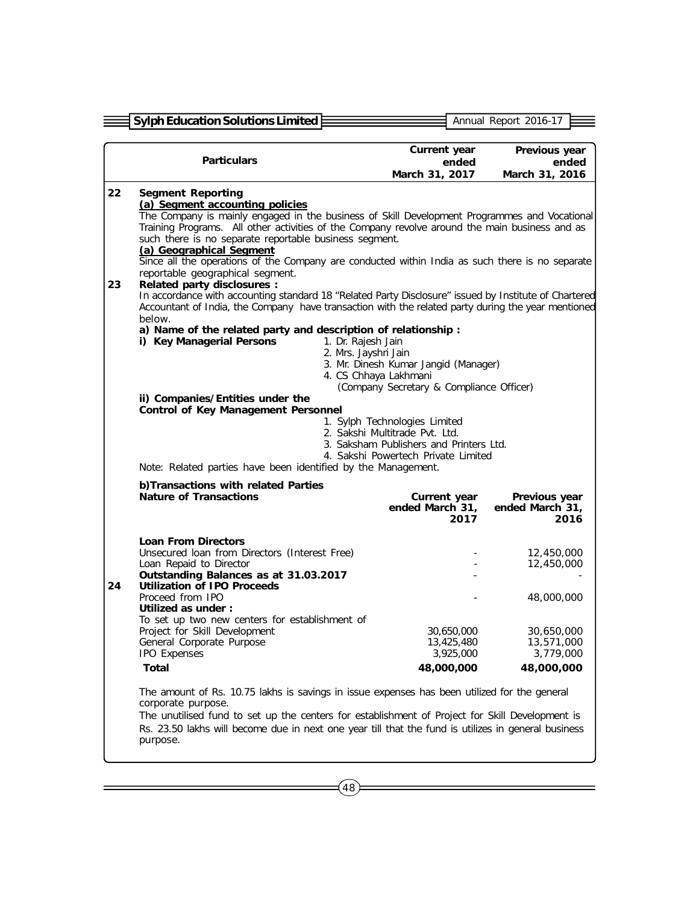| | Particulars | Current year ended March 31, 2017 | Previous year ended March 31, 2016 |
|---|---|---|---|

**22 Segment Reporting**

**(a) Segment accounting policies**

The Company is mainly engaged in the business of Skill Development Programmes and Vocational Training Programs. All other activities of the Company revolve around the main business and as such there is no separate reportable business segment.

**(a) Geographical Segment**

Since all the operations of the Company are conducted within India as such there is no separate reportable geographical segment.

**23 Related party disclosures :**

In accordance with accounting standard 18 "Related Party Disclosure" issued by Institute of Chartered Accountant of India, the Company have transaction with the related party during the year mentioned below.

**a) Name of the related party and description of relationship :**

**i) Key Managerial Persons**

1. Dr. Rajesh Jain
2. Mrs. Jayshri Jain
3. Mr. Dinesh Kumar Jangid (Manager)
4. CS Chhaya Lakhmani (Company Secretary & Compliance Officer)

**ii) Companies/Entities under the Control of Key Management Personnel**

1. Sylph Technologies Limited
2. Sakshi Multitrade Pvt. Ltd.
3. Saksham Publishers and Printers Ltd.
4. Sakshi Powertech Private Limited

Note: Related parties have been identified by the Management.

**b)Transactions with related Parties**

| | Nature of Transactions | Current year ended March 31, 2017 | Previous year ended March 31, 2016 |
|---|---|---|---|
| | **Loan From Directors** | | |
| | Unsecured loan from Directors (Interest Free) | - | 12,450,000 |
| | Loan Repaid to Director | - | 12,450,000 |
| | **Outstanding Balances as at 31.03.2017** | - | - |
| **24** | **Utilization of IPO Proceeds** | | |
| | Proceed from IPO | - | 48,000,000 |
| | **Utilized as under :** | | |
| | To set up two new centers for establishment of Project for Skill Development | 30,650,000 | 30,650,000 |
| | General Corporate Purpose | 13,425,480 | 13,571,000 |
| | IPO Expenses | 3,925,000 | 3,779,000 |
| | **Total** | **48,000,000** | **48,000,000** |

The amount of Rs. 10.75 lakhs is savings in issue expenses has been utilized for the general corporate purpose.

The unutilised fund to set up the centers for establishment of Project for Skill Development is Rs. 23.50 lakhs will become due in next one year till that the fund is utilizes in general business purpose.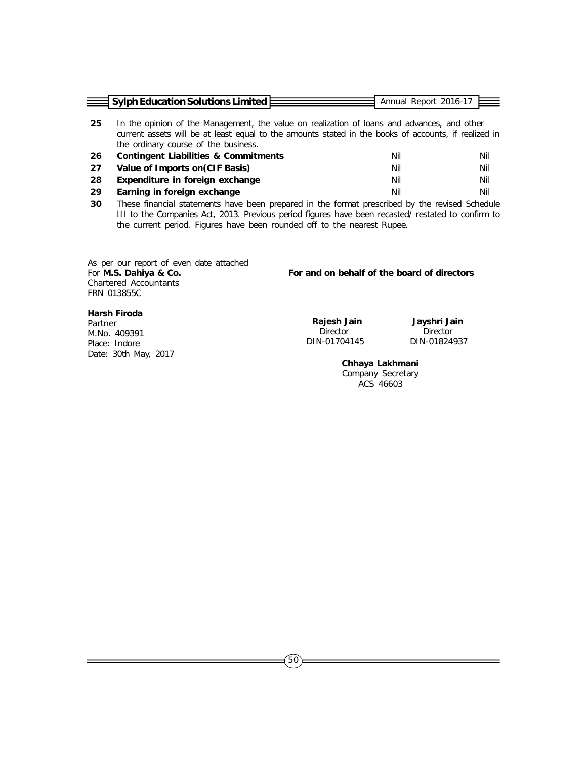**25** In the opinion of the Management, the value on realization of loans and advances, and other current assets will be at least equal to the amounts stated in the books of accounts, if realized in the ordinary course of the business.

| | | | |
|---|---|---|---|
| **26** | **Contingent Liabilities & Commitments** | Nil | Nil |
| **27** | **Value of Imports on(CIF Basis)** | Nil | Nil |
| **28** | **Expenditure in foreign exchange** | Nil | Nil |
| **29** | **Earning in foreign exchange** | Nil | Nil |

**30** These financial statements have been prepared in the format prescribed by the revised Schedule III to the Companies Act, 2013. Previous period figures have been recasted/ restated to confirm to the current period. Figures have been rounded off to the nearest Rupee.

As per our report of even date attached
For **M.S. Dahiya & Co.**
Chartered Accountants
FRN 013855C

**Harsh Firoda**
Partner
M.No. 409391
Place: Indore
Date: 30th May, 2017

**For and on behalf of the board of directors**

**Rajesh Jain**
Director
DIN-01704145

**Jayshri Jain**
Director
DIN-01824937

**Chhaya Lakhmani**
Company Secretary
ACS 46603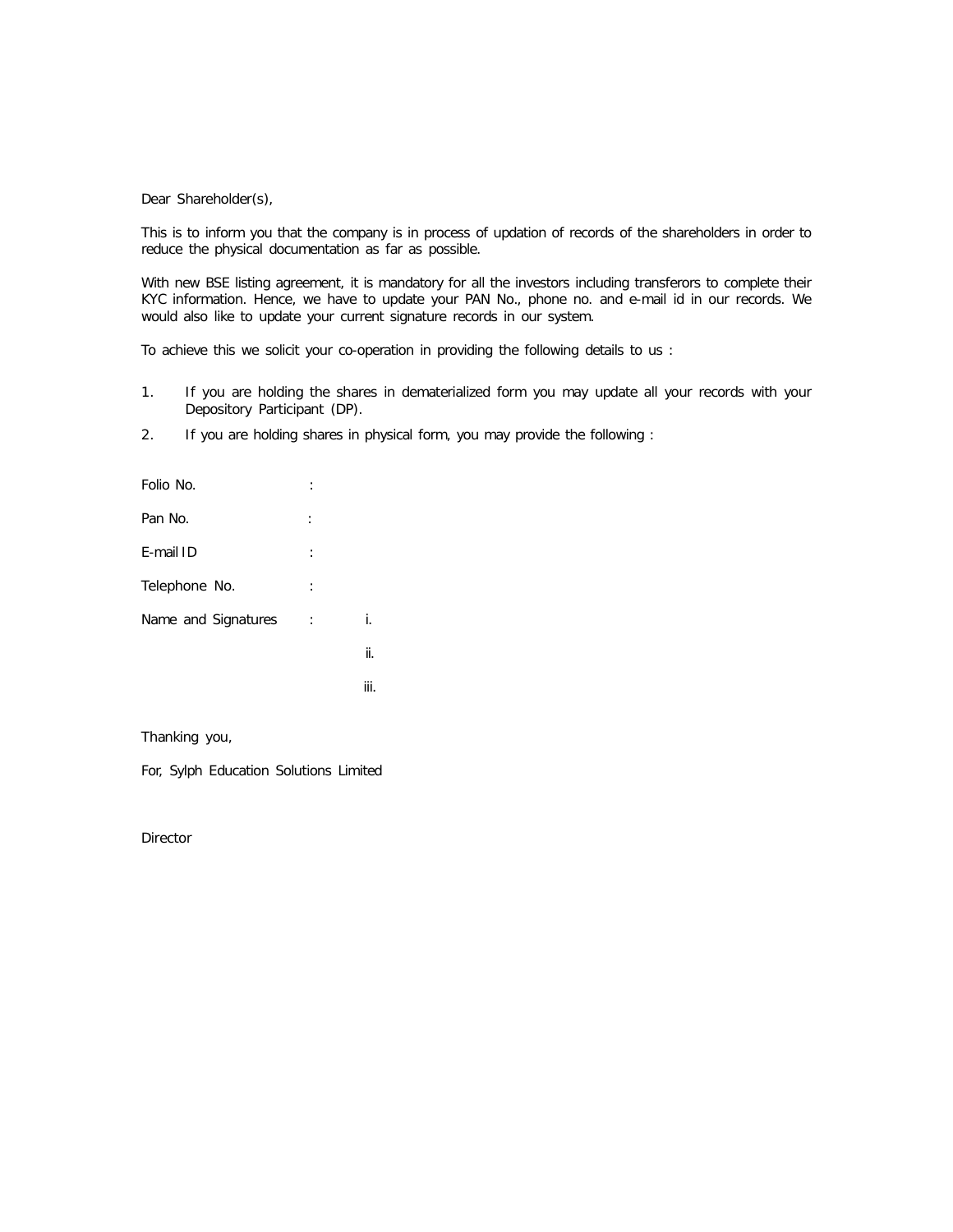Dear Shareholder(s),

This is to inform you that the company is in process of updation of records of the shareholders in order to reduce the physical documentation as far as possible.

With new BSE listing agreement, it is mandatory for all the investors including transferors to complete their KYC information. Hence, we have to update your PAN No., phone no. and e-mail id in our records. We would also like to update your current signature records in our system.

To achieve this we solicit your co-operation in providing the following details to us :

1. If you are holding the shares in dematerialized form you may update all your records with your Depository Participant (DP).
2. If you are holding shares in physical form, you may provide the following :

Folio No. :

Pan No. :

E-mail ID :

Telephone No. :

Name and Signatures : i.

ii.

iii.

Thanking you,

For, Sylph Education Solutions Limited

Director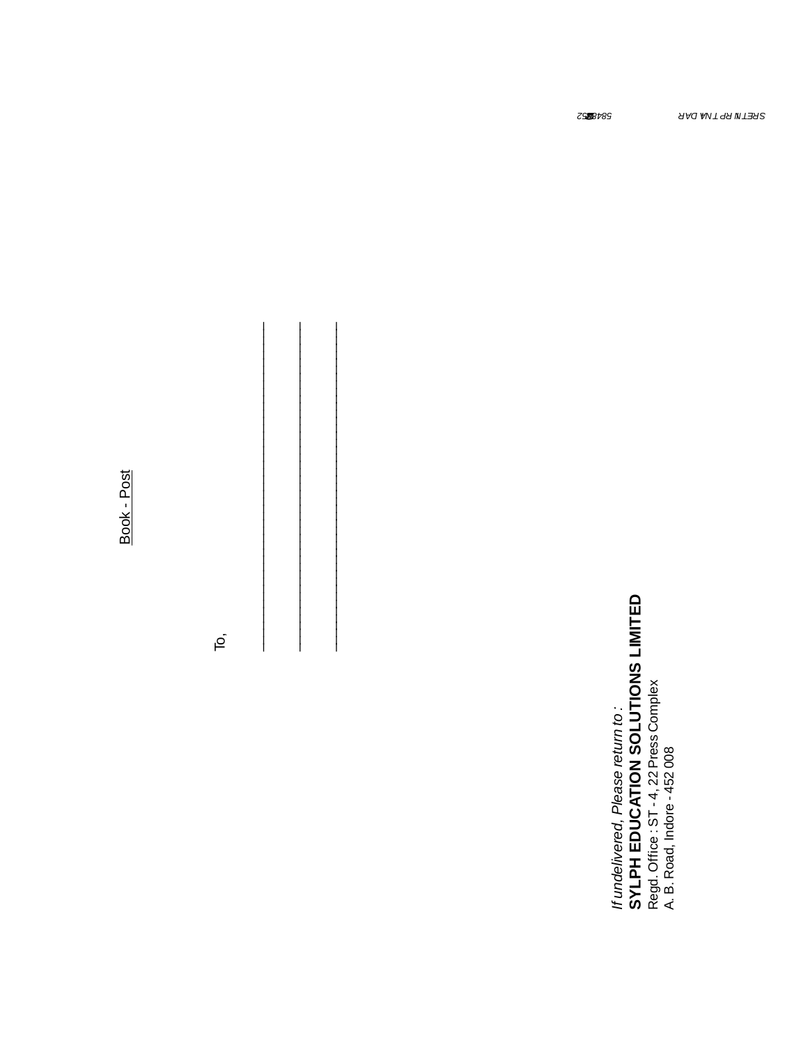Book - Post

To,

\_\_\_\_\_\_\_\_\_\_\_\_\_\_\_\_\_\_\_\_\_\_\_\_\_\_\_\_\_\_

\_\_\_\_\_\_\_\_\_\_\_\_\_\_\_\_\_\_\_\_\_\_\_\_\_\_\_\_\_\_

\_\_\_\_\_\_\_\_\_\_\_\_\_\_\_\_\_\_\_\_\_\_\_\_\_\_\_\_\_\_

*If undelivered, Please return to :*

**SYLPH EDUCATION SOLUTIONS LIMITED**

Regd. Office : ST - 4, 22 Press Complex

A. B. Road, Indore - 452 008